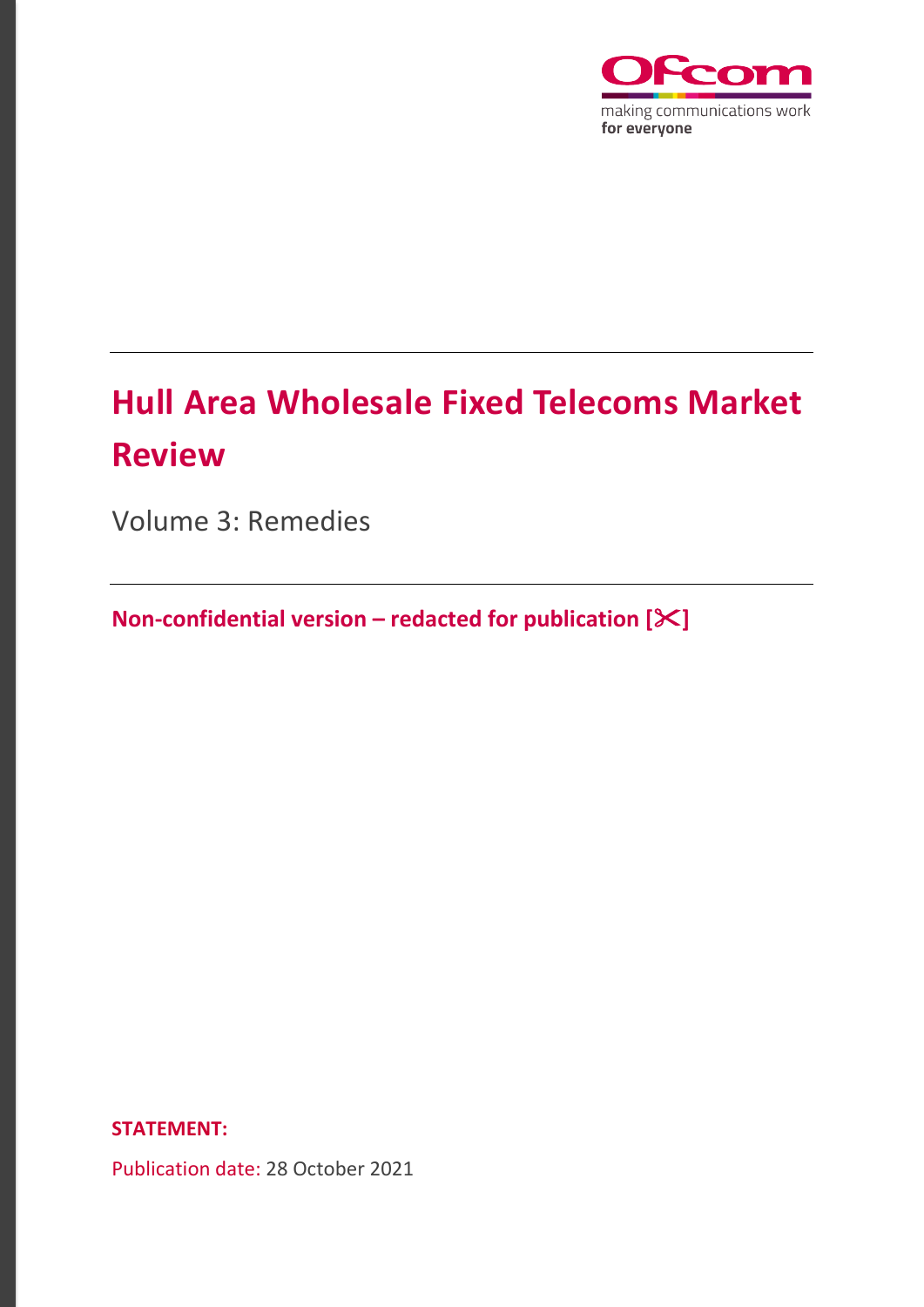Ofcom

making communications work
**for everyone**

# Hull Area Wholesale Fixed Telecoms Market Review

Volume 3: Remedies

**Non-confidential version – redacted for publication [✂]**

**STATEMENT:**

Publication date: 28 October 2021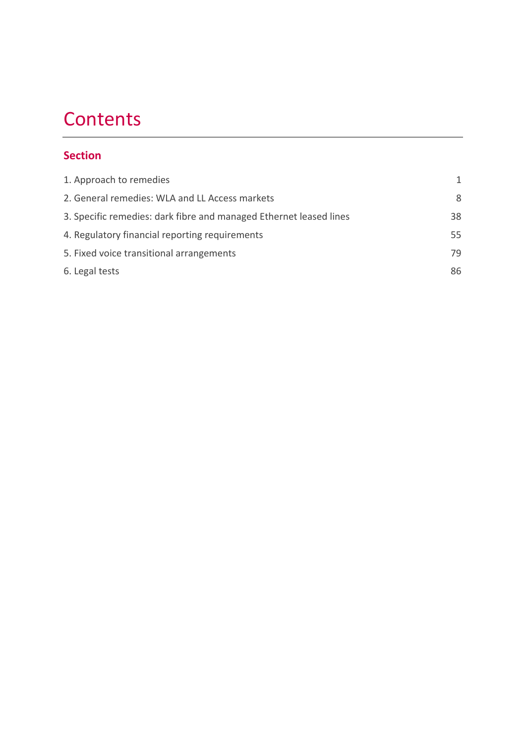# Contents

## Section

| | |
|---|---|
| 1. Approach to remedies | 1 |
| 2. General remedies: WLA and LL Access markets | 8 |
| 3. Specific remedies: dark fibre and managed Ethernet leased lines | 38 |
| 4. Regulatory financial reporting requirements | 55 |
| 5. Fixed voice transitional arrangements | 79 |
| 6. Legal tests | 86 |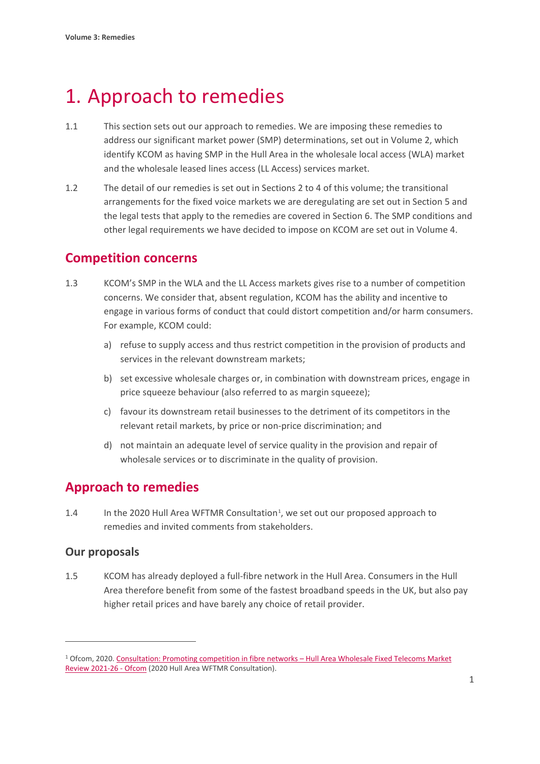# 1. Approach to remedies

1.1 This section sets out our approach to remedies. We are imposing these remedies to address our significant market power (SMP) determinations, set out in Volume 2, which identify KCOM as having SMP in the Hull Area in the wholesale local access (WLA) market and the wholesale leased lines access (LL Access) services market.

1.2 The detail of our remedies is set out in Sections 2 to 4 of this volume; the transitional arrangements for the fixed voice markets we are deregulating are set out in Section 5 and the legal tests that apply to the remedies are covered in Section 6. The SMP conditions and other legal requirements we have decided to impose on KCOM are set out in Volume 4.

## Competition concerns

1.3 KCOM's SMP in the WLA and the LL Access markets gives rise to a number of competition concerns. We consider that, absent regulation, KCOM has the ability and incentive to engage in various forms of conduct that could distort competition and/or harm consumers. For example, KCOM could:

a) refuse to supply access and thus restrict competition in the provision of products and services in the relevant downstream markets;

b) set excessive wholesale charges or, in combination with downstream prices, engage in price squeeze behaviour (also referred to as margin squeeze);

c) favour its downstream retail businesses to the detriment of its competitors in the relevant retail markets, by price or non-price discrimination; and

d) not maintain an adequate level of service quality in the provision and repair of wholesale services or to discriminate in the quality of provision.

## Approach to remedies

1.4 In the 2020 Hull Area WFTMR Consultation[1], we set out our proposed approach to remedies and invited comments from stakeholders.

### Our proposals

1.5 KCOM has already deployed a full-fibre network in the Hull Area. Consumers in the Hull Area therefore benefit from some of the fastest broadband speeds in the UK, but also pay higher retail prices and have barely any choice of retail provider.

[1] Ofcom, 2020. Consultation: Promoting competition in fibre networks – Hull Area Wholesale Fixed Telecoms Market Review 2021-26 - Ofcom (2020 Hull Area WFTMR Consultation).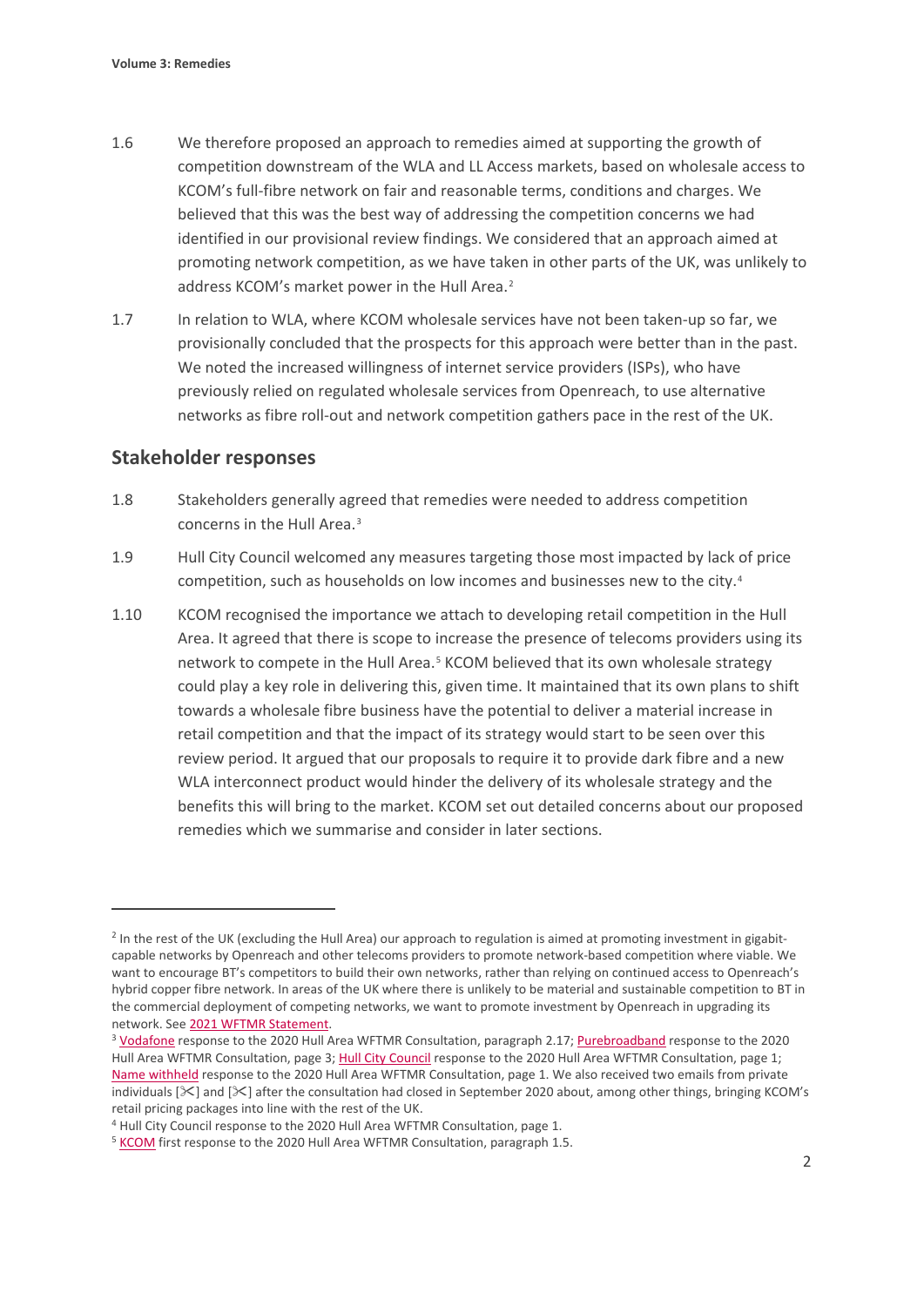1.6 We therefore proposed an approach to remedies aimed at supporting the growth of competition downstream of the WLA and LL Access markets, based on wholesale access to KCOM's full-fibre network on fair and reasonable terms, conditions and charges. We believed that this was the best way of addressing the competition concerns we had identified in our provisional review findings. We considered that an approach aimed at promoting network competition, as we have taken in other parts of the UK, was unlikely to address KCOM's market power in the Hull Area.[2]

1.7 In relation to WLA, where KCOM wholesale services have not been taken-up so far, we provisionally concluded that the prospects for this approach were better than in the past. We noted the increased willingness of internet service providers (ISPs), who have previously relied on regulated wholesale services from Openreach, to use alternative networks as fibre roll-out and network competition gathers pace in the rest of the UK.

## Stakeholder responses

1.8 Stakeholders generally agreed that remedies were needed to address competition concerns in the Hull Area.[3]

1.9 Hull City Council welcomed any measures targeting those most impacted by lack of price competition, such as households on low incomes and businesses new to the city.[4]

1.10 KCOM recognised the importance we attach to developing retail competition in the Hull Area. It agreed that there is scope to increase the presence of telecoms providers using its network to compete in the Hull Area.[5] KCOM believed that its own wholesale strategy could play a key role in delivering this, given time. It maintained that its own plans to shift towards a wholesale fibre business have the potential to deliver a material increase in retail competition and that the impact of its strategy would start to be seen over this review period. It argued that our proposals to require it to provide dark fibre and a new WLA interconnect product would hinder the delivery of its wholesale strategy and the benefits this will bring to the market. KCOM set out detailed concerns about our proposed remedies which we summarise and consider in later sections.

---

[2] In the rest of the UK (excluding the Hull Area) our approach to regulation is aimed at promoting investment in gigabit-capable networks by Openreach and other telecoms providers to promote network-based competition where viable. We want to encourage BT's competitors to build their own networks, rather than relying on continued access to Openreach's hybrid copper fibre network. In areas of the UK where there is unlikely to be material and sustainable competition to BT in the commercial deployment of competing networks, we want to promote investment by Openreach in upgrading its network. See 2021 WFTMR Statement.

[3] Vodafone response to the 2020 Hull Area WFTMR Consultation, paragraph 2.17; Purebroadband response to the 2020 Hull Area WFTMR Consultation, page 3; Hull City Council response to the 2020 Hull Area WFTMR Consultation, page 1; Name withheld response to the 2020 Hull Area WFTMR Consultation, page 1. We also received two emails from private individuals [✂] and [✂] after the consultation had closed in September 2020 about, among other things, bringing KCOM's retail pricing packages into line with the rest of the UK.

[4] Hull City Council response to the 2020 Hull Area WFTMR Consultation, page 1.

[5] KCOM first response to the 2020 Hull Area WFTMR Consultation, paragraph 1.5.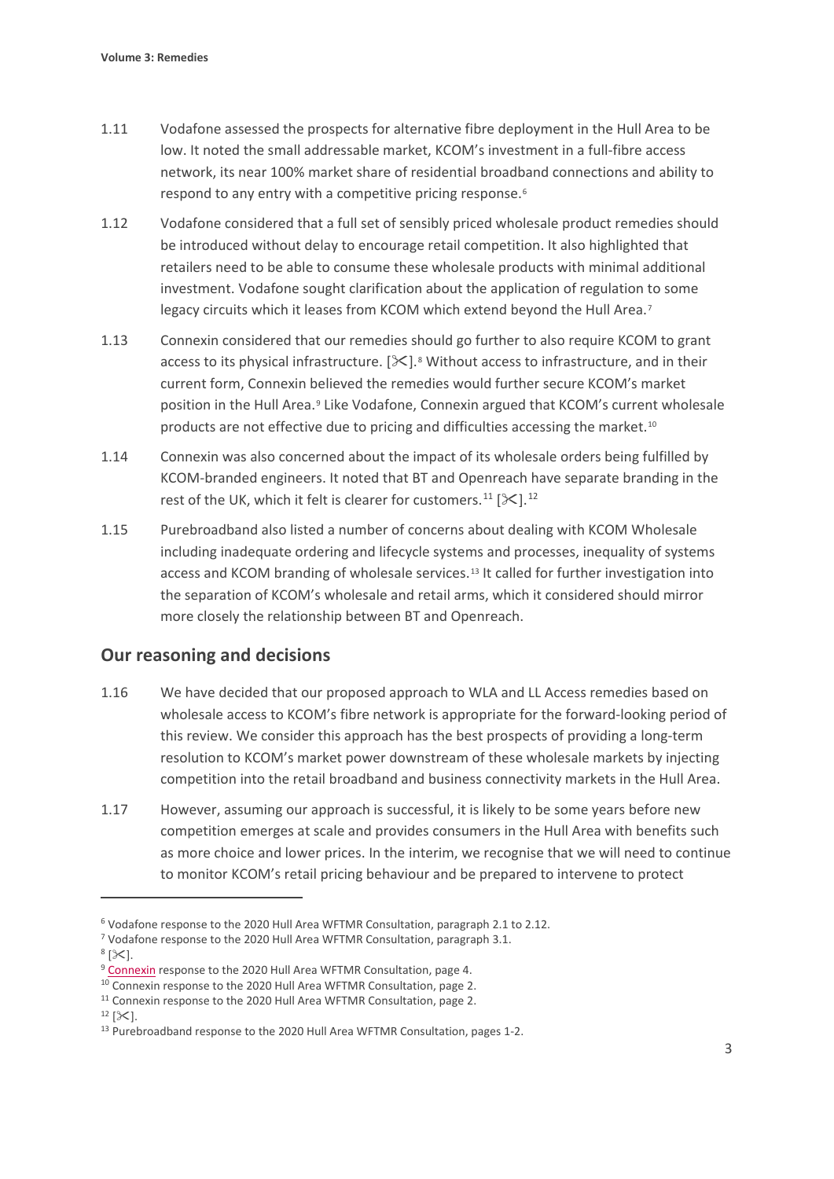1.11 Vodafone assessed the prospects for alternative fibre deployment in the Hull Area to be low. It noted the small addressable market, KCOM's investment in a full-fibre access network, its near 100% market share of residential broadband connections and ability to respond to any entry with a competitive pricing response.[6]

1.12 Vodafone considered that a full set of sensibly priced wholesale product remedies should be introduced without delay to encourage retail competition. It also highlighted that retailers need to be able to consume these wholesale products with minimal additional investment. Vodafone sought clarification about the application of regulation to some legacy circuits which it leases from KCOM which extend beyond the Hull Area.[7]

1.13 Connexin considered that our remedies should go further to also require KCOM to grant access to its physical infrastructure. [✂].[8] Without access to infrastructure, and in their current form, Connexin believed the remedies would further secure KCOM's market position in the Hull Area.[9] Like Vodafone, Connexin argued that KCOM's current wholesale products are not effective due to pricing and difficulties accessing the market.[10]

1.14 Connexin was also concerned about the impact of its wholesale orders being fulfilled by KCOM-branded engineers. It noted that BT and Openreach have separate branding in the rest of the UK, which it felt is clearer for customers.[11] [✂].[12]

1.15 Purebroadband also listed a number of concerns about dealing with KCOM Wholesale including inadequate ordering and lifecycle systems and processes, inequality of systems access and KCOM branding of wholesale services.[13] It called for further investigation into the separation of KCOM's wholesale and retail arms, which it considered should mirror more closely the relationship between BT and Openreach.

## Our reasoning and decisions

1.16 We have decided that our proposed approach to WLA and LL Access remedies based on wholesale access to KCOM's fibre network is appropriate for the forward-looking period of this review. We consider this approach has the best prospects of providing a long-term resolution to KCOM's market power downstream of these wholesale markets by injecting competition into the retail broadband and business connectivity markets in the Hull Area.

1.17 However, assuming our approach is successful, it is likely to be some years before new competition emerges at scale and provides consumers in the Hull Area with benefits such as more choice and lower prices. In the interim, we recognise that we will need to continue to monitor KCOM's retail pricing behaviour and be prepared to intervene to protect

---

[6] Vodafone response to the 2020 Hull Area WFTMR Consultation, paragraph 2.1 to 2.12.

[7] Vodafone response to the 2020 Hull Area WFTMR Consultation, paragraph 3.1.

[8] [✂].

[9] Connexin response to the 2020 Hull Area WFTMR Consultation, page 4.

[10] Connexin response to the 2020 Hull Area WFTMR Consultation, page 2.

[11] Connexin response to the 2020 Hull Area WFTMR Consultation, page 2.

[12] [✂].

[13] Purebroadband response to the 2020 Hull Area WFTMR Consultation, pages 1-2.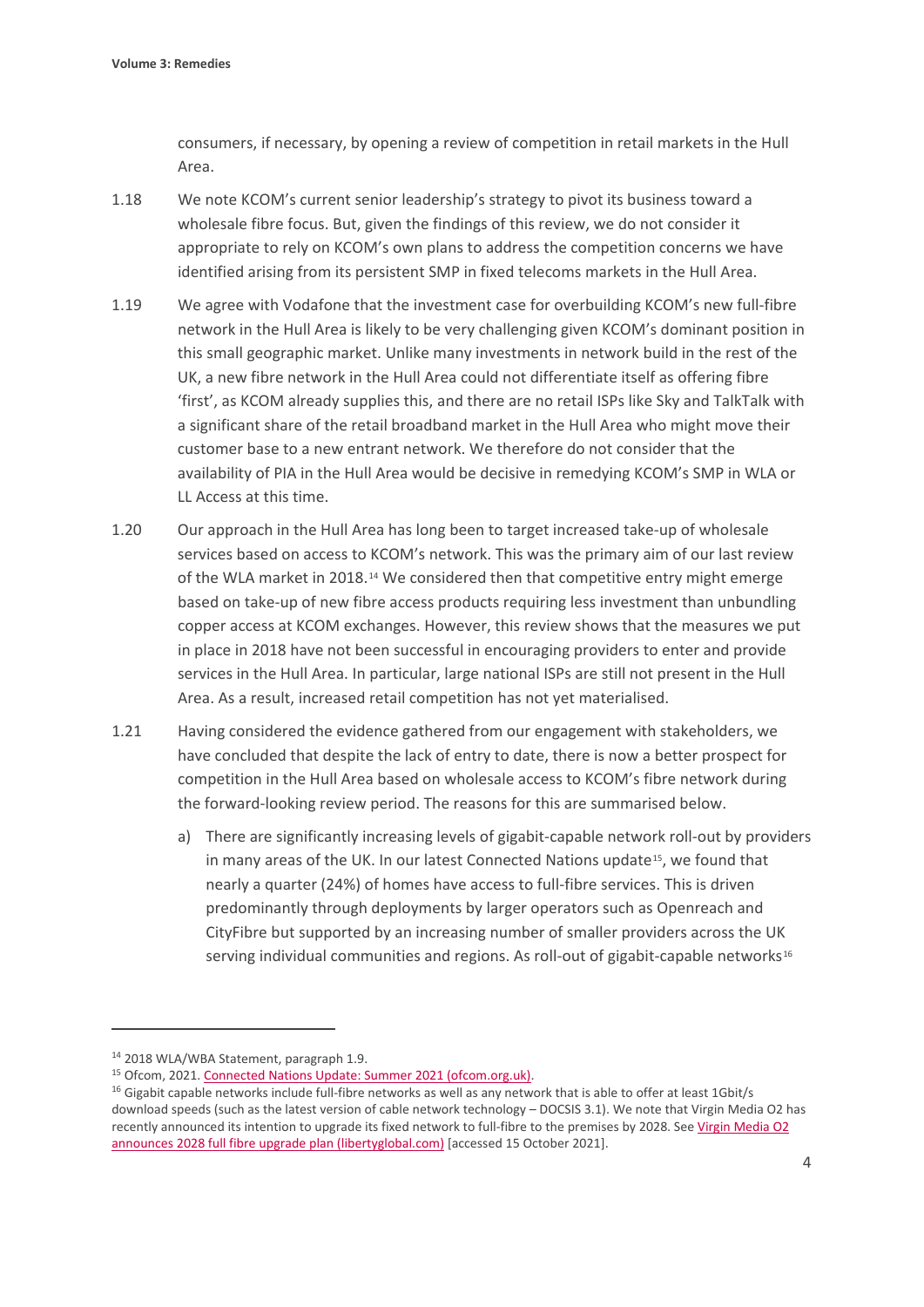consumers, if necessary, by opening a review of competition in retail markets in the Hull Area.

1.18 We note KCOM's current senior leadership's strategy to pivot its business toward a wholesale fibre focus. But, given the findings of this review, we do not consider it appropriate to rely on KCOM's own plans to address the competition concerns we have identified arising from its persistent SMP in fixed telecoms markets in the Hull Area.

1.19 We agree with Vodafone that the investment case for overbuilding KCOM's new full-fibre network in the Hull Area is likely to be very challenging given KCOM's dominant position in this small geographic market. Unlike many investments in network build in the rest of the UK, a new fibre network in the Hull Area could not differentiate itself as offering fibre 'first', as KCOM already supplies this, and there are no retail ISPs like Sky and TalkTalk with a significant share of the retail broadband market in the Hull Area who might move their customer base to a new entrant network. We therefore do not consider that the availability of PIA in the Hull Area would be decisive in remedying KCOM's SMP in WLA or LL Access at this time.

1.20 Our approach in the Hull Area has long been to target increased take-up of wholesale services based on access to KCOM's network. This was the primary aim of our last review of the WLA market in 2018.[14] We considered then that competitive entry might emerge based on take-up of new fibre access products requiring less investment than unbundling copper access at KCOM exchanges. However, this review shows that the measures we put in place in 2018 have not been successful in encouraging providers to enter and provide services in the Hull Area. In particular, large national ISPs are still not present in the Hull Area. As a result, increased retail competition has not yet materialised.

1.21 Having considered the evidence gathered from our engagement with stakeholders, we have concluded that despite the lack of entry to date, there is now a better prospect for competition in the Hull Area based on wholesale access to KCOM's fibre network during the forward-looking review period. The reasons for this are summarised below.

a) There are significantly increasing levels of gigabit-capable network roll-out by providers in many areas of the UK. In our latest Connected Nations update[15], we found that nearly a quarter (24%) of homes have access to full-fibre services. This is driven predominantly through deployments by larger operators such as Openreach and CityFibre but supported by an increasing number of smaller providers across the UK serving individual communities and regions. As roll-out of gigabit-capable networks[16]

---

[14] 2018 WLA/WBA Statement, paragraph 1.9.

[15] Ofcom, 2021. Connected Nations Update: Summer 2021 (ofcom.org.uk).

[16] Gigabit capable networks include full-fibre networks as well as any network that is able to offer at least 1Gbit/s download speeds (such as the latest version of cable network technology – DOCSIS 3.1). We note that Virgin Media O2 has recently announced its intention to upgrade its fixed network to full-fibre to the premises by 2028. See Virgin Media O2 announces 2028 full fibre upgrade plan (libertyglobal.com) [accessed 15 October 2021].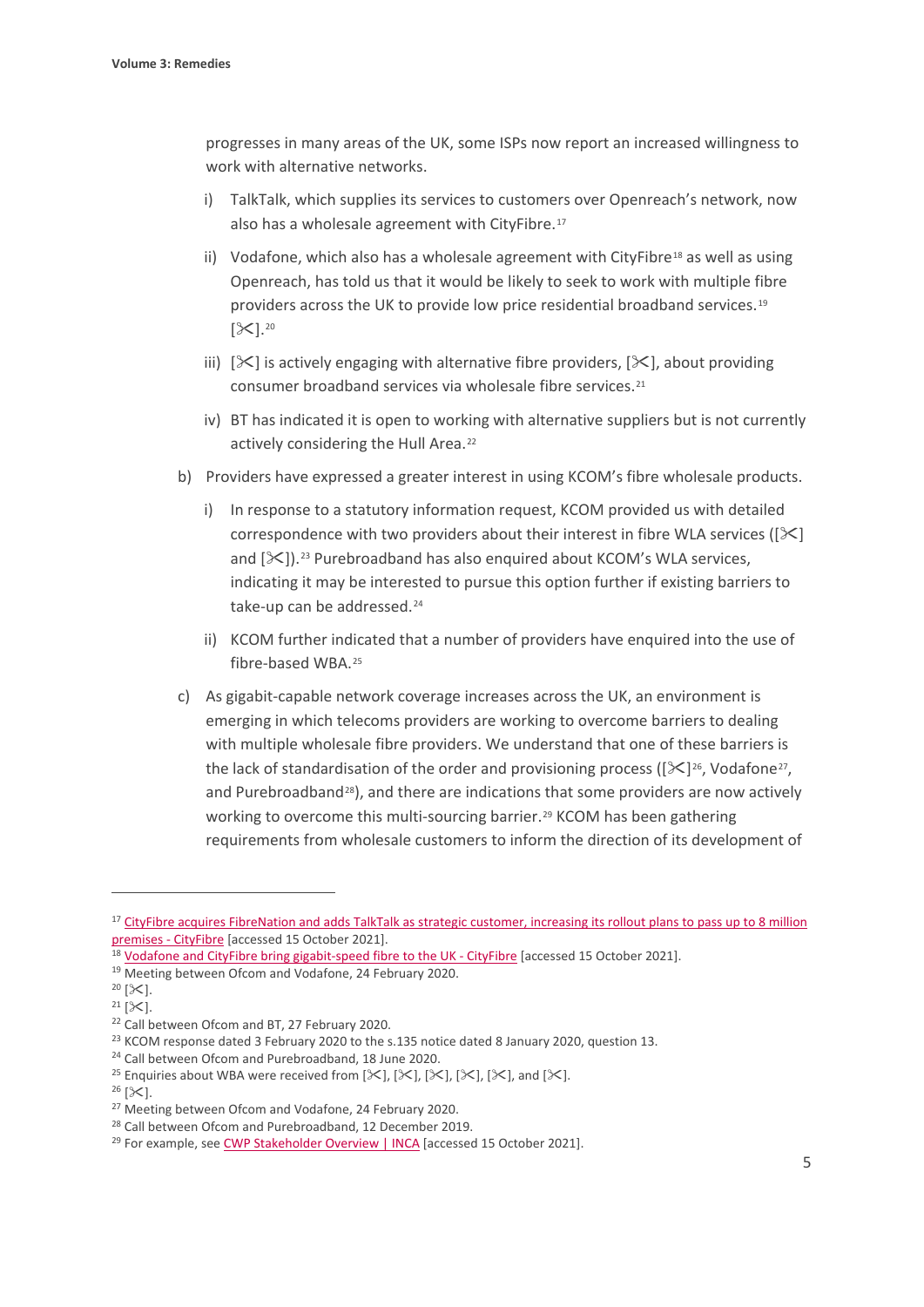progresses in many areas of the UK, some ISPs now report an increased willingness to work with alternative networks.

i) TalkTalk, which supplies its services to customers over Openreach's network, now also has a wholesale agreement with CityFibre.[17]

ii) Vodafone, which also has a wholesale agreement with CityFibre[18] as well as using Openreach, has told us that it would be likely to seek to work with multiple fibre providers across the UK to provide low price residential broadband services.[19] [✂].[20]

iii) [✂] is actively engaging with alternative fibre providers, [✂], about providing consumer broadband services via wholesale fibre services.[21]

iv) BT has indicated it is open to working with alternative suppliers but is not currently actively considering the Hull Area.[22]

b) Providers have expressed a greater interest in using KCOM's fibre wholesale products.

i) In response to a statutory information request, KCOM provided us with detailed correspondence with two providers about their interest in fibre WLA services ([✂] and [✂]).[23] Purebroadband has also enquired about KCOM's WLA services, indicating it may be interested to pursue this option further if existing barriers to take-up can be addressed.[24]

ii) KCOM further indicated that a number of providers have enquired into the use of fibre-based WBA.[25]

c) As gigabit-capable network coverage increases across the UK, an environment is emerging in which telecoms providers are working to overcome barriers to dealing with multiple wholesale fibre providers. We understand that one of these barriers is the lack of standardisation of the order and provisioning process ([✂][26], Vodafone[27], and Purebroadband[28]), and there are indications that some providers are now actively working to overcome this multi-sourcing barrier.[29] KCOM has been gathering requirements from wholesale customers to inform the direction of its development of

---

[17] CityFibre acquires FibreNation and adds TalkTalk as strategic customer, increasing its rollout plans to pass up to 8 million premises - CityFibre [accessed 15 October 2021].

[18] Vodafone and CityFibre bring gigabit-speed fibre to the UK - CityFibre [accessed 15 October 2021].

[19] Meeting between Ofcom and Vodafone, 24 February 2020.

[20] [✂].

[21] [✂].

[22] Call between Ofcom and BT, 27 February 2020.

[23] KCOM response dated 3 February 2020 to the s.135 notice dated 8 January 2020, question 13.

[24] Call between Ofcom and Purebroadband, 18 June 2020.

[25] Enquiries about WBA were received from [✂], [✂], [✂], [✂], [✂], and [✂].

[26] [✂].

[27] Meeting between Ofcom and Vodafone, 24 February 2020.

[28] Call between Ofcom and Purebroadband, 12 December 2019.

[29] For example, see CWP Stakeholder Overview | INCA [accessed 15 October 2021].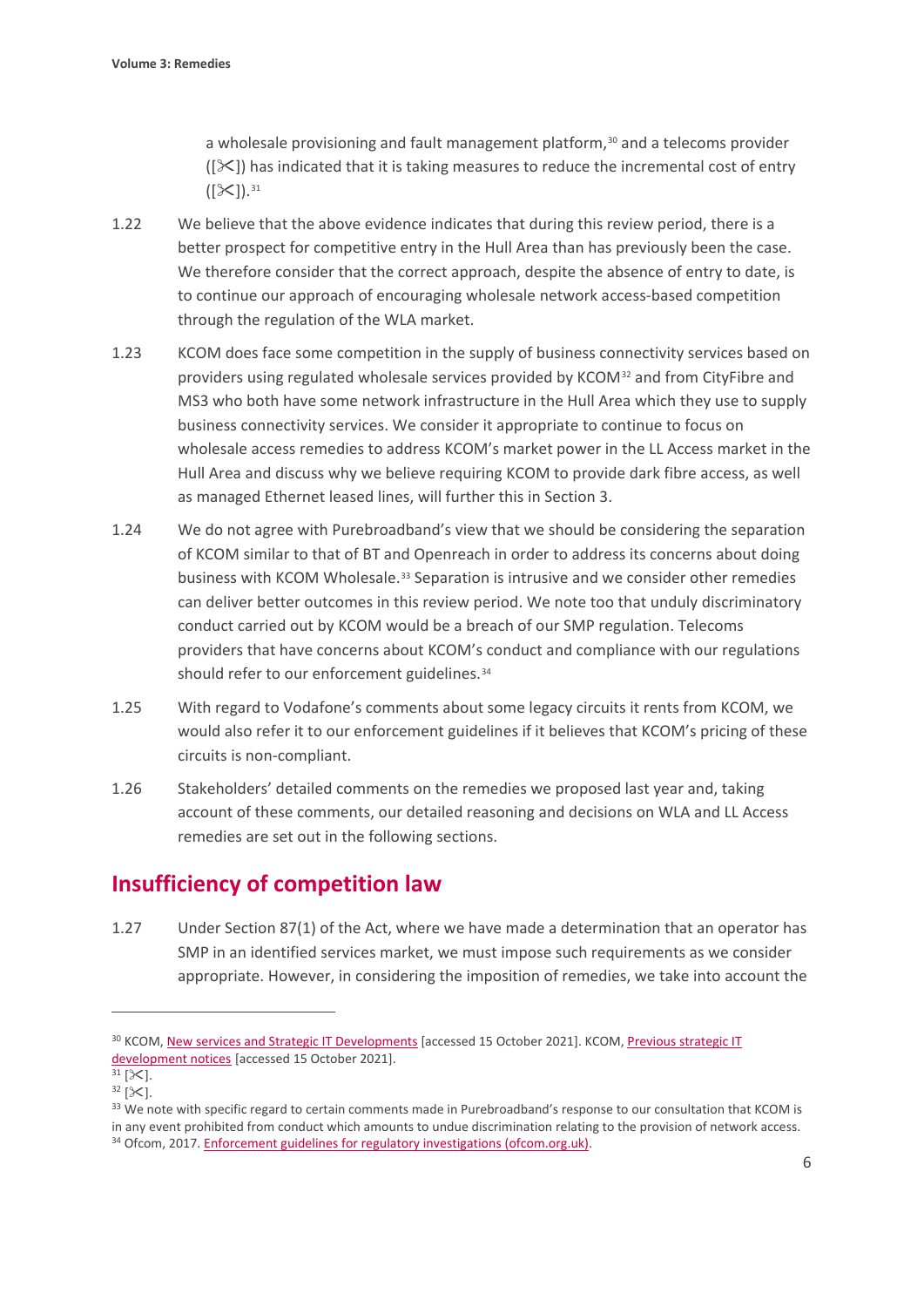a wholesale provisioning and fault management platform,[30] and a telecoms provider ([✂]) has indicated that it is taking measures to reduce the incremental cost of entry ([✂]).[31]

1.22 We believe that the above evidence indicates that during this review period, there is a better prospect for competitive entry in the Hull Area than has previously been the case. We therefore consider that the correct approach, despite the absence of entry to date, is to continue our approach of encouraging wholesale network access-based competition through the regulation of the WLA market.

1.23 KCOM does face some competition in the supply of business connectivity services based on providers using regulated wholesale services provided by KCOM[32] and from CityFibre and MS3 who both have some network infrastructure in the Hull Area which they use to supply business connectivity services. We consider it appropriate to continue to focus on wholesale access remedies to address KCOM's market power in the LL Access market in the Hull Area and discuss why we believe requiring KCOM to provide dark fibre access, as well as managed Ethernet leased lines, will further this in Section 3.

1.24 We do not agree with Purebroadband's view that we should be considering the separation of KCOM similar to that of BT and Openreach in order to address its concerns about doing business with KCOM Wholesale.[33] Separation is intrusive and we consider other remedies can deliver better outcomes in this review period. We note too that unduly discriminatory conduct carried out by KCOM would be a breach of our SMP regulation. Telecoms providers that have concerns about KCOM's conduct and compliance with our regulations should refer to our enforcement guidelines.[34]

1.25 With regard to Vodafone's comments about some legacy circuits it rents from KCOM, we would also refer it to our enforcement guidelines if it believes that KCOM's pricing of these circuits is non-compliant.

1.26 Stakeholders' detailed comments on the remedies we proposed last year and, taking account of these comments, our detailed reasoning and decisions on WLA and LL Access remedies are set out in the following sections.

## Insufficiency of competition law

1.27 Under Section 87(1) of the Act, where we have made a determination that an operator has SMP in an identified services market, we must impose such requirements as we consider appropriate. However, in considering the imposition of remedies, we take into account the

---

[30] KCOM, New services and Strategic IT Developments [accessed 15 October 2021]. KCOM, Previous strategic IT development notices [accessed 15 October 2021].

[31] [✂].

[32] [✂].

[33] We note with specific regard to certain comments made in Purebroadband's response to our consultation that KCOM is in any event prohibited from conduct which amounts to undue discrimination relating to the provision of network access.

[34] Ofcom, 2017. Enforcement guidelines for regulatory investigations (ofcom.org.uk).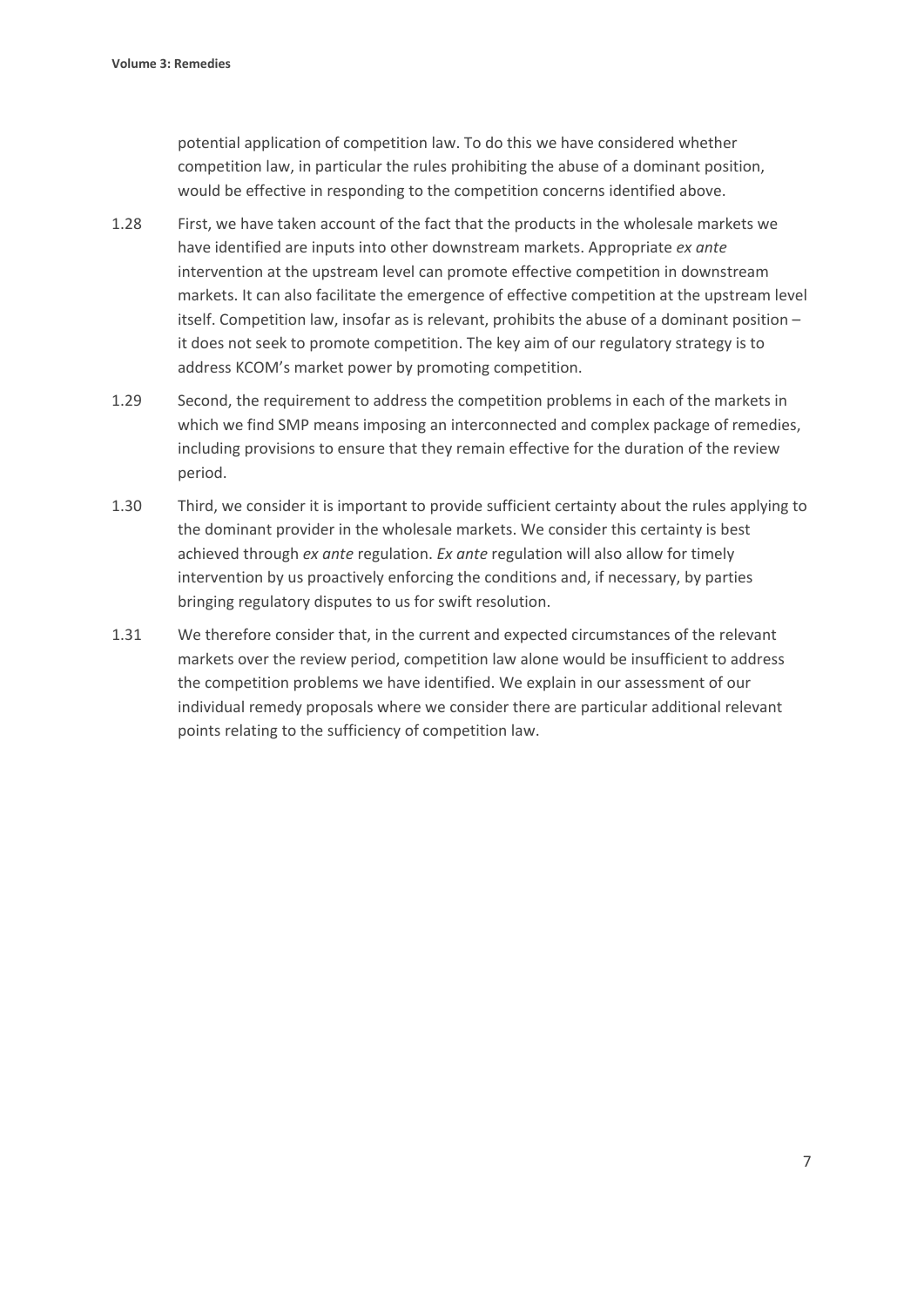potential application of competition law. To do this we have considered whether competition law, in particular the rules prohibiting the abuse of a dominant position, would be effective in responding to the competition concerns identified above.

1.28 First, we have taken account of the fact that the products in the wholesale markets we have identified are inputs into other downstream markets. Appropriate *ex ante* intervention at the upstream level can promote effective competition in downstream markets. It can also facilitate the emergence of effective competition at the upstream level itself. Competition law, insofar as is relevant, prohibits the abuse of a dominant position – it does not seek to promote competition. The key aim of our regulatory strategy is to address KCOM's market power by promoting competition.

1.29 Second, the requirement to address the competition problems in each of the markets in which we find SMP means imposing an interconnected and complex package of remedies, including provisions to ensure that they remain effective for the duration of the review period.

1.30 Third, we consider it is important to provide sufficient certainty about the rules applying to the dominant provider in the wholesale markets. We consider this certainty is best achieved through *ex ante* regulation. *Ex ante* regulation will also allow for timely intervention by us proactively enforcing the conditions and, if necessary, by parties bringing regulatory disputes to us for swift resolution.

1.31 We therefore consider that, in the current and expected circumstances of the relevant markets over the review period, competition law alone would be insufficient to address the competition problems we have identified. We explain in our assessment of our individual remedy proposals where we consider there are particular additional relevant points relating to the sufficiency of competition law.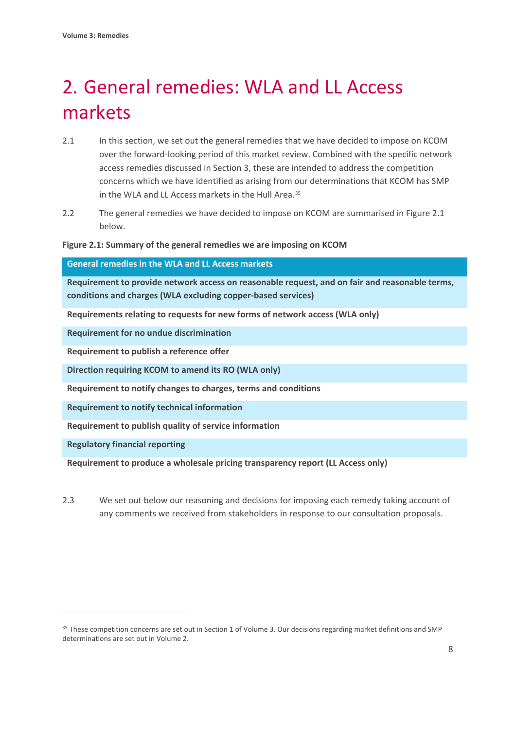# 2. General remedies: WLA and LL Access markets

2.1 In this section, we set out the general remedies that we have decided to impose on KCOM over the forward-looking period of this market review. Combined with the specific network access remedies discussed in Section 3, these are intended to address the competition concerns which we have identified as arising from our determinations that KCOM has SMP in the WLA and LL Access markets in the Hull Area.[35]

2.2 The general remedies we have decided to impose on KCOM are summarised in Figure 2.1 below.

**Figure 2.1: Summary of the general remedies we are imposing on KCOM**

| General remedies in the WLA and LL Access markets |
|---|
| **Requirement to provide network access on reasonable request, and on fair and reasonable terms, conditions and charges (WLA excluding copper-based services)** |
| **Requirements relating to requests for new forms of network access (WLA only)** |
| **Requirement for no undue discrimination** |
| **Requirement to publish a reference offer** |
| **Direction requiring KCOM to amend its RO (WLA only)** |
| **Requirement to notify changes to charges, terms and conditions** |
| **Requirement to notify technical information** |
| **Requirement to publish quality of service information** |
| **Regulatory financial reporting** |
| **Requirement to produce a wholesale pricing transparency report (LL Access only)** |

2.3 We set out below our reasoning and decisions for imposing each remedy taking account of any comments we received from stakeholders in response to our consultation proposals.

[35] These competition concerns are set out in Section 1 of Volume 3. Our decisions regarding market definitions and SMP determinations are set out in Volume 2.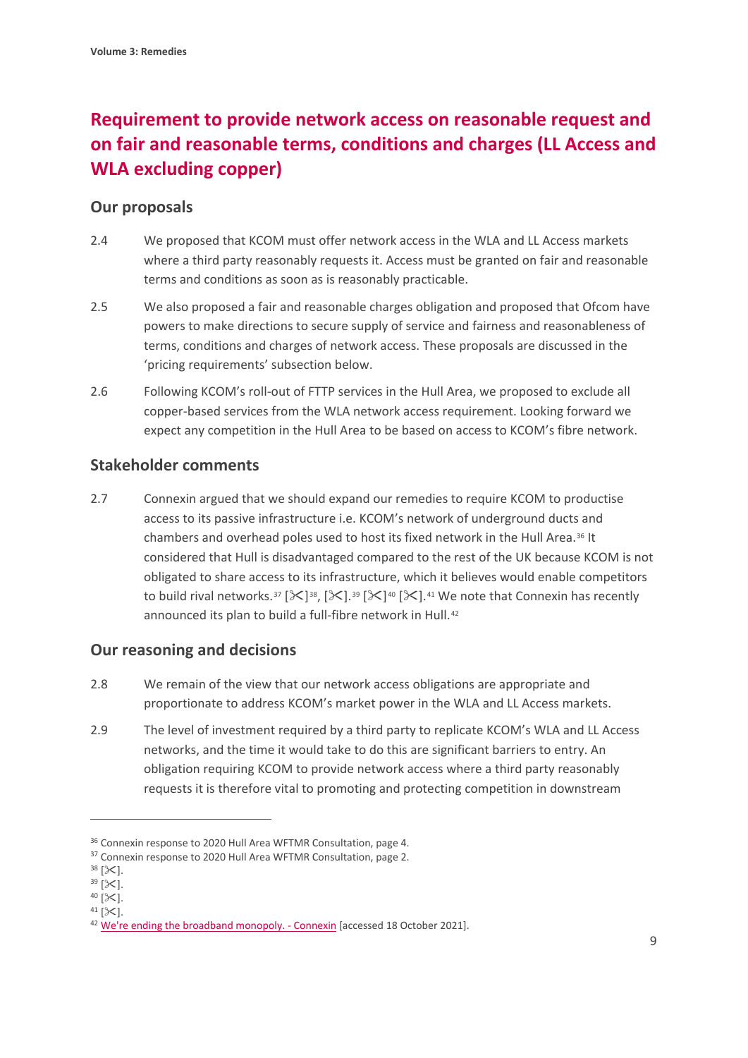## Requirement to provide network access on reasonable request and on fair and reasonable terms, conditions and charges (LL Access and WLA excluding copper)

### Our proposals

2.4 We proposed that KCOM must offer network access in the WLA and LL Access markets where a third party reasonably requests it. Access must be granted on fair and reasonable terms and conditions as soon as is reasonably practicable.

2.5 We also proposed a fair and reasonable charges obligation and proposed that Ofcom have powers to make directions to secure supply of service and fairness and reasonableness of terms, conditions and charges of network access. These proposals are discussed in the 'pricing requirements' subsection below.

2.6 Following KCOM's roll-out of FTTP services in the Hull Area, we proposed to exclude all copper-based services from the WLA network access requirement. Looking forward we expect any competition in the Hull Area to be based on access to KCOM's fibre network.

### Stakeholder comments

2.7 Connexin argued that we should expand our remedies to require KCOM to productise access to its passive infrastructure i.e. KCOM's network of underground ducts and chambers and overhead poles used to host its fixed network in the Hull Area.[36] It considered that Hull is disadvantaged compared to the rest of the UK because KCOM is not obligated to share access to its infrastructure, which it believes would enable competitors to build rival networks.[37] [✂][38], [✂].[39] [✂][40] [✂].[41] We note that Connexin has recently announced its plan to build a full-fibre network in Hull.[42]

### Our reasoning and decisions

2.8 We remain of the view that our network access obligations are appropriate and proportionate to address KCOM's market power in the WLA and LL Access markets.

2.9 The level of investment required by a third party to replicate KCOM's WLA and LL Access networks, and the time it would take to do this are significant barriers to entry. An obligation requiring KCOM to provide network access where a third party reasonably requests it is therefore vital to promoting and protecting competition in downstream

---

[36] Connexin response to 2020 Hull Area WFTMR Consultation, page 4.

[37] Connexin response to 2020 Hull Area WFTMR Consultation, page 2.

[38] [✂].

[39] [✂].

[40] [✂].

[41] [✂].

[42] We're ending the broadband monopoly. - Connexin [accessed 18 October 2021].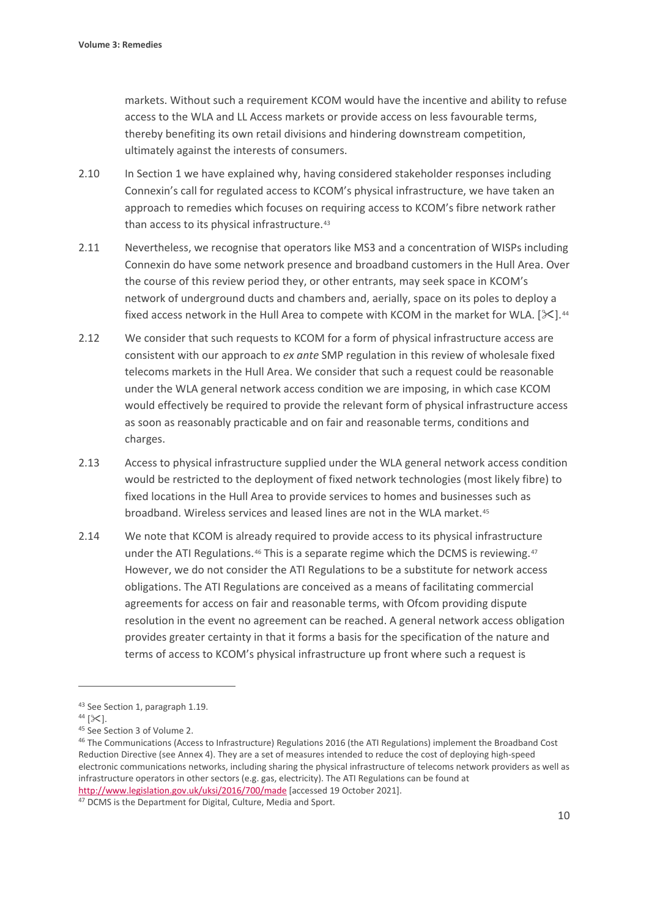markets. Without such a requirement KCOM would have the incentive and ability to refuse access to the WLA and LL Access markets or provide access on less favourable terms, thereby benefiting its own retail divisions and hindering downstream competition, ultimately against the interests of consumers.

2.10 In Section 1 we have explained why, having considered stakeholder responses including Connexin's call for regulated access to KCOM's physical infrastructure, we have taken an approach to remedies which focuses on requiring access to KCOM's fibre network rather than access to its physical infrastructure.[43]

2.11 Nevertheless, we recognise that operators like MS3 and a concentration of WISPs including Connexin do have some network presence and broadband customers in the Hull Area. Over the course of this review period they, or other entrants, may seek space in KCOM's network of underground ducts and chambers and, aerially, space on its poles to deploy a fixed access network in the Hull Area to compete with KCOM in the market for WLA. [✂].[44]

2.12 We consider that such requests to KCOM for a form of physical infrastructure access are consistent with our approach to *ex ante* SMP regulation in this review of wholesale fixed telecoms markets in the Hull Area. We consider that such a request could be reasonable under the WLA general network access condition we are imposing, in which case KCOM would effectively be required to provide the relevant form of physical infrastructure access as soon as reasonably practicable and on fair and reasonable terms, conditions and charges.

2.13 Access to physical infrastructure supplied under the WLA general network access condition would be restricted to the deployment of fixed network technologies (most likely fibre) to fixed locations in the Hull Area to provide services to homes and businesses such as broadband. Wireless services and leased lines are not in the WLA market.[45]

2.14 We note that KCOM is already required to provide access to its physical infrastructure under the ATI Regulations.[46] This is a separate regime which the DCMS is reviewing.[47] However, we do not consider the ATI Regulations to be a substitute for network access obligations. The ATI Regulations are conceived as a means of facilitating commercial agreements for access on fair and reasonable terms, with Ofcom providing dispute resolution in the event no agreement can be reached. A general network access obligation provides greater certainty in that it forms a basis for the specification of the nature and terms of access to KCOM's physical infrastructure up front where such a request is

---

[43] See Section 1, paragraph 1.19.

[44] [✂].

[45] See Section 3 of Volume 2.

[46] The Communications (Access to Infrastructure) Regulations 2016 (the ATI Regulations) implement the Broadband Cost Reduction Directive (see Annex 4). They are a set of measures intended to reduce the cost of deploying high-speed electronic communications networks, including sharing the physical infrastructure of telecoms network providers as well as infrastructure operators in other sectors (e.g. gas, electricity). The ATI Regulations can be found at http://www.legislation.gov.uk/uksi/2016/700/made [accessed 19 October 2021].

[47] DCMS is the Department for Digital, Culture, Media and Sport.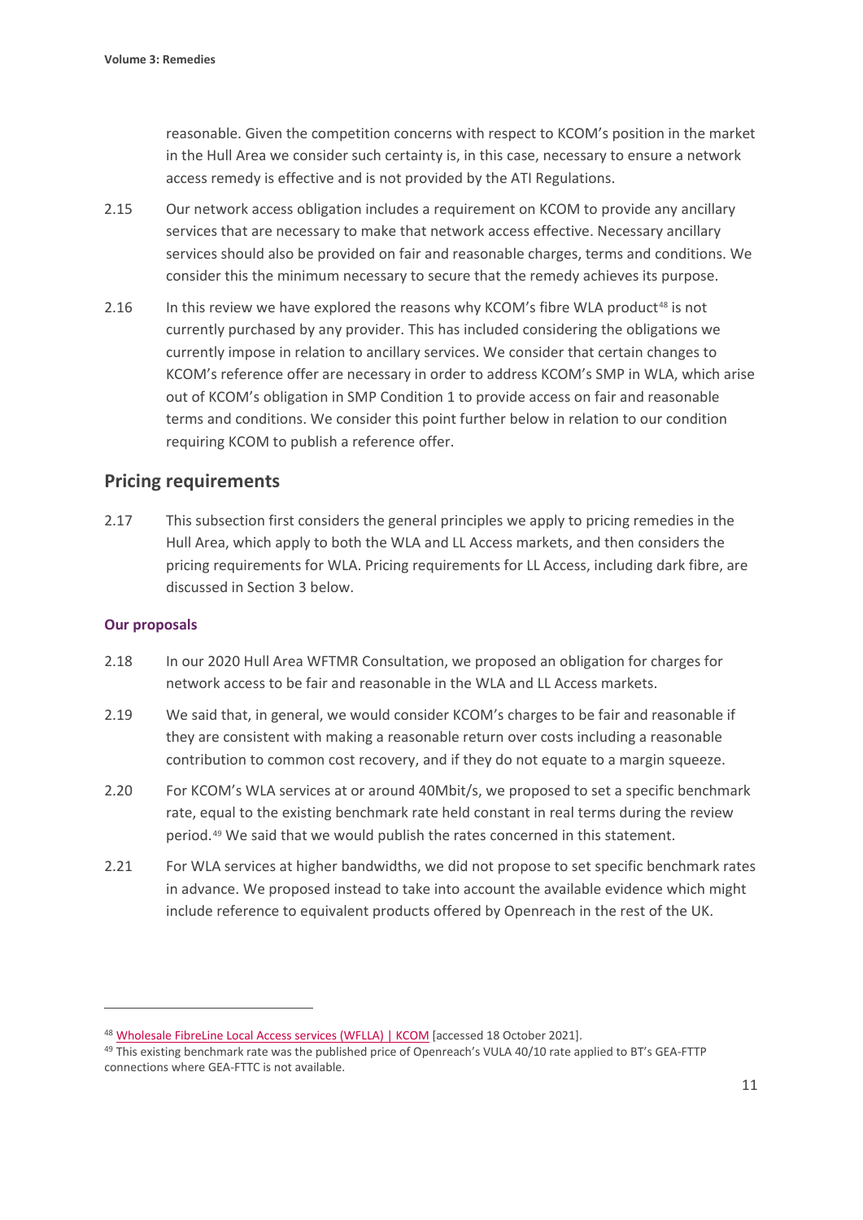reasonable. Given the competition concerns with respect to KCOM's position in the market in the Hull Area we consider such certainty is, in this case, necessary to ensure a network access remedy is effective and is not provided by the ATI Regulations.

2.15 Our network access obligation includes a requirement on KCOM to provide any ancillary services that are necessary to make that network access effective. Necessary ancillary services should also be provided on fair and reasonable charges, terms and conditions. We consider this the minimum necessary to secure that the remedy achieves its purpose.

2.16 In this review we have explored the reasons why KCOM's fibre WLA product[48] is not currently purchased by any provider. This has included considering the obligations we currently impose in relation to ancillary services. We consider that certain changes to KCOM's reference offer are necessary in order to address KCOM's SMP in WLA, which arise out of KCOM's obligation in SMP Condition 1 to provide access on fair and reasonable terms and conditions. We consider this point further below in relation to our condition requiring KCOM to publish a reference offer.

## Pricing requirements

2.17 This subsection first considers the general principles we apply to pricing remedies in the Hull Area, which apply to both the WLA and LL Access markets, and then considers the pricing requirements for WLA. Pricing requirements for LL Access, including dark fibre, are discussed in Section 3 below.

### Our proposals

2.18 In our 2020 Hull Area WFTMR Consultation, we proposed an obligation for charges for network access to be fair and reasonable in the WLA and LL Access markets.

2.19 We said that, in general, we would consider KCOM's charges to be fair and reasonable if they are consistent with making a reasonable return over costs including a reasonable contribution to common cost recovery, and if they do not equate to a margin squeeze.

2.20 For KCOM's WLA services at or around 40Mbit/s, we proposed to set a specific benchmark rate, equal to the existing benchmark rate held constant in real terms during the review period.[49] We said that we would publish the rates concerned in this statement.

2.21 For WLA services at higher bandwidths, we did not propose to set specific benchmark rates in advance. We proposed instead to take into account the available evidence which might include reference to equivalent products offered by Openreach in the rest of the UK.

---

[48] Wholesale FibreLine Local Access services (WFLLA) | KCOM [accessed 18 October 2021].

[49] This existing benchmark rate was the published price of Openreach's VULA 40/10 rate applied to BT's GEA-FTTP connections where GEA-FTTC is not available.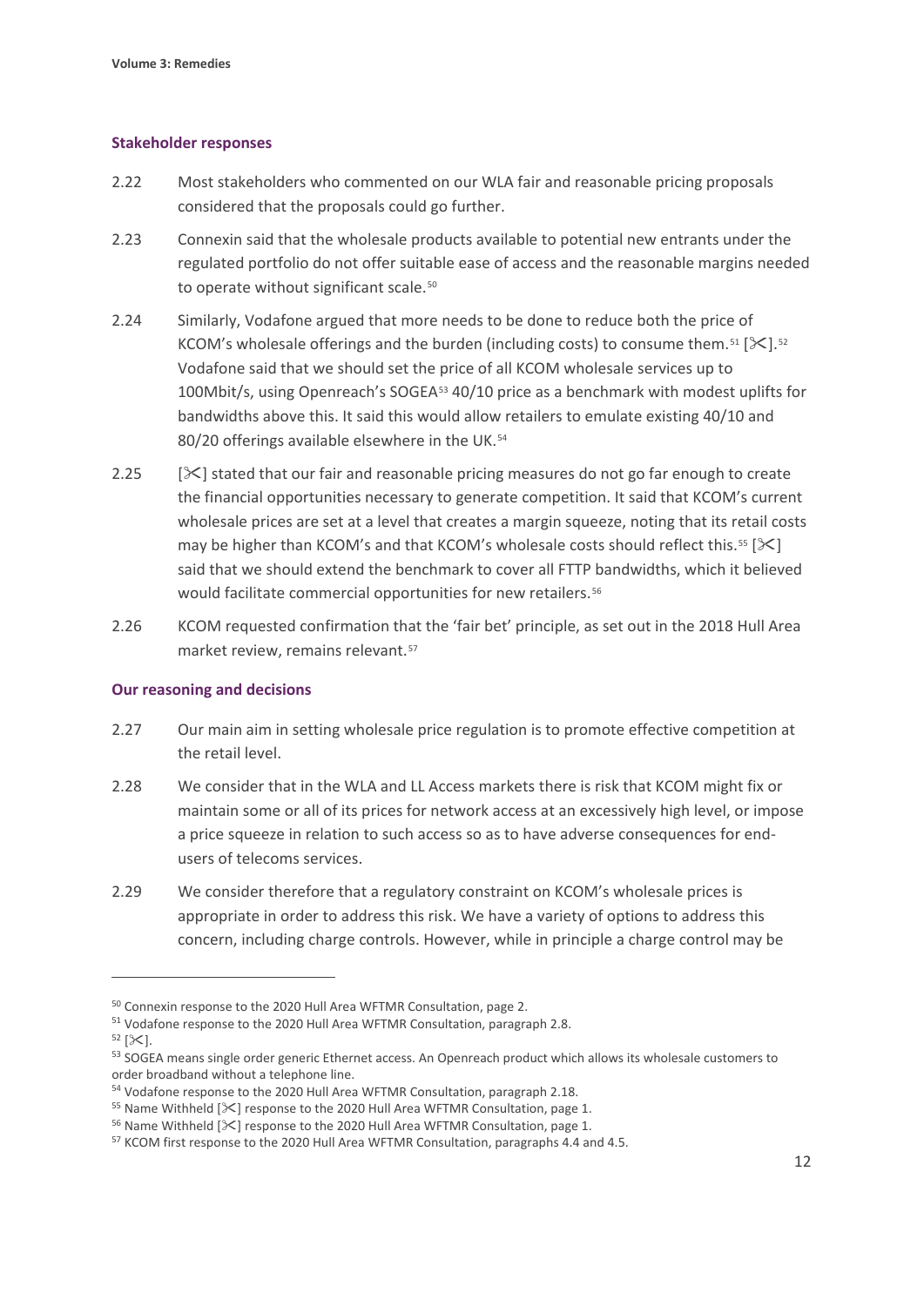### Stakeholder responses

2.22 Most stakeholders who commented on our WLA fair and reasonable pricing proposals considered that the proposals could go further.

2.23 Connexin said that the wholesale products available to potential new entrants under the regulated portfolio do not offer suitable ease of access and the reasonable margins needed to operate without significant scale.[50]

2.24 Similarly, Vodafone argued that more needs to be done to reduce both the price of KCOM's wholesale offerings and the burden (including costs) to consume them.[51] [✂].[52] Vodafone said that we should set the price of all KCOM wholesale services up to 100Mbit/s, using Openreach's SOGEA[53] 40/10 price as a benchmark with modest uplifts for bandwidths above this. It said this would allow retailers to emulate existing 40/10 and 80/20 offerings available elsewhere in the UK.[54]

2.25 [✂] stated that our fair and reasonable pricing measures do not go far enough to create the financial opportunities necessary to generate competition. It said that KCOM's current wholesale prices are set at a level that creates a margin squeeze, noting that its retail costs may be higher than KCOM's and that KCOM's wholesale costs should reflect this.[55] [✂] said that we should extend the benchmark to cover all FTTP bandwidths, which it believed would facilitate commercial opportunities for new retailers.[56]

2.26 KCOM requested confirmation that the 'fair bet' principle, as set out in the 2018 Hull Area market review, remains relevant.[57]

### Our reasoning and decisions

2.27 Our main aim in setting wholesale price regulation is to promote effective competition at the retail level.

2.28 We consider that in the WLA and LL Access markets there is risk that KCOM might fix or maintain some or all of its prices for network access at an excessively high level, or impose a price squeeze in relation to such access so as to have adverse consequences for end-users of telecoms services.

2.29 We consider therefore that a regulatory constraint on KCOM's wholesale prices is appropriate in order to address this risk. We have a variety of options to address this concern, including charge controls. However, while in principle a charge control may be

---

[50] Connexin response to the 2020 Hull Area WFTMR Consultation, page 2.

[51] Vodafone response to the 2020 Hull Area WFTMR Consultation, paragraph 2.8.

[52] [✂].

[53] SOGEA means single order generic Ethernet access. An Openreach product which allows its wholesale customers to order broadband without a telephone line.

[54] Vodafone response to the 2020 Hull Area WFTMR Consultation, paragraph 2.18.

[55] Name Withheld [✂] response to the 2020 Hull Area WFTMR Consultation, page 1.

[56] Name Withheld [✂] response to the 2020 Hull Area WFTMR Consultation, page 1.

[57] KCOM first response to the 2020 Hull Area WFTMR Consultation, paragraphs 4.4 and 4.5.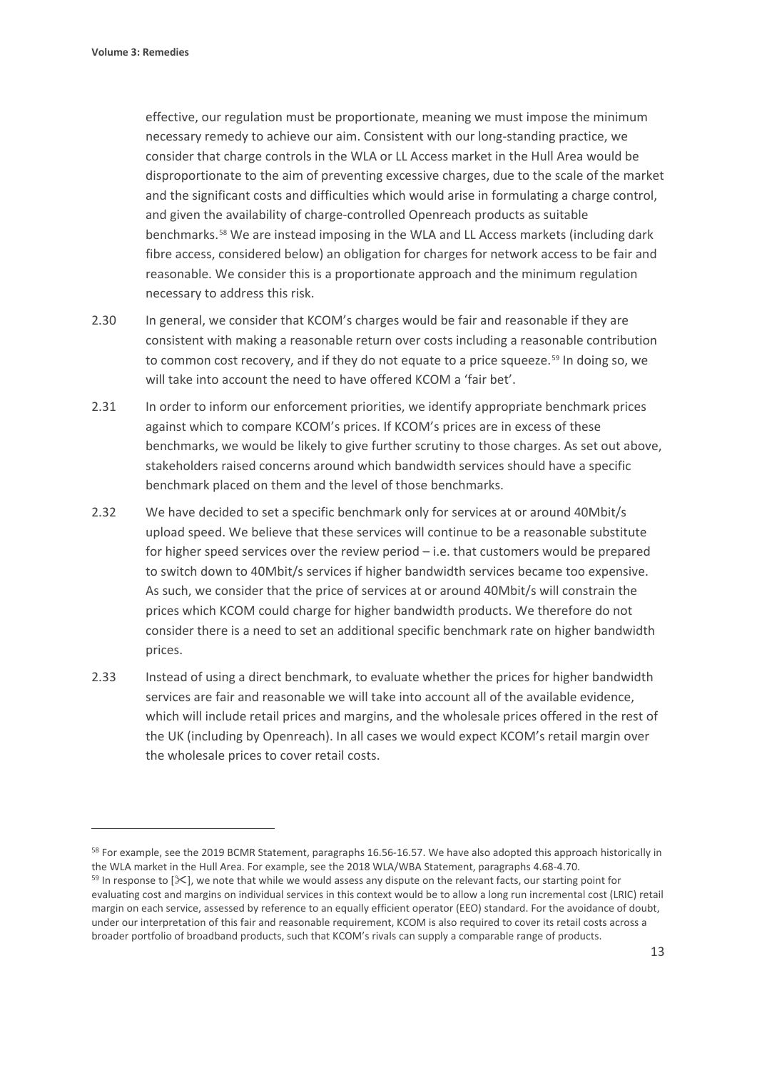effective, our regulation must be proportionate, meaning we must impose the minimum necessary remedy to achieve our aim. Consistent with our long-standing practice, we consider that charge controls in the WLA or LL Access market in the Hull Area would be disproportionate to the aim of preventing excessive charges, due to the scale of the market and the significant costs and difficulties which would arise in formulating a charge control, and given the availability of charge-controlled Openreach products as suitable benchmarks.[58] We are instead imposing in the WLA and LL Access markets (including dark fibre access, considered below) an obligation for charges for network access to be fair and reasonable. We consider this is a proportionate approach and the minimum regulation necessary to address this risk.

2.30 In general, we consider that KCOM's charges would be fair and reasonable if they are consistent with making a reasonable return over costs including a reasonable contribution to common cost recovery, and if they do not equate to a price squeeze.[59] In doing so, we will take into account the need to have offered KCOM a 'fair bet'.

2.31 In order to inform our enforcement priorities, we identify appropriate benchmark prices against which to compare KCOM's prices. If KCOM's prices are in excess of these benchmarks, we would be likely to give further scrutiny to those charges. As set out above, stakeholders raised concerns around which bandwidth services should have a specific benchmark placed on them and the level of those benchmarks.

2.32 We have decided to set a specific benchmark only for services at or around 40Mbit/s upload speed. We believe that these services will continue to be a reasonable substitute for higher speed services over the review period – i.e. that customers would be prepared to switch down to 40Mbit/s services if higher bandwidth services became too expensive. As such, we consider that the price of services at or around 40Mbit/s will constrain the prices which KCOM could charge for higher bandwidth products. We therefore do not consider there is a need to set an additional specific benchmark rate on higher bandwidth prices.

2.33 Instead of using a direct benchmark, to evaluate whether the prices for higher bandwidth services are fair and reasonable we will take into account all of the available evidence, which will include retail prices and margins, and the wholesale prices offered in the rest of the UK (including by Openreach). In all cases we would expect KCOM's retail margin over the wholesale prices to cover retail costs.

---

[58] For example, see the 2019 BCMR Statement, paragraphs 16.56-16.57. We have also adopted this approach historically in the WLA market in the Hull Area. For example, see the 2018 WLA/WBA Statement, paragraphs 4.68-4.70.

[59] In response to [✂], we note that while we would assess any dispute on the relevant facts, our starting point for evaluating cost and margins on individual services in this context would be to allow a long run incremental cost (LRIC) retail margin on each service, assessed by reference to an equally efficient operator (EEO) standard. For the avoidance of doubt, under our interpretation of this fair and reasonable requirement, KCOM is also required to cover its retail costs across a broader portfolio of broadband products, such that KCOM's rivals can supply a comparable range of products.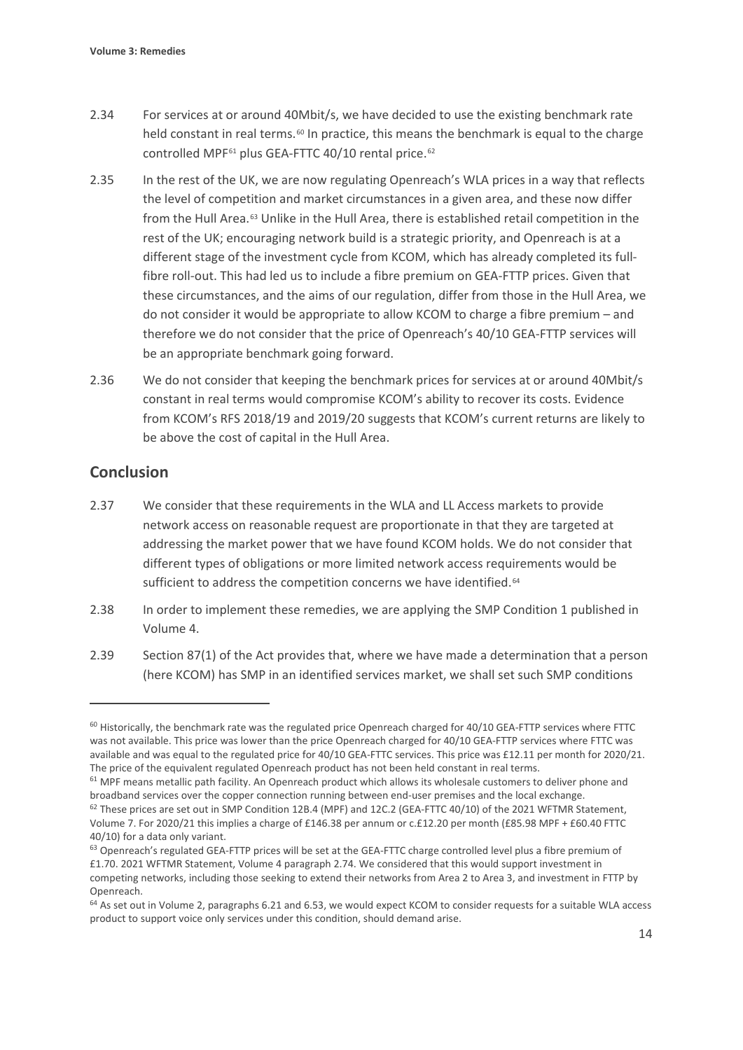2.34 For services at or around 40Mbit/s, we have decided to use the existing benchmark rate held constant in real terms.[60] In practice, this means the benchmark is equal to the charge controlled MPF[61] plus GEA-FTTC 40/10 rental price.[62]

2.35 In the rest of the UK, we are now regulating Openreach's WLA prices in a way that reflects the level of competition and market circumstances in a given area, and these now differ from the Hull Area.[63] Unlike in the Hull Area, there is established retail competition in the rest of the UK; encouraging network build is a strategic priority, and Openreach is at a different stage of the investment cycle from KCOM, which has already completed its full-fibre roll-out. This had led us to include a fibre premium on GEA-FTTP prices. Given that these circumstances, and the aims of our regulation, differ from those in the Hull Area, we do not consider it would be appropriate to allow KCOM to charge a fibre premium – and therefore we do not consider that the price of Openreach's 40/10 GEA-FTTP services will be an appropriate benchmark going forward.

2.36 We do not consider that keeping the benchmark prices for services at or around 40Mbit/s constant in real terms would compromise KCOM's ability to recover its costs. Evidence from KCOM's RFS 2018/19 and 2019/20 suggests that KCOM's current returns are likely to be above the cost of capital in the Hull Area.

## Conclusion

2.37 We consider that these requirements in the WLA and LL Access markets to provide network access on reasonable request are proportionate in that they are targeted at addressing the market power that we have found KCOM holds. We do not consider that different types of obligations or more limited network access requirements would be sufficient to address the competition concerns we have identified.[64]

2.38 In order to implement these remedies, we are applying the SMP Condition 1 published in Volume 4.

2.39 Section 87(1) of the Act provides that, where we have made a determination that a person (here KCOM) has SMP in an identified services market, we shall set such SMP conditions

---

[60] Historically, the benchmark rate was the regulated price Openreach charged for 40/10 GEA-FTTP services where FTTC was not available. This price was lower than the price Openreach charged for 40/10 GEA-FTTP services where FTTC was available and was equal to the regulated price for 40/10 GEA-FTTC services. This price was £12.11 per month for 2020/21. The price of the equivalent regulated Openreach product has not been held constant in real terms.

[61] MPF means metallic path facility. An Openreach product which allows its wholesale customers to deliver phone and broadband services over the copper connection running between end-user premises and the local exchange.

[62] These prices are set out in SMP Condition 12B.4 (MPF) and 12C.2 (GEA-FTTC 40/10) of the 2021 WFTMR Statement, Volume 7. For 2020/21 this implies a charge of £146.38 per annum or c.£12.20 per month (£85.98 MPF + £60.40 FTTC 40/10) for a data only variant.

[63] Openreach's regulated GEA-FTTP prices will be set at the GEA-FTTC charge controlled level plus a fibre premium of £1.70. 2021 WFTMR Statement, Volume 4 paragraph 2.74. We considered that this would support investment in competing networks, including those seeking to extend their networks from Area 2 to Area 3, and investment in FTTP by Openreach.

[64] As set out in Volume 2, paragraphs 6.21 and 6.53, we would expect KCOM to consider requests for a suitable WLA access product to support voice only services under this condition, should demand arise.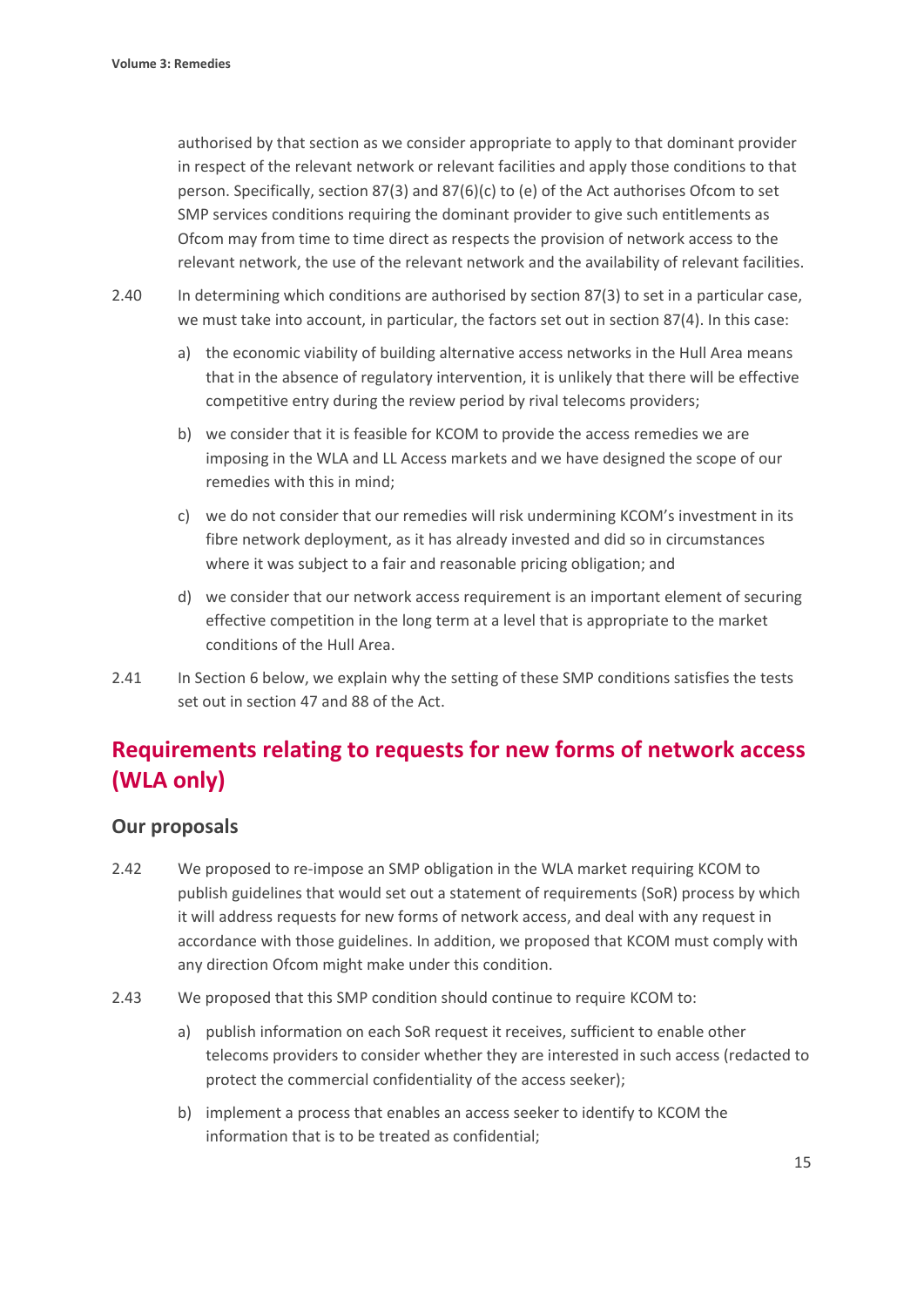authorised by that section as we consider appropriate to apply to that dominant provider in respect of the relevant network or relevant facilities and apply those conditions to that person. Specifically, section 87(3) and 87(6)(c) to (e) of the Act authorises Ofcom to set SMP services conditions requiring the dominant provider to give such entitlements as Ofcom may from time to time direct as respects the provision of network access to the relevant network, the use of the relevant network and the availability of relevant facilities.

2.40 In determining which conditions are authorised by section 87(3) to set in a particular case, we must take into account, in particular, the factors set out in section 87(4). In this case:

a) the economic viability of building alternative access networks in the Hull Area means that in the absence of regulatory intervention, it is unlikely that there will be effective competitive entry during the review period by rival telecoms providers;

b) we consider that it is feasible for KCOM to provide the access remedies we are imposing in the WLA and LL Access markets and we have designed the scope of our remedies with this in mind;

c) we do not consider that our remedies will risk undermining KCOM's investment in its fibre network deployment, as it has already invested and did so in circumstances where it was subject to a fair and reasonable pricing obligation; and

d) we consider that our network access requirement is an important element of securing effective competition in the long term at a level that is appropriate to the market conditions of the Hull Area.

2.41 In Section 6 below, we explain why the setting of these SMP conditions satisfies the tests set out in section 47 and 88 of the Act.

## Requirements relating to requests for new forms of network access (WLA only)

### Our proposals

2.42 We proposed to re-impose an SMP obligation in the WLA market requiring KCOM to publish guidelines that would set out a statement of requirements (SoR) process by which it will address requests for new forms of network access, and deal with any request in accordance with those guidelines. In addition, we proposed that KCOM must comply with any direction Ofcom might make under this condition.

2.43 We proposed that this SMP condition should continue to require KCOM to:

a) publish information on each SoR request it receives, sufficient to enable other telecoms providers to consider whether they are interested in such access (redacted to protect the commercial confidentiality of the access seeker);

b) implement a process that enables an access seeker to identify to KCOM the information that is to be treated as confidential;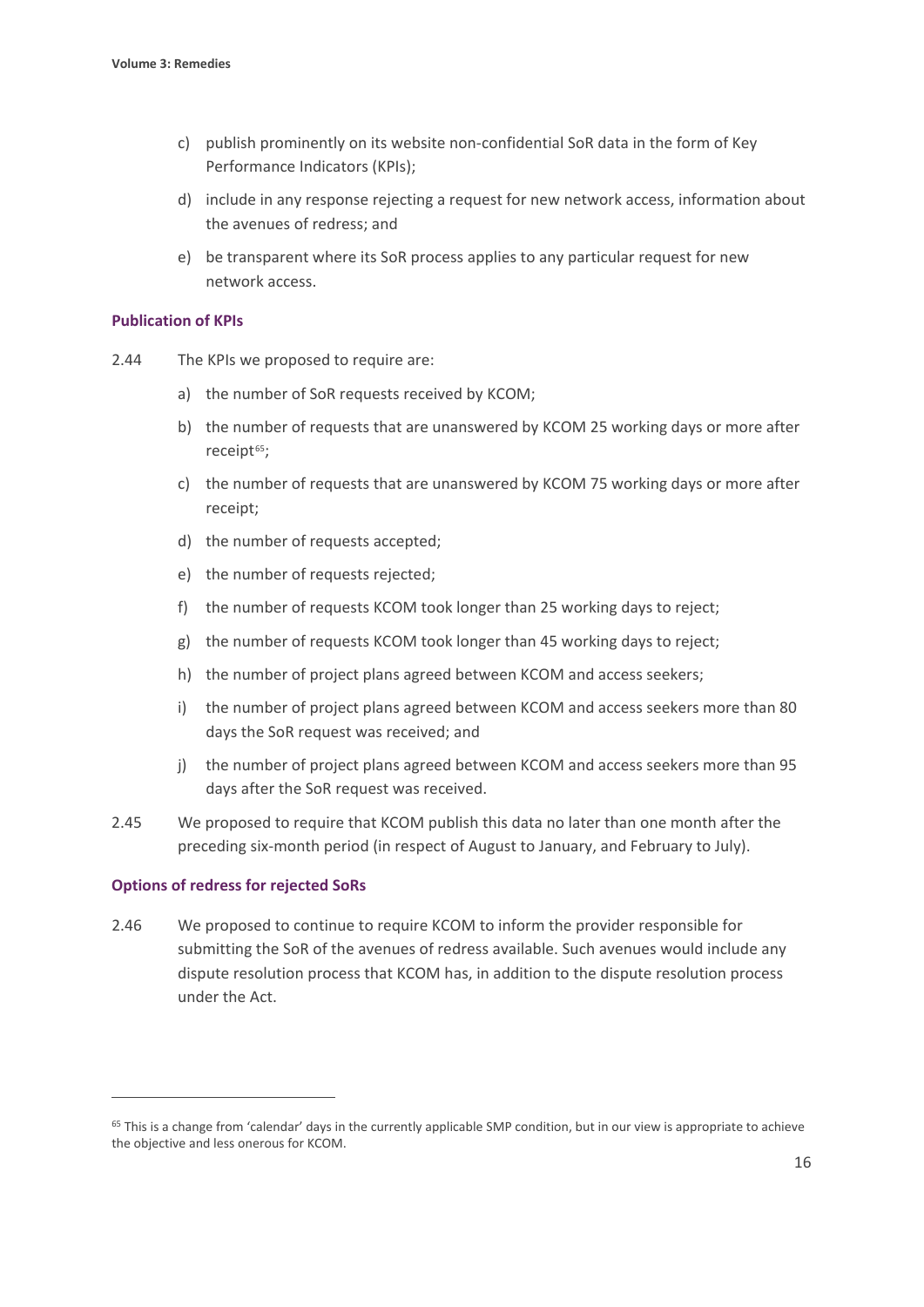c) publish prominently on its website non-confidential SoR data in the form of Key Performance Indicators (KPIs);

d) include in any response rejecting a request for new network access, information about the avenues of redress; and

e) be transparent where its SoR process applies to any particular request for new network access.

### Publication of KPIs

2.44 The KPIs we proposed to require are:

a) the number of SoR requests received by KCOM;

b) the number of requests that are unanswered by KCOM 25 working days or more after receipt[65];

c) the number of requests that are unanswered by KCOM 75 working days or more after receipt;

d) the number of requests accepted;

e) the number of requests rejected;

f) the number of requests KCOM took longer than 25 working days to reject;

g) the number of requests KCOM took longer than 45 working days to reject;

h) the number of project plans agreed between KCOM and access seekers;

i) the number of project plans agreed between KCOM and access seekers more than 80 days the SoR request was received; and

j) the number of project plans agreed between KCOM and access seekers more than 95 days after the SoR request was received.

2.45 We proposed to require that KCOM publish this data no later than one month after the preceding six-month period (in respect of August to January, and February to July).

### Options of redress for rejected SoRs

2.46 We proposed to continue to require KCOM to inform the provider responsible for submitting the SoR of the avenues of redress available. Such avenues would include any dispute resolution process that KCOM has, in addition to the dispute resolution process under the Act.

[65] This is a change from 'calendar' days in the currently applicable SMP condition, but in our view is appropriate to achieve the objective and less onerous for KCOM.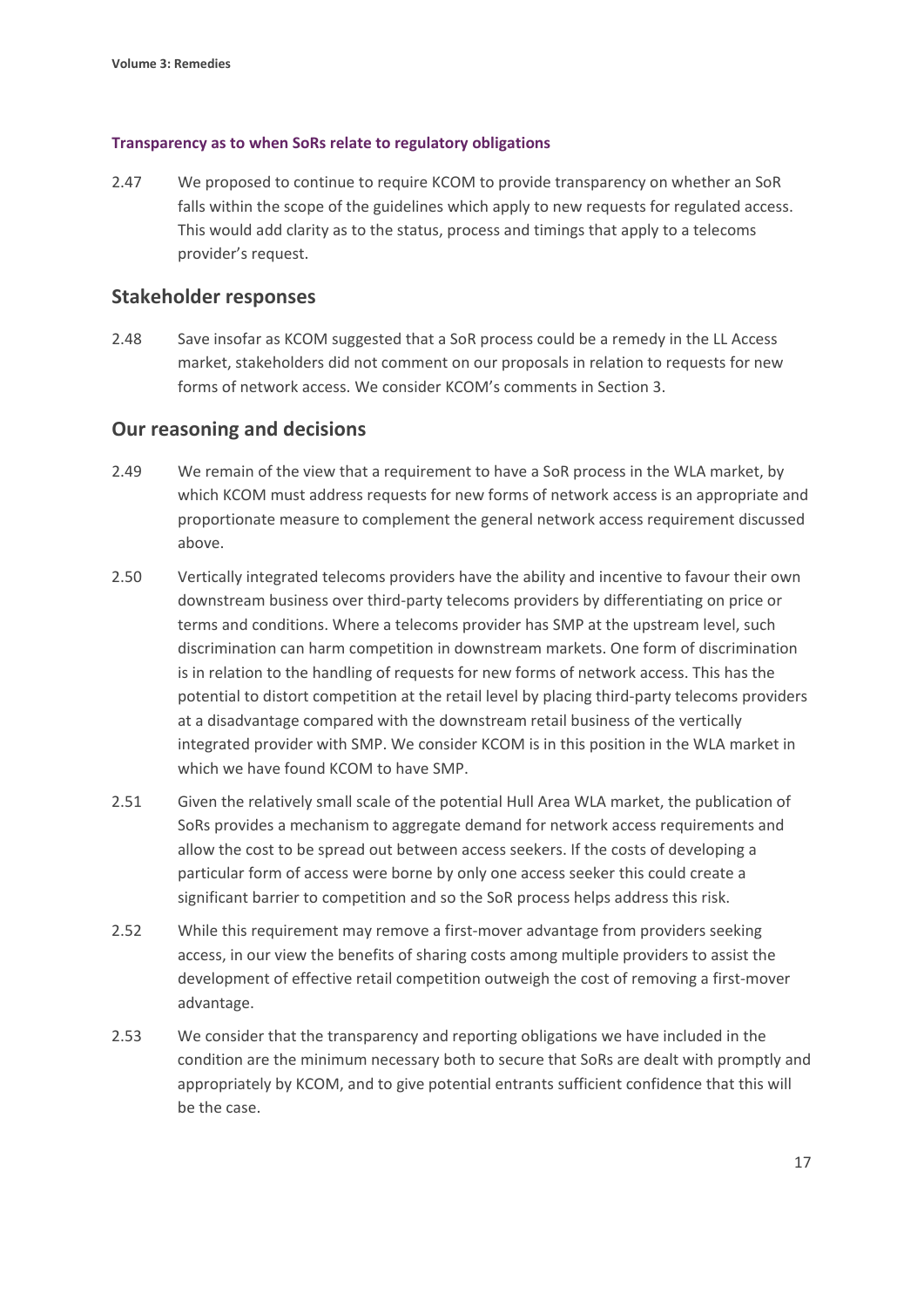#### Transparency as to when SoRs relate to regulatory obligations

2.47 We proposed to continue to require KCOM to provide transparency on whether an SoR falls within the scope of the guidelines which apply to new requests for regulated access. This would add clarity as to the status, process and timings that apply to a telecoms provider's request.

## Stakeholder responses

2.48 Save insofar as KCOM suggested that a SoR process could be a remedy in the LL Access market, stakeholders did not comment on our proposals in relation to requests for new forms of network access. We consider KCOM's comments in Section 3.

## Our reasoning and decisions

2.49 We remain of the view that a requirement to have a SoR process in the WLA market, by which KCOM must address requests for new forms of network access is an appropriate and proportionate measure to complement the general network access requirement discussed above.

2.50 Vertically integrated telecoms providers have the ability and incentive to favour their own downstream business over third-party telecoms providers by differentiating on price or terms and conditions. Where a telecoms provider has SMP at the upstream level, such discrimination can harm competition in downstream markets. One form of discrimination is in relation to the handling of requests for new forms of network access. This has the potential to distort competition at the retail level by placing third-party telecoms providers at a disadvantage compared with the downstream retail business of the vertically integrated provider with SMP. We consider KCOM is in this position in the WLA market in which we have found KCOM to have SMP.

2.51 Given the relatively small scale of the potential Hull Area WLA market, the publication of SoRs provides a mechanism to aggregate demand for network access requirements and allow the cost to be spread out between access seekers. If the costs of developing a particular form of access were borne by only one access seeker this could create a significant barrier to competition and so the SoR process helps address this risk.

2.52 While this requirement may remove a first-mover advantage from providers seeking access, in our view the benefits of sharing costs among multiple providers to assist the development of effective retail competition outweigh the cost of removing a first-mover advantage.

2.53 We consider that the transparency and reporting obligations we have included in the condition are the minimum necessary both to secure that SoRs are dealt with promptly and appropriately by KCOM, and to give potential entrants sufficient confidence that this will be the case.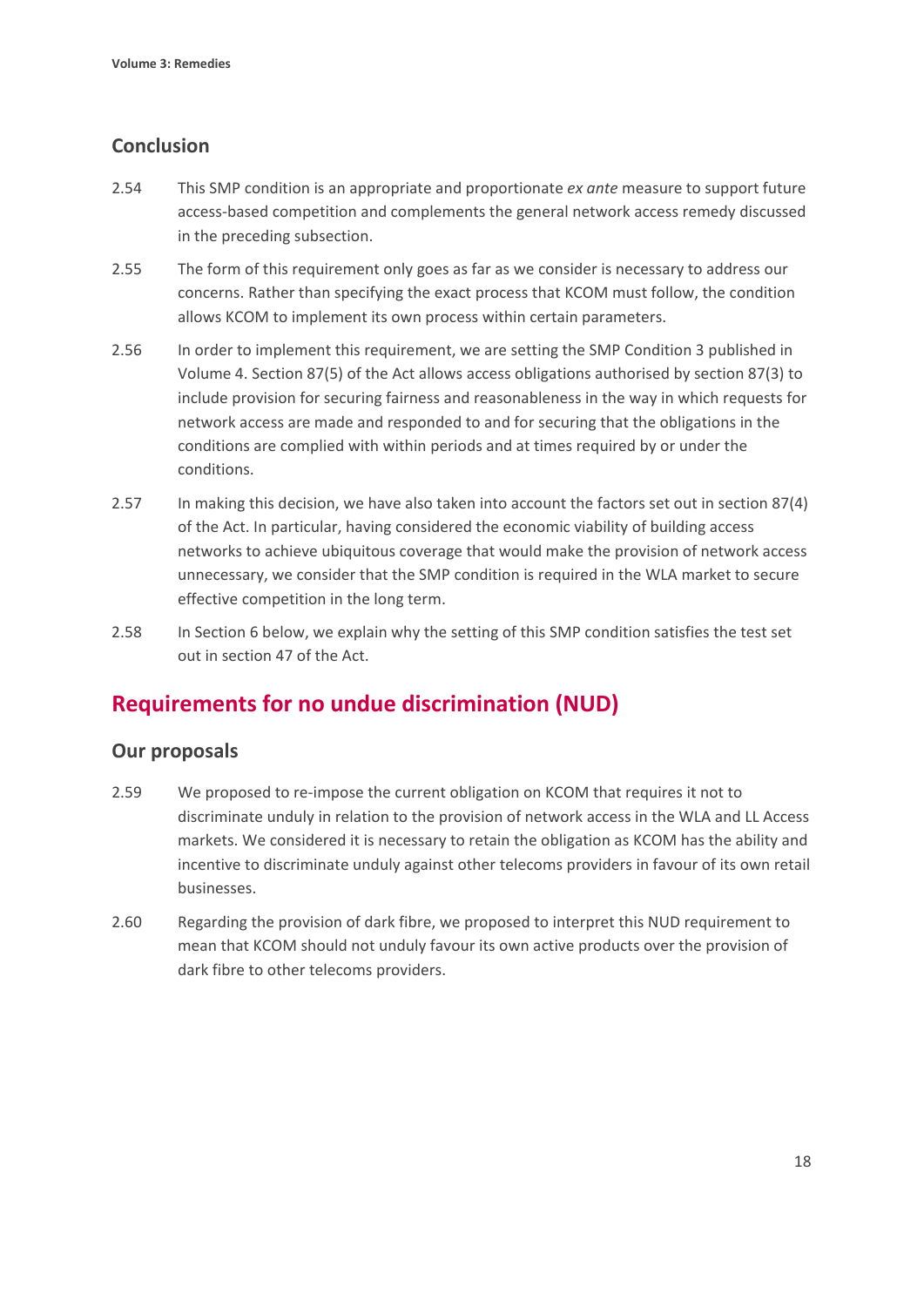### Conclusion

2.54 This SMP condition is an appropriate and proportionate *ex ante* measure to support future access-based competition and complements the general network access remedy discussed in the preceding subsection.

2.55 The form of this requirement only goes as far as we consider is necessary to address our concerns. Rather than specifying the exact process that KCOM must follow, the condition allows KCOM to implement its own process within certain parameters.

2.56 In order to implement this requirement, we are setting the SMP Condition 3 published in Volume 4. Section 87(5) of the Act allows access obligations authorised by section 87(3) to include provision for securing fairness and reasonableness in the way in which requests for network access are made and responded to and for securing that the obligations in the conditions are complied with within periods and at times required by or under the conditions.

2.57 In making this decision, we have also taken into account the factors set out in section 87(4) of the Act. In particular, having considered the economic viability of building access networks to achieve ubiquitous coverage that would make the provision of network access unnecessary, we consider that the SMP condition is required in the WLA market to secure effective competition in the long term.

2.58 In Section 6 below, we explain why the setting of this SMP condition satisfies the test set out in section 47 of the Act.

## Requirements for no undue discrimination (NUD)

### Our proposals

2.59 We proposed to re-impose the current obligation on KCOM that requires it not to discriminate unduly in relation to the provision of network access in the WLA and LL Access markets. We considered it is necessary to retain the obligation as KCOM has the ability and incentive to discriminate unduly against other telecoms providers in favour of its own retail businesses.

2.60 Regarding the provision of dark fibre, we proposed to interpret this NUD requirement to mean that KCOM should not unduly favour its own active products over the provision of dark fibre to other telecoms providers.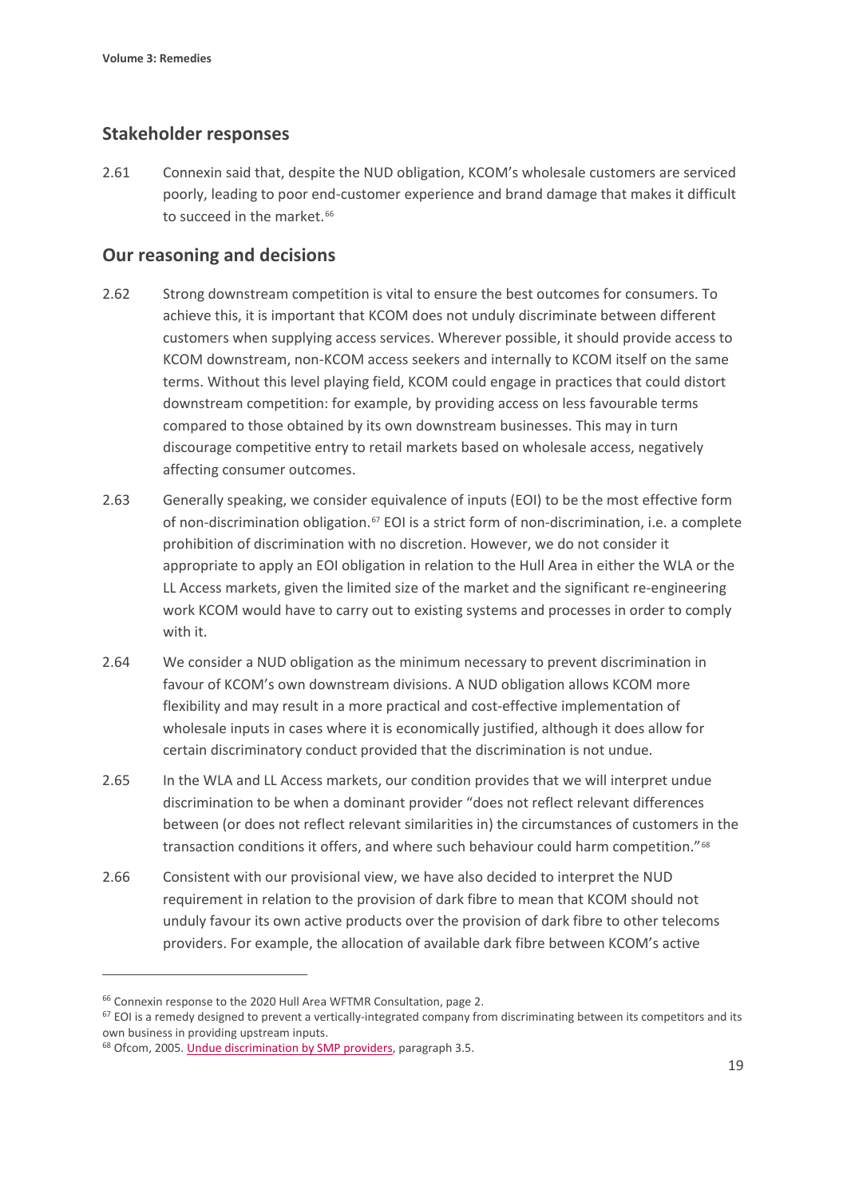## Stakeholder responses

2.61 Connexin said that, despite the NUD obligation, KCOM's wholesale customers are serviced poorly, leading to poor end-customer experience and brand damage that makes it difficult to succeed in the market.[66]

## Our reasoning and decisions

2.62 Strong downstream competition is vital to ensure the best outcomes for consumers. To achieve this, it is important that KCOM does not unduly discriminate between different customers when supplying access services. Wherever possible, it should provide access to KCOM downstream, non-KCOM access seekers and internally to KCOM itself on the same terms. Without this level playing field, KCOM could engage in practices that could distort downstream competition: for example, by providing access on less favourable terms compared to those obtained by its own downstream businesses. This may in turn discourage competitive entry to retail markets based on wholesale access, negatively affecting consumer outcomes.

2.63 Generally speaking, we consider equivalence of inputs (EOI) to be the most effective form of non-discrimination obligation.[67] EOI is a strict form of non-discrimination, i.e. a complete prohibition of discrimination with no discretion. However, we do not consider it appropriate to apply an EOI obligation in relation to the Hull Area in either the WLA or the LL Access markets, given the limited size of the market and the significant re-engineering work KCOM would have to carry out to existing systems and processes in order to comply with it.

2.64 We consider a NUD obligation as the minimum necessary to prevent discrimination in favour of KCOM's own downstream divisions. A NUD obligation allows KCOM more flexibility and may result in a more practical and cost-effective implementation of wholesale inputs in cases where it is economically justified, although it does allow for certain discriminatory conduct provided that the discrimination is not undue.

2.65 In the WLA and LL Access markets, our condition provides that we will interpret undue discrimination to be when a dominant provider "does not reflect relevant differences between (or does not reflect relevant similarities in) the circumstances of customers in the transaction conditions it offers, and where such behaviour could harm competition."[68]

2.66 Consistent with our provisional view, we have also decided to interpret the NUD requirement in relation to the provision of dark fibre to mean that KCOM should not unduly favour its own active products over the provision of dark fibre to other telecoms providers. For example, the allocation of available dark fibre between KCOM's active

---

[66] Connexin response to the 2020 Hull Area WFTMR Consultation, page 2.

[67] EOI is a remedy designed to prevent a vertically-integrated company from discriminating between its competitors and its own business in providing upstream inputs.

[68] Ofcom, 2005. Undue discrimination by SMP providers, paragraph 3.5.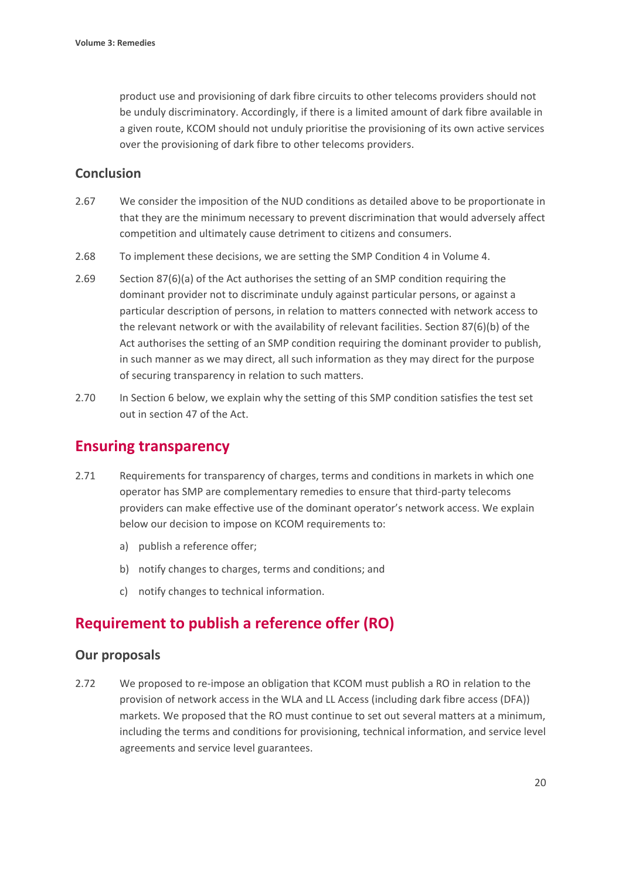product use and provisioning of dark fibre circuits to other telecoms providers should not be unduly discriminatory. Accordingly, if there is a limited amount of dark fibre available in a given route, KCOM should not unduly prioritise the provisioning of its own active services over the provisioning of dark fibre to other telecoms providers.

### Conclusion

2.67 We consider the imposition of the NUD conditions as detailed above to be proportionate in that they are the minimum necessary to prevent discrimination that would adversely affect competition and ultimately cause detriment to citizens and consumers.

2.68 To implement these decisions, we are setting the SMP Condition 4 in Volume 4.

2.69 Section 87(6)(a) of the Act authorises the setting of an SMP condition requiring the dominant provider not to discriminate unduly against particular persons, or against a particular description of persons, in relation to matters connected with network access to the relevant network or with the availability of relevant facilities. Section 87(6)(b) of the Act authorises the setting of an SMP condition requiring the dominant provider to publish, in such manner as we may direct, all such information as they may direct for the purpose of securing transparency in relation to such matters.

2.70 In Section 6 below, we explain why the setting of this SMP condition satisfies the test set out in section 47 of the Act.

## Ensuring transparency

2.71 Requirements for transparency of charges, terms and conditions in markets in which one operator has SMP are complementary remedies to ensure that third-party telecoms providers can make effective use of the dominant operator's network access. We explain below our decision to impose on KCOM requirements to:

a) publish a reference offer;

b) notify changes to charges, terms and conditions; and

c) notify changes to technical information.

## Requirement to publish a reference offer (RO)

### Our proposals

2.72 We proposed to re-impose an obligation that KCOM must publish a RO in relation to the provision of network access in the WLA and LL Access (including dark fibre access (DFA)) markets. We proposed that the RO must continue to set out several matters at a minimum, including the terms and conditions for provisioning, technical information, and service level agreements and service level guarantees.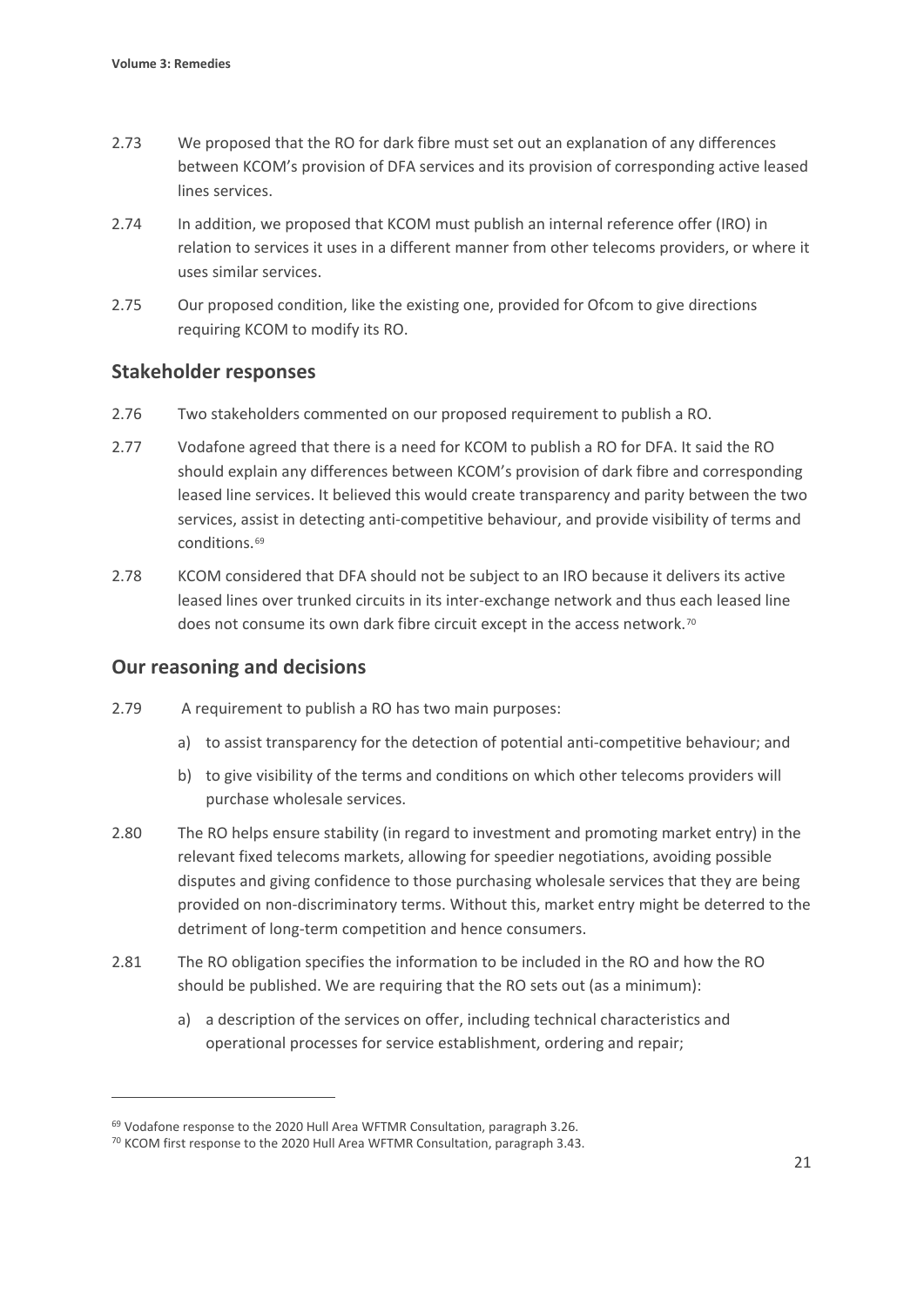2.73 We proposed that the RO for dark fibre must set out an explanation of any differences between KCOM's provision of DFA services and its provision of corresponding active leased lines services.

2.74 In addition, we proposed that KCOM must publish an internal reference offer (IRO) in relation to services it uses in a different manner from other telecoms providers, or where it uses similar services.

2.75 Our proposed condition, like the existing one, provided for Ofcom to give directions requiring KCOM to modify its RO.

## Stakeholder responses

2.76 Two stakeholders commented on our proposed requirement to publish a RO.

2.77 Vodafone agreed that there is a need for KCOM to publish a RO for DFA. It said the RO should explain any differences between KCOM's provision of dark fibre and corresponding leased line services. It believed this would create transparency and parity between the two services, assist in detecting anti-competitive behaviour, and provide visibility of terms and conditions.[69]

2.78 KCOM considered that DFA should not be subject to an IRO because it delivers its active leased lines over trunked circuits in its inter-exchange network and thus each leased line does not consume its own dark fibre circuit except in the access network.[70]

## Our reasoning and decisions

2.79 A requirement to publish a RO has two main purposes:

a) to assist transparency for the detection of potential anti-competitive behaviour; and

b) to give visibility of the terms and conditions on which other telecoms providers will purchase wholesale services.

2.80 The RO helps ensure stability (in regard to investment and promoting market entry) in the relevant fixed telecoms markets, allowing for speedier negotiations, avoiding possible disputes and giving confidence to those purchasing wholesale services that they are being provided on non-discriminatory terms. Without this, market entry might be deterred to the detriment of long-term competition and hence consumers.

2.81 The RO obligation specifies the information to be included in the RO and how the RO should be published. We are requiring that the RO sets out (as a minimum):

a) a description of the services on offer, including technical characteristics and operational processes for service establishment, ordering and repair;

---

[69] Vodafone response to the 2020 Hull Area WFTMR Consultation, paragraph 3.26.

[70] KCOM first response to the 2020 Hull Area WFTMR Consultation, paragraph 3.43.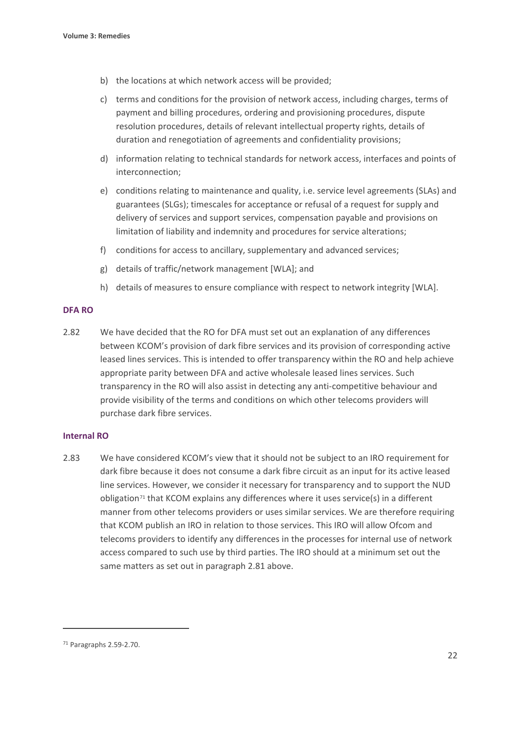b) the locations at which network access will be provided;

c) terms and conditions for the provision of network access, including charges, terms of payment and billing procedures, ordering and provisioning procedures, dispute resolution procedures, details of relevant intellectual property rights, details of duration and renegotiation of agreements and confidentiality provisions;

d) information relating to technical standards for network access, interfaces and points of interconnection;

e) conditions relating to maintenance and quality, i.e. service level agreements (SLAs) and guarantees (SLGs); timescales for acceptance or refusal of a request for supply and delivery of services and support services, compensation payable and provisions on limitation of liability and indemnity and procedures for service alterations;

f) conditions for access to ancillary, supplementary and advanced services;

g) details of traffic/network management [WLA]; and

h) details of measures to ensure compliance with respect to network integrity [WLA].

### DFA RO

2.82 We have decided that the RO for DFA must set out an explanation of any differences between KCOM's provision of dark fibre services and its provision of corresponding active leased lines services. This is intended to offer transparency within the RO and help achieve appropriate parity between DFA and active wholesale leased lines services. Such transparency in the RO will also assist in detecting any anti-competitive behaviour and provide visibility of the terms and conditions on which other telecoms providers will purchase dark fibre services.

### Internal RO

2.83 We have considered KCOM's view that it should not be subject to an IRO requirement for dark fibre because it does not consume a dark fibre circuit as an input for its active leased line services. However, we consider it necessary for transparency and to support the NUD obligation[71] that KCOM explains any differences where it uses service(s) in a different manner from other telecoms providers or uses similar services. We are therefore requiring that KCOM publish an IRO in relation to those services. This IRO will allow Ofcom and telecoms providers to identify any differences in the processes for internal use of network access compared to such use by third parties. The IRO should at a minimum set out the same matters as set out in paragraph 2.81 above.

[71] Paragraphs 2.59-2.70.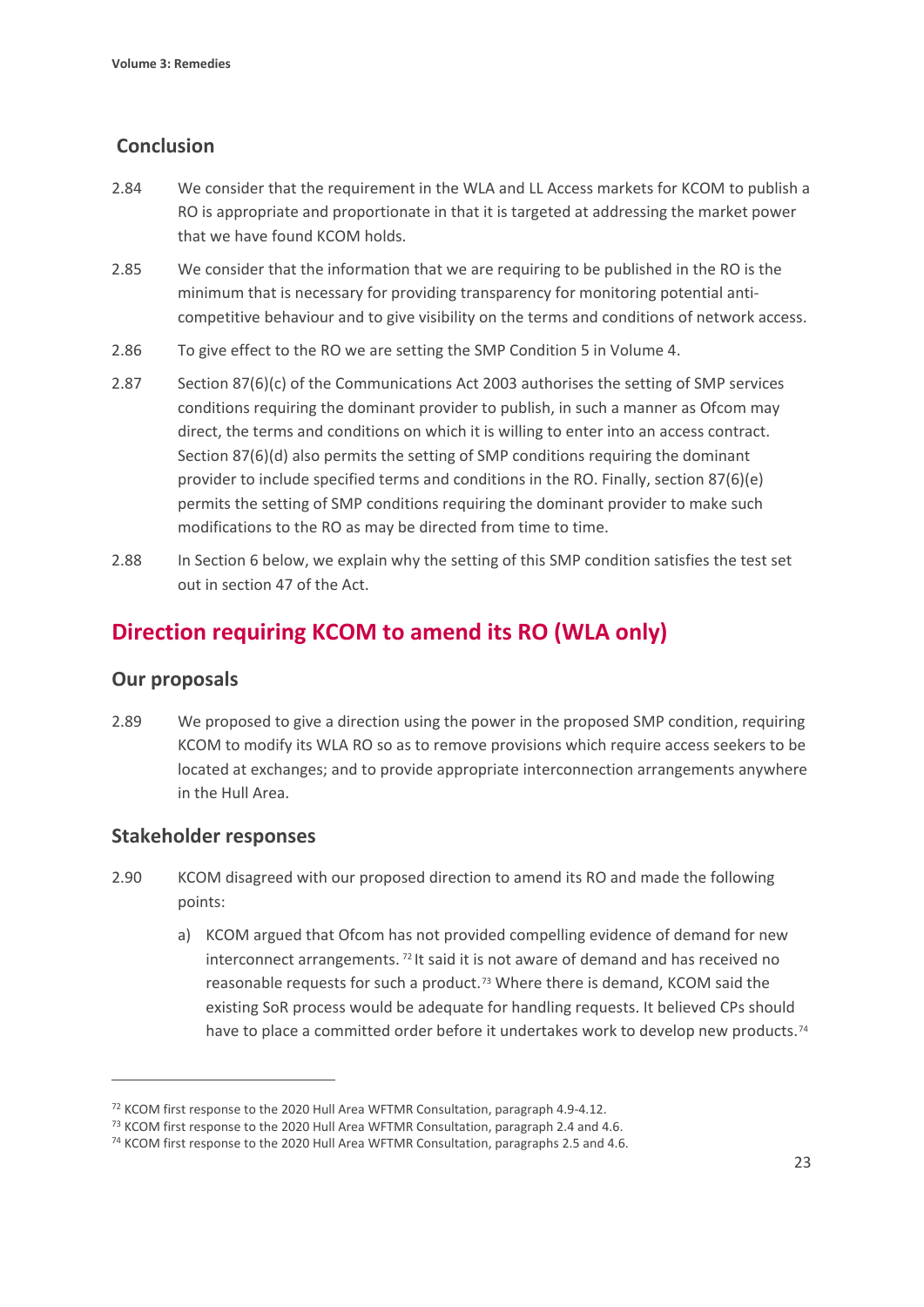## Conclusion

2.84 We consider that the requirement in the WLA and LL Access markets for KCOM to publish a RO is appropriate and proportionate in that it is targeted at addressing the market power that we have found KCOM holds.

2.85 We consider that the information that we are requiring to be published in the RO is the minimum that is necessary for providing transparency for monitoring potential anti-competitive behaviour and to give visibility on the terms and conditions of network access.

2.86 To give effect to the RO we are setting the SMP Condition 5 in Volume 4.

2.87 Section 87(6)(c) of the Communications Act 2003 authorises the setting of SMP services conditions requiring the dominant provider to publish, in such a manner as Ofcom may direct, the terms and conditions on which it is willing to enter into an access contract. Section 87(6)(d) also permits the setting of SMP conditions requiring the dominant provider to include specified terms and conditions in the RO. Finally, section 87(6)(e) permits the setting of SMP conditions requiring the dominant provider to make such modifications to the RO as may be directed from time to time.

2.88 In Section 6 below, we explain why the setting of this SMP condition satisfies the test set out in section 47 of the Act.

## Direction requiring KCOM to amend its RO (WLA only)

### Our proposals

2.89 We proposed to give a direction using the power in the proposed SMP condition, requiring KCOM to modify its WLA RO so as to remove provisions which require access seekers to be located at exchanges; and to provide appropriate interconnection arrangements anywhere in the Hull Area.

### Stakeholder responses

2.90 KCOM disagreed with our proposed direction to amend its RO and made the following points:

a) KCOM argued that Ofcom has not provided compelling evidence of demand for new interconnect arrangements.[72] It said it is not aware of demand and has received no reasonable requests for such a product.[73] Where there is demand, KCOM said the existing SoR process would be adequate for handling requests. It believed CPs should have to place a committed order before it undertakes work to develop new products.[74]

[72] KCOM first response to the 2020 Hull Area WFTMR Consultation, paragraph 4.9-4.12.

[73] KCOM first response to the 2020 Hull Area WFTMR Consultation, paragraph 2.4 and 4.6.

[74] KCOM first response to the 2020 Hull Area WFTMR Consultation, paragraphs 2.5 and 4.6.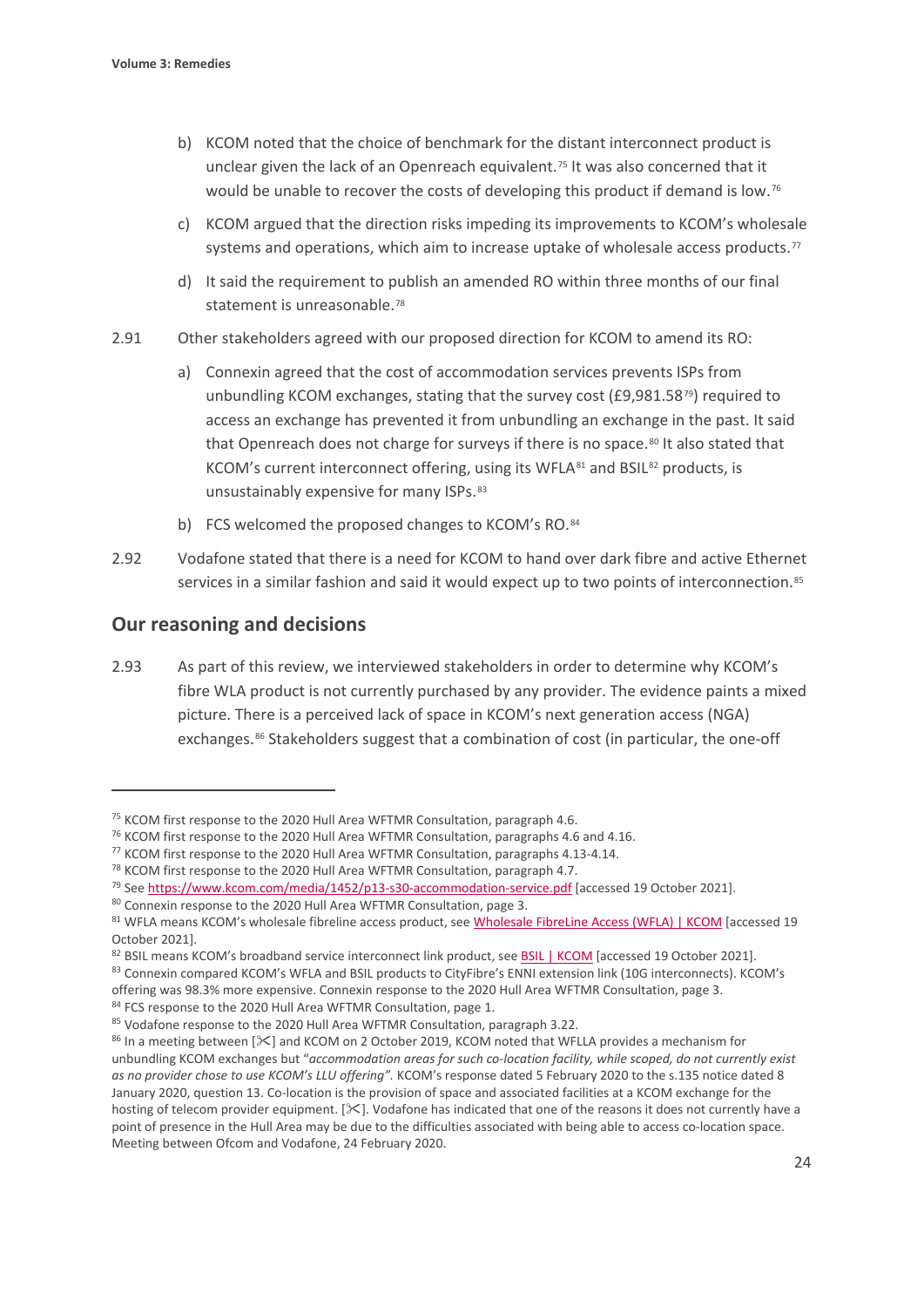b) KCOM noted that the choice of benchmark for the distant interconnect product is unclear given the lack of an Openreach equivalent.[75] It was also concerned that it would be unable to recover the costs of developing this product if demand is low.[76]

c) KCOM argued that the direction risks impeding its improvements to KCOM's wholesale systems and operations, which aim to increase uptake of wholesale access products.[77]

d) It said the requirement to publish an amended RO within three months of our final statement is unreasonable.[78]

2.91 Other stakeholders agreed with our proposed direction for KCOM to amend its RO:

a) Connexin agreed that the cost of accommodation services prevents ISPs from unbundling KCOM exchanges, stating that the survey cost (£9,981.58[79]) required to access an exchange has prevented it from unbundling an exchange in the past. It said that Openreach does not charge for surveys if there is no space.[80] It also stated that KCOM's current interconnect offering, using its WFLA[81] and BSIL[82] products, is unsustainably expensive for many ISPs.[83]

b) FCS welcomed the proposed changes to KCOM's RO.[84]

2.92 Vodafone stated that there is a need for KCOM to hand over dark fibre and active Ethernet services in a similar fashion and said it would expect up to two points of interconnection.[85]

## Our reasoning and decisions

2.93 As part of this review, we interviewed stakeholders in order to determine why KCOM's fibre WLA product is not currently purchased by any provider. The evidence paints a mixed picture. There is a perceived lack of space in KCOM's next generation access (NGA) exchanges.[86] Stakeholders suggest that a combination of cost (in particular, the one-off

---

[75] KCOM first response to the 2020 Hull Area WFTMR Consultation, paragraph 4.6.

[76] KCOM first response to the 2020 Hull Area WFTMR Consultation, paragraphs 4.6 and 4.16.

[77] KCOM first response to the 2020 Hull Area WFTMR Consultation, paragraphs 4.13-4.14.

[78] KCOM first response to the 2020 Hull Area WFTMR Consultation, paragraph 4.7.

[79] See https://www.kcom.com/media/1452/p13-s30-accommodation-service.pdf [accessed 19 October 2021].

[80] Connexin response to the 2020 Hull Area WFTMR Consultation, page 3.

[81] WFLA means KCOM's wholesale fibreline access product, see Wholesale FibreLine Access (WFLA) | KCOM [accessed 19 October 2021].

[82] BSIL means KCOM's broadband service interconnect link product, see BSIL | KCOM [accessed 19 October 2021].

[83] Connexin compared KCOM's WFLA and BSIL products to CityFibre's ENNI extension link (10G interconnects). KCOM's offering was 98.3% more expensive. Connexin response to the 2020 Hull Area WFTMR Consultation, page 3.

[84] FCS response to the 2020 Hull Area WFTMR Consultation, page 1.

[85] Vodafone response to the 2020 Hull Area WFTMR Consultation, paragraph 3.22.

[86] In a meeting between [✂] and KCOM on 2 October 2019, KCOM noted that WFLLA provides a mechanism for unbundling KCOM exchanges but "*accommodation areas for such co-location facility, while scoped, do not currently exist as no provider chose to use KCOM's LLU offering*". KCOM's response dated 5 February 2020 to the s.135 notice dated 8 January 2020, question 13. Co-location is the provision of space and associated facilities at a KCOM exchange for the hosting of telecom provider equipment. [✂]. Vodafone has indicated that one of the reasons it does not currently have a point of presence in the Hull Area may be due to the difficulties associated with being able to access co-location space. Meeting between Ofcom and Vodafone, 24 February 2020.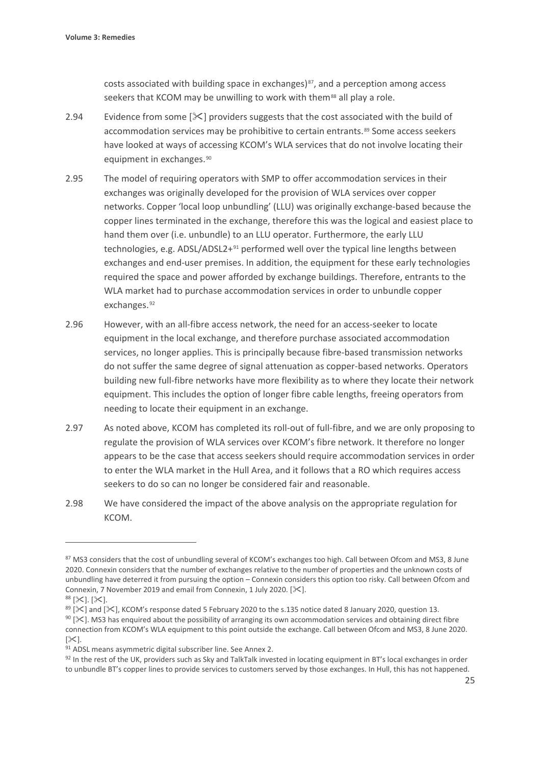costs associated with building space in exchanges)[87], and a perception among access seekers that KCOM may be unwilling to work with them[88] all play a role.

2.94 Evidence from some [✂] providers suggests that the cost associated with the build of accommodation services may be prohibitive to certain entrants.[89] Some access seekers have looked at ways of accessing KCOM's WLA services that do not involve locating their equipment in exchanges.[90]

2.95 The model of requiring operators with SMP to offer accommodation services in their exchanges was originally developed for the provision of WLA services over copper networks. Copper 'local loop unbundling' (LLU) was originally exchange-based because the copper lines terminated in the exchange, therefore this was the logical and easiest place to hand them over (i.e. unbundle) to an LLU operator. Furthermore, the early LLU technologies, e.g. ADSL/ADSL2+[91] performed well over the typical line lengths between exchanges and end-user premises. In addition, the equipment for these early technologies required the space and power afforded by exchange buildings. Therefore, entrants to the WLA market had to purchase accommodation services in order to unbundle copper exchanges.[92]

2.96 However, with an all-fibre access network, the need for an access-seeker to locate equipment in the local exchange, and therefore purchase associated accommodation services, no longer applies. This is principally because fibre-based transmission networks do not suffer the same degree of signal attenuation as copper-based networks. Operators building new full-fibre networks have more flexibility as to where they locate their network equipment. This includes the option of longer fibre cable lengths, freeing operators from needing to locate their equipment in an exchange.

2.97 As noted above, KCOM has completed its roll-out of full-fibre, and we are only proposing to regulate the provision of WLA services over KCOM's fibre network. It therefore no longer appears to be the case that access seekers should require accommodation services in order to enter the WLA market in the Hull Area, and it follows that a RO which requires access seekers to do so can no longer be considered fair and reasonable.

2.98 We have considered the impact of the above analysis on the appropriate regulation for KCOM.

---

[87] MS3 considers that the cost of unbundling several of KCOM's exchanges too high. Call between Ofcom and MS3, 8 June 2020. Connexin considers that the number of exchanges relative to the number of properties and the unknown costs of unbundling have deterred it from pursuing the option – Connexin considers this option too risky. Call between Ofcom and Connexin, 7 November 2019 and email from Connexin, 1 July 2020. [✂].

[88] [✂]. [✂].

[89] [✂] and [✂], KCOM's response dated 5 February 2020 to the s.135 notice dated 8 January 2020, question 13.

[90] [✂]. MS3 has enquired about the possibility of arranging its own accommodation services and obtaining direct fibre connection from KCOM's WLA equipment to this point outside the exchange. Call between Ofcom and MS3, 8 June 2020. [✂].

[91] ADSL means asymmetric digital subscriber line. See Annex 2.

[92] In the rest of the UK, providers such as Sky and TalkTalk invested in locating equipment in BT's local exchanges in order to unbundle BT's copper lines to provide services to customers served by those exchanges. In Hull, this has not happened.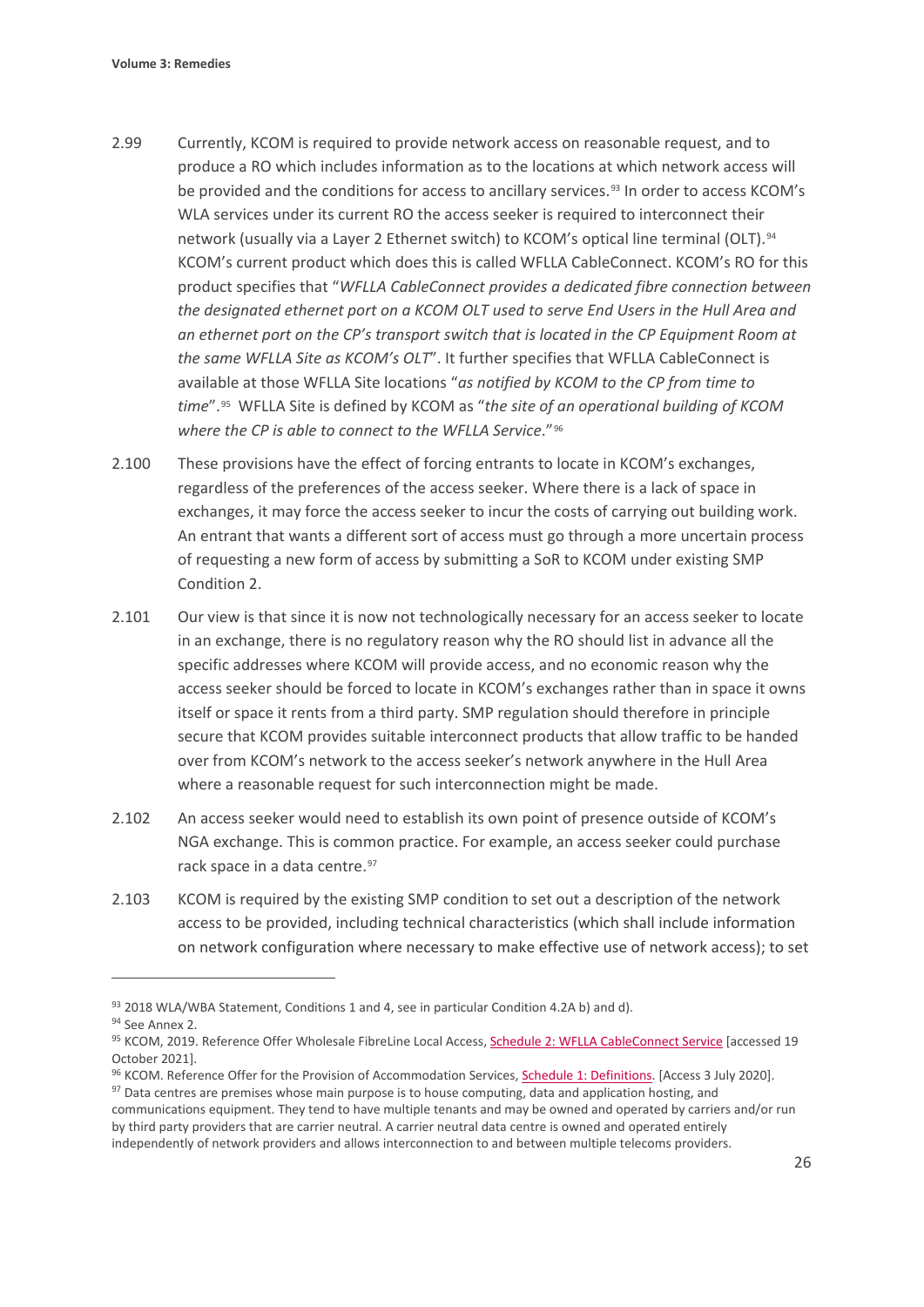2.99 Currently, KCOM is required to provide network access on reasonable request, and to produce a RO which includes information as to the locations at which network access will be provided and the conditions for access to ancillary services.[93] In order to access KCOM's WLA services under its current RO the access seeker is required to interconnect their network (usually via a Layer 2 Ethernet switch) to KCOM's optical line terminal (OLT).[94] KCOM's current product which does this is called WFLLA CableConnect. KCOM's RO for this product specifies that "*WFLLA CableConnect provides a dedicated fibre connection between the designated ethernet port on a KCOM OLT used to serve End Users in the Hull Area and an ethernet port on the CP's transport switch that is located in the CP Equipment Room at the same WFLLA Site as KCOM's OLT*". It further specifies that WFLLA CableConnect is available at those WFLLA Site locations "*as notified by KCOM to the CP from time to time*".[95] WFLLA Site is defined by KCOM as "*the site of an operational building of KCOM where the CP is able to connect to the WFLLA Service.*"[96]

2.100 These provisions have the effect of forcing entrants to locate in KCOM's exchanges, regardless of the preferences of the access seeker. Where there is a lack of space in exchanges, it may force the access seeker to incur the costs of carrying out building work. An entrant that wants a different sort of access must go through a more uncertain process of requesting a new form of access by submitting a SoR to KCOM under existing SMP Condition 2.

2.101 Our view is that since it is now not technologically necessary for an access seeker to locate in an exchange, there is no regulatory reason why the RO should list in advance all the specific addresses where KCOM will provide access, and no economic reason why the access seeker should be forced to locate in KCOM's exchanges rather than in space it owns itself or space it rents from a third party. SMP regulation should therefore in principle secure that KCOM provides suitable interconnect products that allow traffic to be handed over from KCOM's network to the access seeker's network anywhere in the Hull Area where a reasonable request for such interconnection might be made.

2.102 An access seeker would need to establish its own point of presence outside of KCOM's NGA exchange. This is common practice. For example, an access seeker could purchase rack space in a data centre.[97]

2.103 KCOM is required by the existing SMP condition to set out a description of the network access to be provided, including technical characteristics (which shall include information on network configuration where necessary to make effective use of network access); to set

---

[93] 2018 WLA/WBA Statement, Conditions 1 and 4, see in particular Condition 4.2A b) and d).

[94] See Annex 2.

[95] KCOM, 2019. Reference Offer Wholesale FibreLine Local Access, Schedule 2: WFLLA CableConnect Service [accessed 19 October 2021].

[96] KCOM. Reference Offer for the Provision of Accommodation Services, Schedule 1: Definitions. [Access 3 July 2020].

[97] Data centres are premises whose main purpose is to house computing, data and application hosting, and communications equipment. They tend to have multiple tenants and may be owned and operated by carriers and/or run by third party providers that are carrier neutral. A carrier neutral data centre is owned and operated entirely independently of network providers and allows interconnection to and between multiple telecoms providers.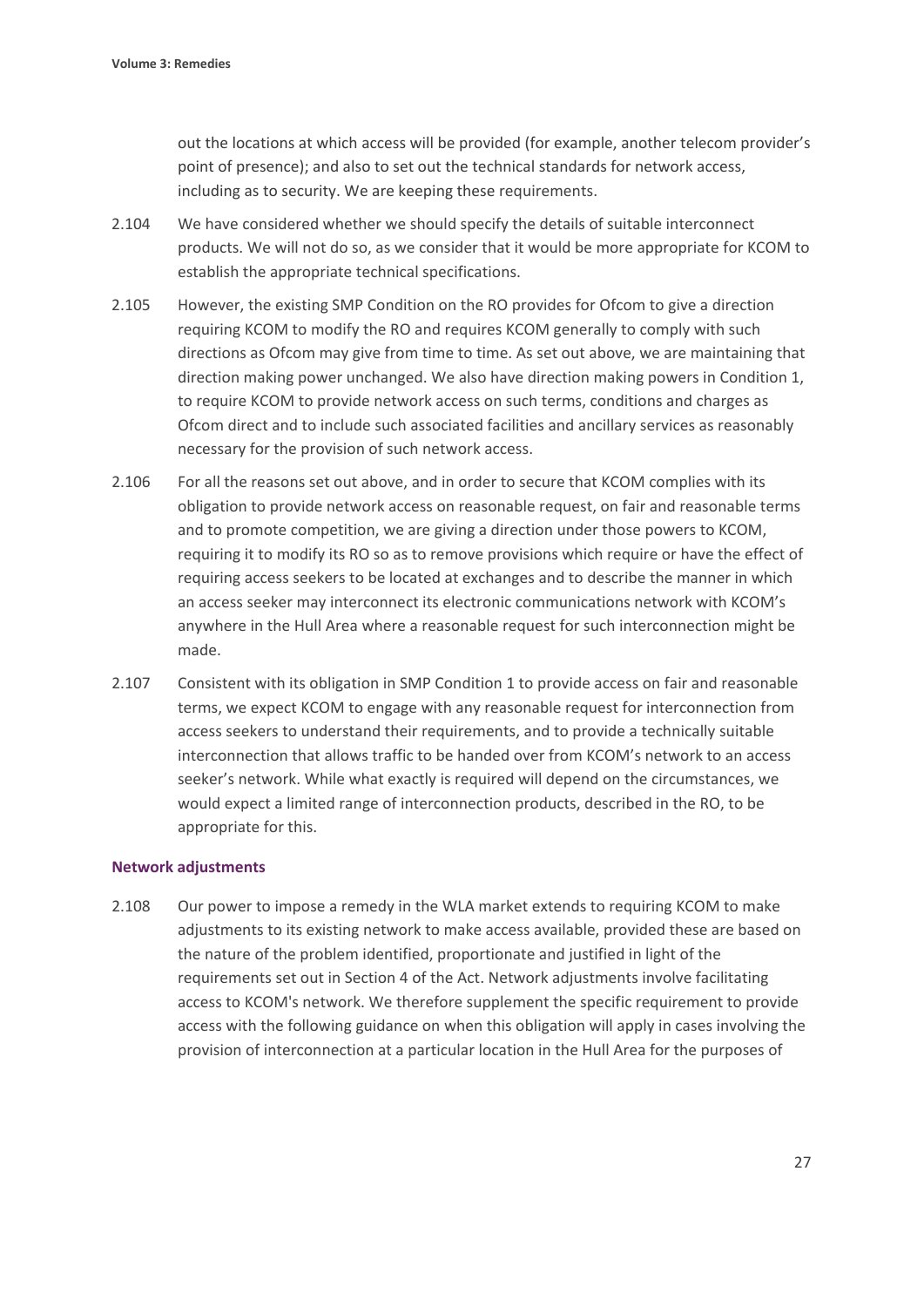out the locations at which access will be provided (for example, another telecom provider's point of presence); and also to set out the technical standards for network access, including as to security. We are keeping these requirements.

2.104 We have considered whether we should specify the details of suitable interconnect products. We will not do so, as we consider that it would be more appropriate for KCOM to establish the appropriate technical specifications.

2.105 However, the existing SMP Condition on the RO provides for Ofcom to give a direction requiring KCOM to modify the RO and requires KCOM generally to comply with such directions as Ofcom may give from time to time. As set out above, we are maintaining that direction making power unchanged. We also have direction making powers in Condition 1, to require KCOM to provide network access on such terms, conditions and charges as Ofcom direct and to include such associated facilities and ancillary services as reasonably necessary for the provision of such network access.

2.106 For all the reasons set out above, and in order to secure that KCOM complies with its obligation to provide network access on reasonable request, on fair and reasonable terms and to promote competition, we are giving a direction under those powers to KCOM, requiring it to modify its RO so as to remove provisions which require or have the effect of requiring access seekers to be located at exchanges and to describe the manner in which an access seeker may interconnect its electronic communications network with KCOM's anywhere in the Hull Area where a reasonable request for such interconnection might be made.

2.107 Consistent with its obligation in SMP Condition 1 to provide access on fair and reasonable terms, we expect KCOM to engage with any reasonable request for interconnection from access seekers to understand their requirements, and to provide a technically suitable interconnection that allows traffic to be handed over from KCOM's network to an access seeker's network. While what exactly is required will depend on the circumstances, we would expect a limited range of interconnection products, described in the RO, to be appropriate for this.

### Network adjustments

2.108 Our power to impose a remedy in the WLA market extends to requiring KCOM to make adjustments to its existing network to make access available, provided these are based on the nature of the problem identified, proportionate and justified in light of the requirements set out in Section 4 of the Act. Network adjustments involve facilitating access to KCOM's network. We therefore supplement the specific requirement to provide access with the following guidance on when this obligation will apply in cases involving the provision of interconnection at a particular location in the Hull Area for the purposes of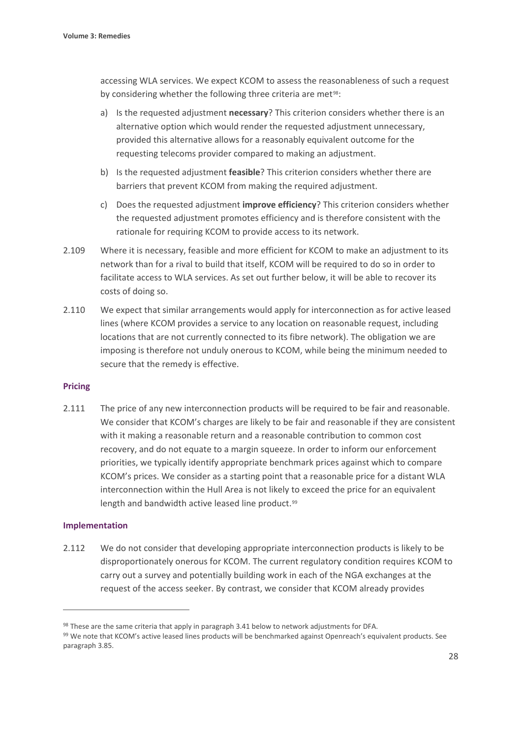accessing WLA services. We expect KCOM to assess the reasonableness of such a request by considering whether the following three criteria are met[98]:

a) Is the requested adjustment **necessary**? This criterion considers whether there is an alternative option which would render the requested adjustment unnecessary, provided this alternative allows for a reasonably equivalent outcome for the requesting telecoms provider compared to making an adjustment.

b) Is the requested adjustment **feasible**? This criterion considers whether there are barriers that prevent KCOM from making the required adjustment.

c) Does the requested adjustment **improve efficiency**? This criterion considers whether the requested adjustment promotes efficiency and is therefore consistent with the rationale for requiring KCOM to provide access to its network.

2.109 Where it is necessary, feasible and more efficient for KCOM to make an adjustment to its network than for a rival to build that itself, KCOM will be required to do so in order to facilitate access to WLA services. As set out further below, it will be able to recover its costs of doing so.

2.110 We expect that similar arrangements would apply for interconnection as for active leased lines (where KCOM provides a service to any location on reasonable request, including locations that are not currently connected to its fibre network). The obligation we are imposing is therefore not unduly onerous to KCOM, while being the minimum needed to secure that the remedy is effective.

### Pricing

2.111 The price of any new interconnection products will be required to be fair and reasonable. We consider that KCOM's charges are likely to be fair and reasonable if they are consistent with it making a reasonable return and a reasonable contribution to common cost recovery, and do not equate to a margin squeeze. In order to inform our enforcement priorities, we typically identify appropriate benchmark prices against which to compare KCOM's prices. We consider as a starting point that a reasonable price for a distant WLA interconnection within the Hull Area is not likely to exceed the price for an equivalent length and bandwidth active leased line product.[99]

### Implementation

2.112 We do not consider that developing appropriate interconnection products is likely to be disproportionately onerous for KCOM. The current regulatory condition requires KCOM to carry out a survey and potentially building work in each of the NGA exchanges at the request of the access seeker. By contrast, we consider that KCOM already provides

[98] These are the same criteria that apply in paragraph 3.41 below to network adjustments for DFA.

[99] We note that KCOM's active leased lines products will be benchmarked against Openreach's equivalent products. See paragraph 3.85.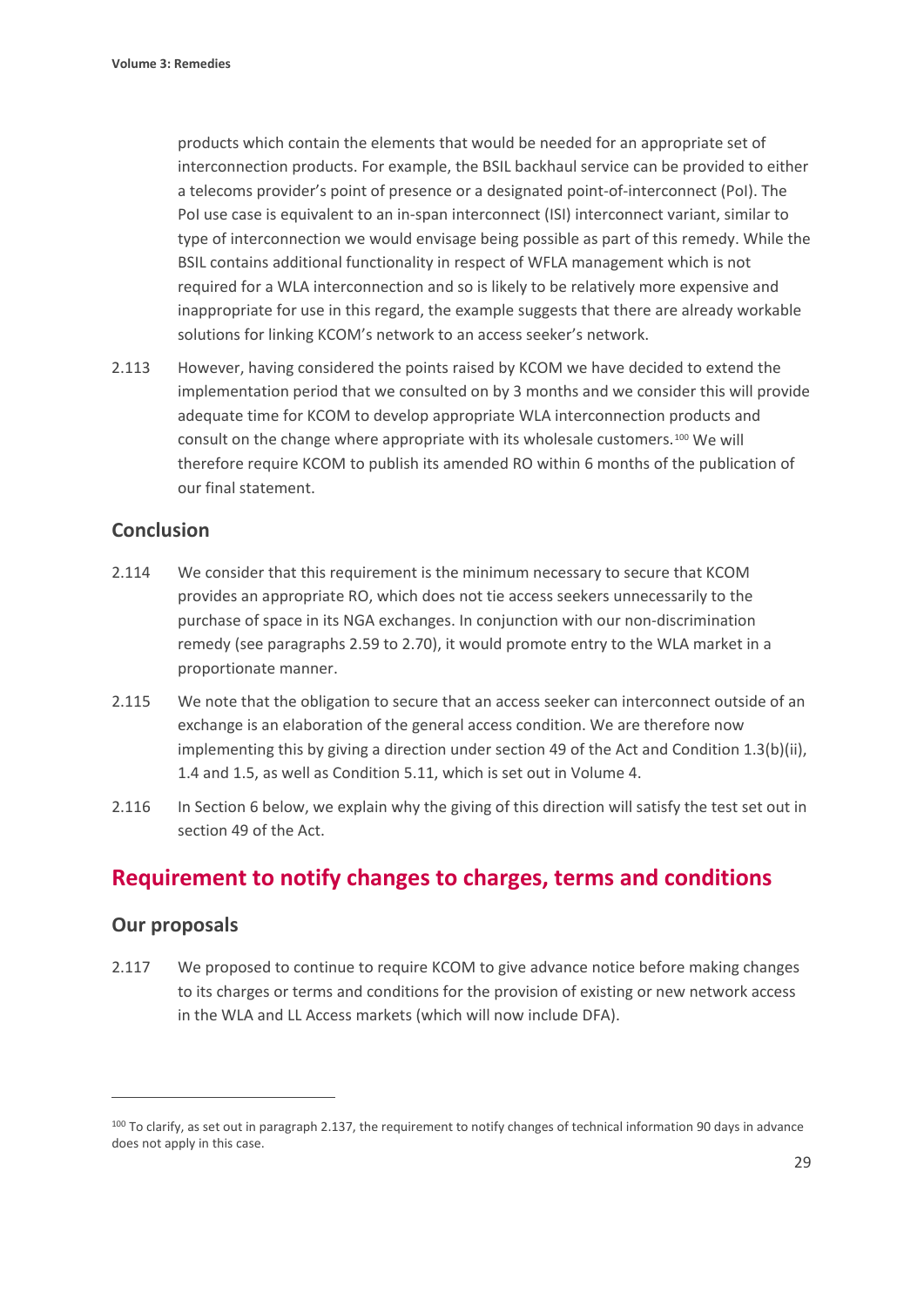products which contain the elements that would be needed for an appropriate set of interconnection products. For example, the BSIL backhaul service can be provided to either a telecoms provider's point of presence or a designated point-of-interconnect (PoI). The PoI use case is equivalent to an in-span interconnect (ISI) interconnect variant, similar to type of interconnection we would envisage being possible as part of this remedy. While the BSIL contains additional functionality in respect of WFLA management which is not required for a WLA interconnection and so is likely to be relatively more expensive and inappropriate for use in this regard, the example suggests that there are already workable solutions for linking KCOM's network to an access seeker's network.

2.113 However, having considered the points raised by KCOM we have decided to extend the implementation period that we consulted on by 3 months and we consider this will provide adequate time for KCOM to develop appropriate WLA interconnection products and consult on the change where appropriate with its wholesale customers.[100] We will therefore require KCOM to publish its amended RO within 6 months of the publication of our final statement.

## Conclusion

2.114 We consider that this requirement is the minimum necessary to secure that KCOM provides an appropriate RO, which does not tie access seekers unnecessarily to the purchase of space in its NGA exchanges. In conjunction with our non-discrimination remedy (see paragraphs 2.59 to 2.70), it would promote entry to the WLA market in a proportionate manner.

2.115 We note that the obligation to secure that an access seeker can interconnect outside of an exchange is an elaboration of the general access condition. We are therefore now implementing this by giving a direction under section 49 of the Act and Condition 1.3(b)(ii), 1.4 and 1.5, as well as Condition 5.11, which is set out in Volume 4.

2.116 In Section 6 below, we explain why the giving of this direction will satisfy the test set out in section 49 of the Act.

## Requirement to notify changes to charges, terms and conditions

### Our proposals

2.117 We proposed to continue to require KCOM to give advance notice before making changes to its charges or terms and conditions for the provision of existing or new network access in the WLA and LL Access markets (which will now include DFA).

[100] To clarify, as set out in paragraph 2.137, the requirement to notify changes of technical information 90 days in advance does not apply in this case.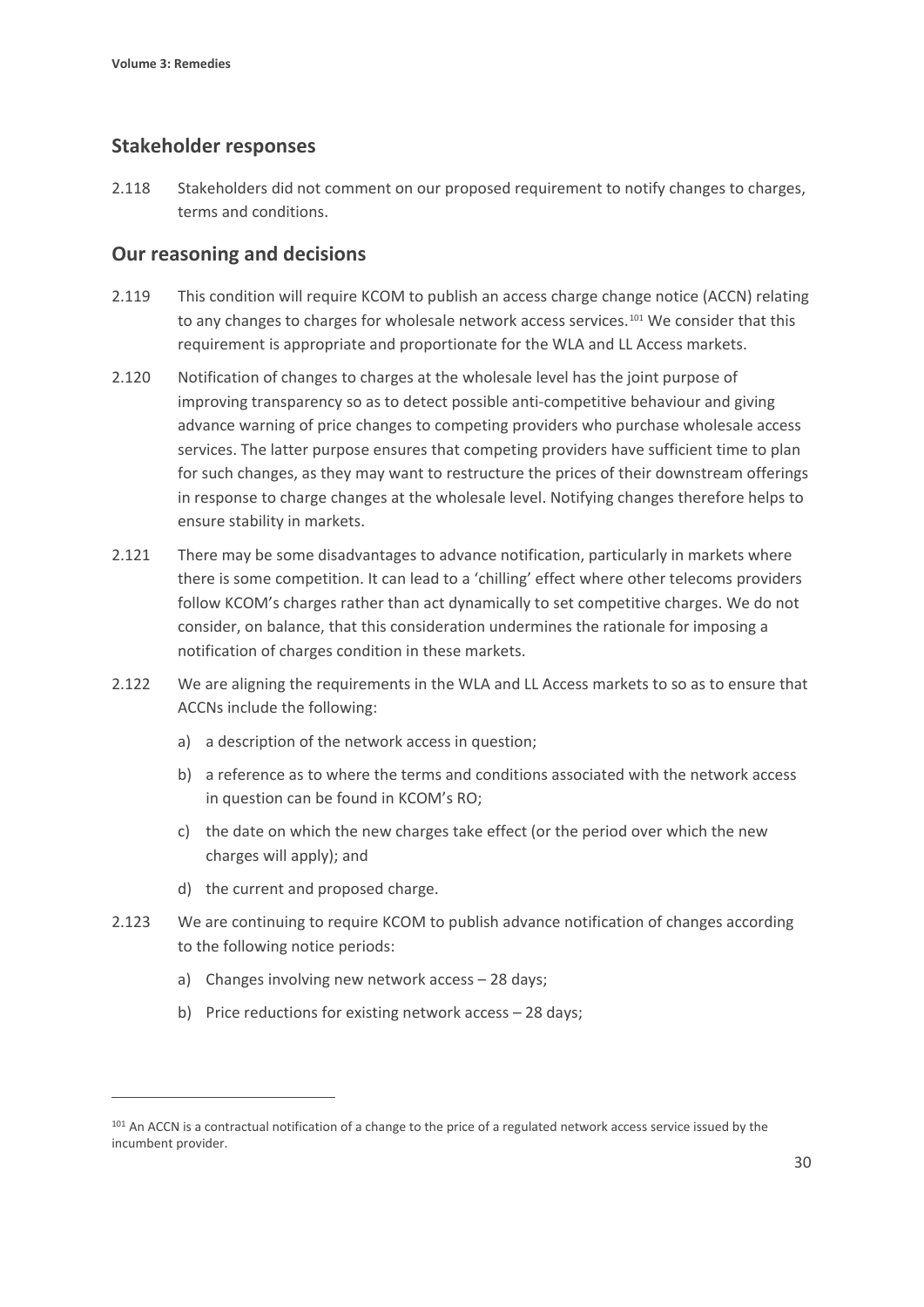## Stakeholder responses

2.118 Stakeholders did not comment on our proposed requirement to notify changes to charges, terms and conditions.

## Our reasoning and decisions

2.119 This condition will require KCOM to publish an access charge change notice (ACCN) relating to any changes to charges for wholesale network access services.[101] We consider that this requirement is appropriate and proportionate for the WLA and LL Access markets.

2.120 Notification of changes to charges at the wholesale level has the joint purpose of improving transparency so as to detect possible anti-competitive behaviour and giving advance warning of price changes to competing providers who purchase wholesale access services. The latter purpose ensures that competing providers have sufficient time to plan for such changes, as they may want to restructure the prices of their downstream offerings in response to charge changes at the wholesale level. Notifying changes therefore helps to ensure stability in markets.

2.121 There may be some disadvantages to advance notification, particularly in markets where there is some competition. It can lead to a 'chilling' effect where other telecoms providers follow KCOM's charges rather than act dynamically to set competitive charges. We do not consider, on balance, that this consideration undermines the rationale for imposing a notification of charges condition in these markets.

2.122 We are aligning the requirements in the WLA and LL Access markets to so as to ensure that ACCNs include the following:

a) a description of the network access in question;

b) a reference as to where the terms and conditions associated with the network access in question can be found in KCOM's RO;

c) the date on which the new charges take effect (or the period over which the new charges will apply); and

d) the current and proposed charge.

2.123 We are continuing to require KCOM to publish advance notification of changes according to the following notice periods:

a) Changes involving new network access – 28 days;

b) Price reductions for existing network access – 28 days;

[101] An ACCN is a contractual notification of a change to the price of a regulated network access service issued by the incumbent provider.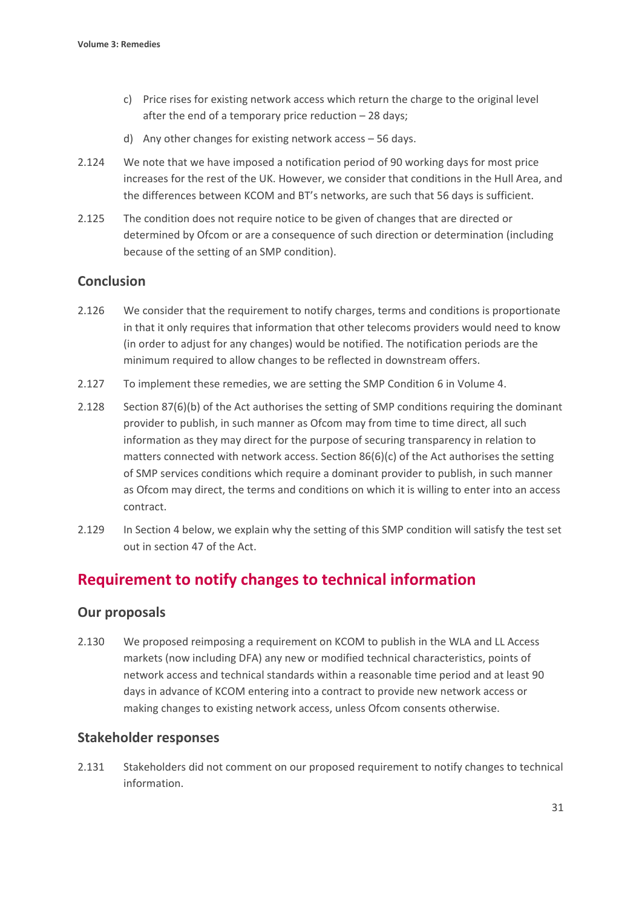c) Price rises for existing network access which return the charge to the original level after the end of a temporary price reduction – 28 days;

d) Any other changes for existing network access – 56 days.

2.124 We note that we have imposed a notification period of 90 working days for most price increases for the rest of the UK. However, we consider that conditions in the Hull Area, and the differences between KCOM and BT's networks, are such that 56 days is sufficient.

2.125 The condition does not require notice to be given of changes that are directed or determined by Ofcom or are a consequence of such direction or determination (including because of the setting of an SMP condition).

### Conclusion

2.126 We consider that the requirement to notify charges, terms and conditions is proportionate in that it only requires that information that other telecoms providers would need to know (in order to adjust for any changes) would be notified. The notification periods are the minimum required to allow changes to be reflected in downstream offers.

2.127 To implement these remedies, we are setting the SMP Condition 6 in Volume 4.

2.128 Section 87(6)(b) of the Act authorises the setting of SMP conditions requiring the dominant provider to publish, in such manner as Ofcom may from time to time direct, all such information as they may direct for the purpose of securing transparency in relation to matters connected with network access. Section 86(6)(c) of the Act authorises the setting of SMP services conditions which require a dominant provider to publish, in such manner as Ofcom may direct, the terms and conditions on which it is willing to enter into an access contract.

2.129 In Section 4 below, we explain why the setting of this SMP condition will satisfy the test set out in section 47 of the Act.

## Requirement to notify changes to technical information

### Our proposals

2.130 We proposed reimposing a requirement on KCOM to publish in the WLA and LL Access markets (now including DFA) any new or modified technical characteristics, points of network access and technical standards within a reasonable time period and at least 90 days in advance of KCOM entering into a contract to provide new network access or making changes to existing network access, unless Ofcom consents otherwise.

### Stakeholder responses

2.131 Stakeholders did not comment on our proposed requirement to notify changes to technical information.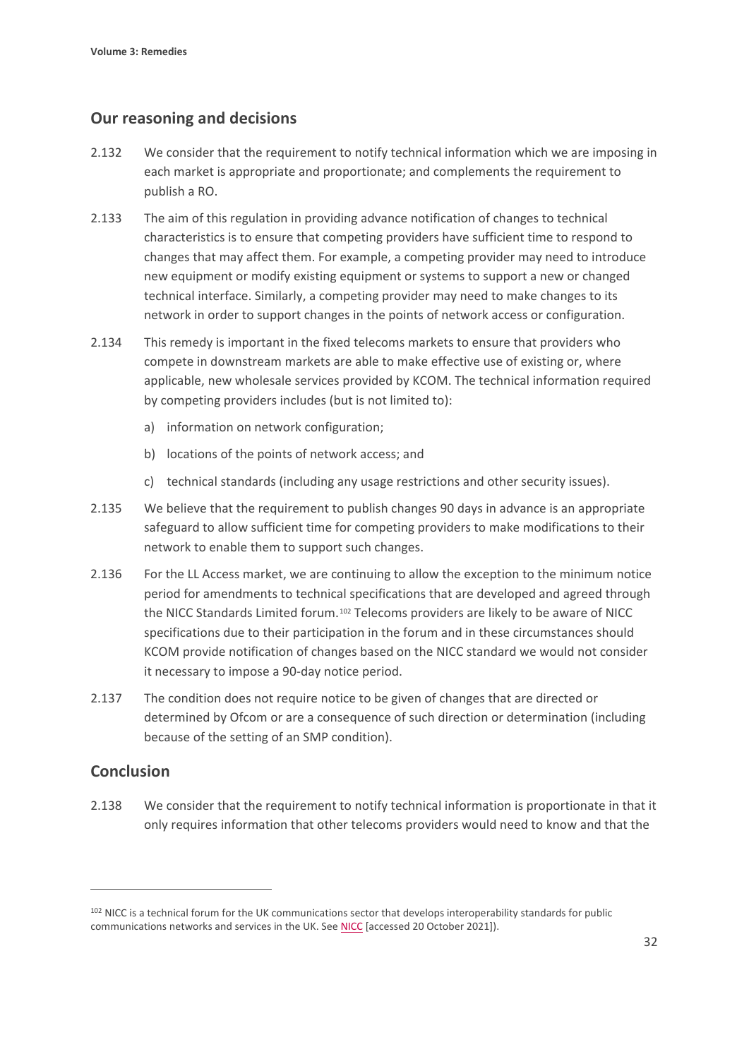## Our reasoning and decisions

2.132 We consider that the requirement to notify technical information which we are imposing in each market is appropriate and proportionate; and complements the requirement to publish a RO.

2.133 The aim of this regulation in providing advance notification of changes to technical characteristics is to ensure that competing providers have sufficient time to respond to changes that may affect them. For example, a competing provider may need to introduce new equipment or modify existing equipment or systems to support a new or changed technical interface. Similarly, a competing provider may need to make changes to its network in order to support changes in the points of network access or configuration.

2.134 This remedy is important in the fixed telecoms markets to ensure that providers who compete in downstream markets are able to make effective use of existing or, where applicable, new wholesale services provided by KCOM. The technical information required by competing providers includes (but is not limited to):

a) information on network configuration;

b) locations of the points of network access; and

c) technical standards (including any usage restrictions and other security issues).

2.135 We believe that the requirement to publish changes 90 days in advance is an appropriate safeguard to allow sufficient time for competing providers to make modifications to their network to enable them to support such changes.

2.136 For the LL Access market, we are continuing to allow the exception to the minimum notice period for amendments to technical specifications that are developed and agreed through the NICC Standards Limited forum.[102] Telecoms providers are likely to be aware of NICC specifications due to their participation in the forum and in these circumstances should KCOM provide notification of changes based on the NICC standard we would not consider it necessary to impose a 90-day notice period.

2.137 The condition does not require notice to be given of changes that are directed or determined by Ofcom or are a consequence of such direction or determination (including because of the setting of an SMP condition).

## Conclusion

2.138 We consider that the requirement to notify technical information is proportionate in that it only requires information that other telecoms providers would need to know and that the

[102] NICC is a technical forum for the UK communications sector that develops interoperability standards for public communications networks and services in the UK. See NICC [accessed 20 October 2021]).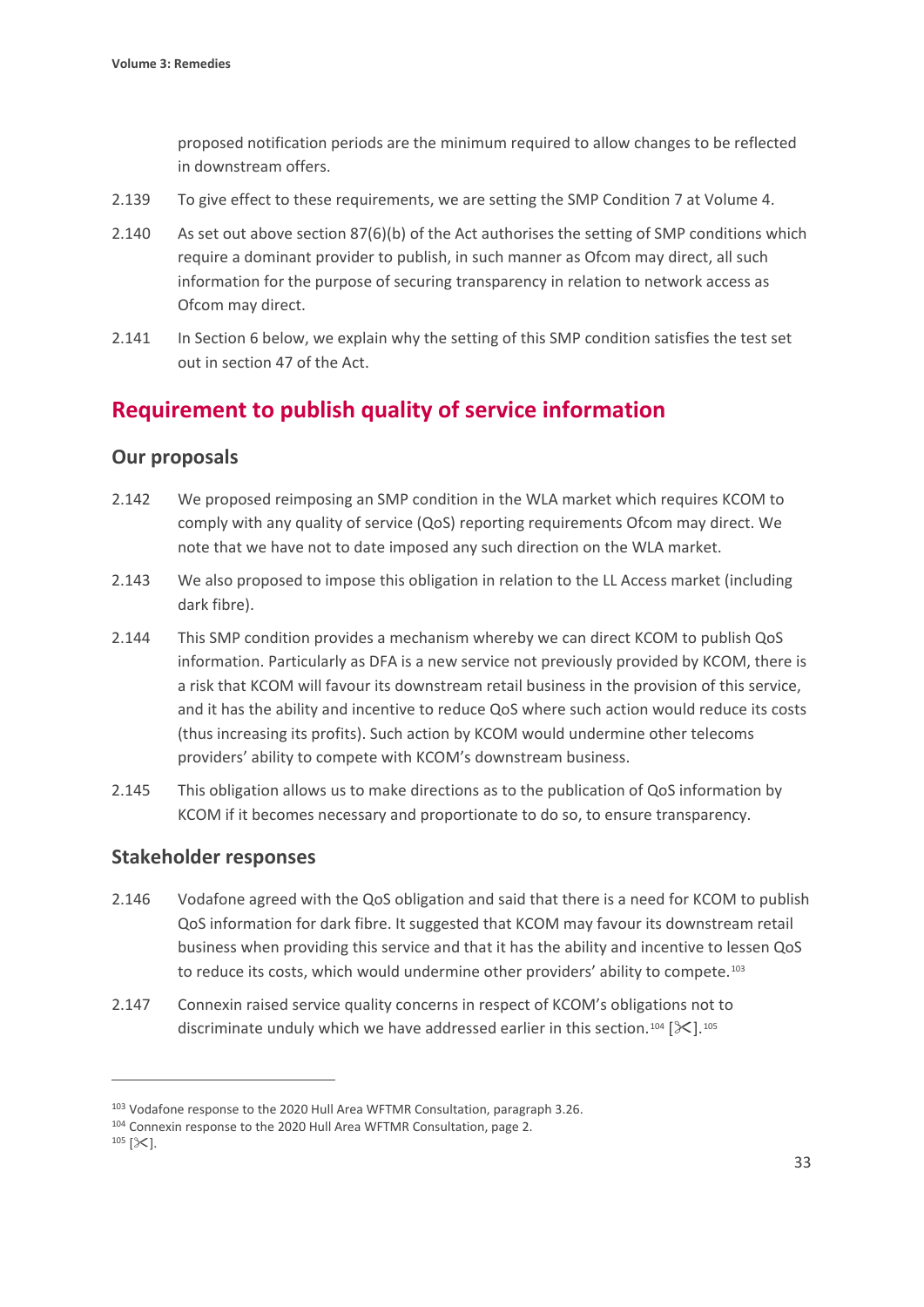proposed notification periods are the minimum required to allow changes to be reflected in downstream offers.

2.139 To give effect to these requirements, we are setting the SMP Condition 7 at Volume 4.

2.140 As set out above section 87(6)(b) of the Act authorises the setting of SMP conditions which require a dominant provider to publish, in such manner as Ofcom may direct, all such information for the purpose of securing transparency in relation to network access as Ofcom may direct.

2.141 In Section 6 below, we explain why the setting of this SMP condition satisfies the test set out in section 47 of the Act.

## Requirement to publish quality of service information

### Our proposals

2.142 We proposed reimposing an SMP condition in the WLA market which requires KCOM to comply with any quality of service (QoS) reporting requirements Ofcom may direct. We note that we have not to date imposed any such direction on the WLA market.

2.143 We also proposed to impose this obligation in relation to the LL Access market (including dark fibre).

2.144 This SMP condition provides a mechanism whereby we can direct KCOM to publish QoS information. Particularly as DFA is a new service not previously provided by KCOM, there is a risk that KCOM will favour its downstream retail business in the provision of this service, and it has the ability and incentive to reduce QoS where such action would reduce its costs (thus increasing its profits). Such action by KCOM would undermine other telecoms providers' ability to compete with KCOM's downstream business.

2.145 This obligation allows us to make directions as to the publication of QoS information by KCOM if it becomes necessary and proportionate to do so, to ensure transparency.

### Stakeholder responses

2.146 Vodafone agreed with the QoS obligation and said that there is a need for KCOM to publish QoS information for dark fibre. It suggested that KCOM may favour its downstream retail business when providing this service and that it has the ability and incentive to lessen QoS to reduce its costs, which would undermine other providers' ability to compete.[103]

2.147 Connexin raised service quality concerns in respect of KCOM's obligations not to discriminate unduly which we have addressed earlier in this section.[104] [✂].[105]

---

[103] Vodafone response to the 2020 Hull Area WFTMR Consultation, paragraph 3.26.

[104] Connexin response to the 2020 Hull Area WFTMR Consultation, page 2.

[105] [✂].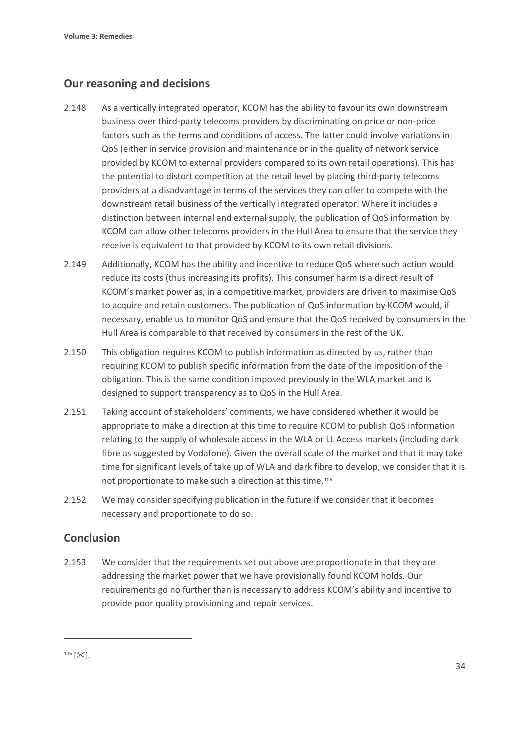## Our reasoning and decisions

2.148 As a vertically integrated operator, KCOM has the ability to favour its own downstream business over third-party telecoms providers by discriminating on price or non-price factors such as the terms and conditions of access. The latter could involve variations in QoS (either in service provision and maintenance or in the quality of network service provided by KCOM to external providers compared to its own retail operations). This has the potential to distort competition at the retail level by placing third-party telecoms providers at a disadvantage in terms of the services they can offer to compete with the downstream retail business of the vertically integrated operator. Where it includes a distinction between internal and external supply, the publication of QoS information by KCOM can allow other telecoms providers in the Hull Area to ensure that the service they receive is equivalent to that provided by KCOM to its own retail divisions.

2.149 Additionally, KCOM has the ability and incentive to reduce QoS where such action would reduce its costs (thus increasing its profits). This consumer harm is a direct result of KCOM's market power as, in a competitive market, providers are driven to maximise QoS to acquire and retain customers. The publication of QoS information by KCOM would, if necessary, enable us to monitor QoS and ensure that the QoS received by consumers in the Hull Area is comparable to that received by consumers in the rest of the UK.

2.150 This obligation requires KCOM to publish information as directed by us, rather than requiring KCOM to publish specific information from the date of the imposition of the obligation. This is the same condition imposed previously in the WLA market and is designed to support transparency as to QoS in the Hull Area.

2.151 Taking account of stakeholders' comments, we have considered whether it would be appropriate to make a direction at this time to require KCOM to publish QoS information relating to the supply of wholesale access in the WLA or LL Access markets (including dark fibre as suggested by Vodafone). Given the overall scale of the market and that it may take time for significant levels of take up of WLA and dark fibre to develop, we consider that it is not proportionate to make such a direction at this time.[106]

2.152 We may consider specifying publication in the future if we consider that it becomes necessary and proportionate to do so.

## Conclusion

2.153 We consider that the requirements set out above are proportionate in that they are addressing the market power that we have provisionally found KCOM holds. Our requirements go no further than is necessary to address KCOM's ability and incentive to provide poor quality provisioning and repair services.

---

[106] [✂].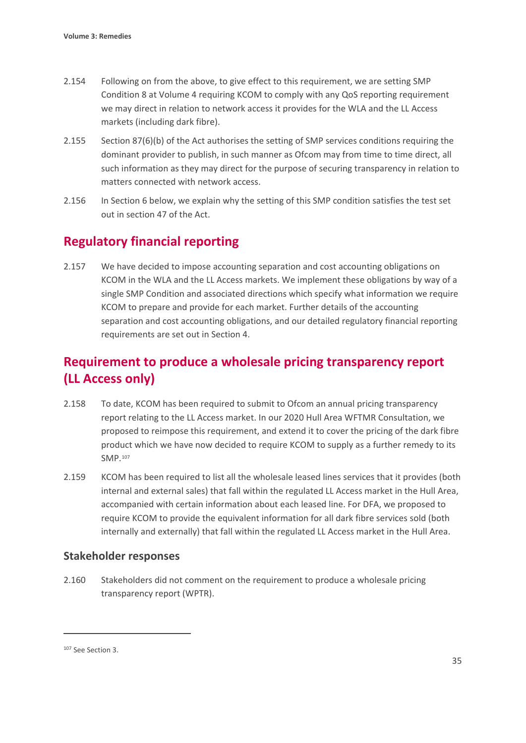2.154 Following on from the above, to give effect to this requirement, we are setting SMP Condition 8 at Volume 4 requiring KCOM to comply with any QoS reporting requirement we may direct in relation to network access it provides for the WLA and the LL Access markets (including dark fibre).

2.155 Section 87(6)(b) of the Act authorises the setting of SMP services conditions requiring the dominant provider to publish, in such manner as Ofcom may from time to time direct, all such information as they may direct for the purpose of securing transparency in relation to matters connected with network access.

2.156 In Section 6 below, we explain why the setting of this SMP condition satisfies the test set out in section 47 of the Act.

## Regulatory financial reporting

2.157 We have decided to impose accounting separation and cost accounting obligations on KCOM in the WLA and the LL Access markets. We implement these obligations by way of a single SMP Condition and associated directions which specify what information we require KCOM to prepare and provide for each market. Further details of the accounting separation and cost accounting obligations, and our detailed regulatory financial reporting requirements are set out in Section 4.

## Requirement to produce a wholesale pricing transparency report (LL Access only)

2.158 To date, KCOM has been required to submit to Ofcom an annual pricing transparency report relating to the LL Access market. In our 2020 Hull Area WFTMR Consultation, we proposed to reimpose this requirement, and extend it to cover the pricing of the dark fibre product which we have now decided to require KCOM to supply as a further remedy to its SMP.[107]

2.159 KCOM has been required to list all the wholesale leased lines services that it provides (both internal and external sales) that fall within the regulated LL Access market in the Hull Area, accompanied with certain information about each leased line. For DFA, we proposed to require KCOM to provide the equivalent information for all dark fibre services sold (both internally and externally) that fall within the regulated LL Access market in the Hull Area.

### Stakeholder responses

2.160 Stakeholders did not comment on the requirement to produce a wholesale pricing transparency report (WPTR).

---

[107] See Section 3.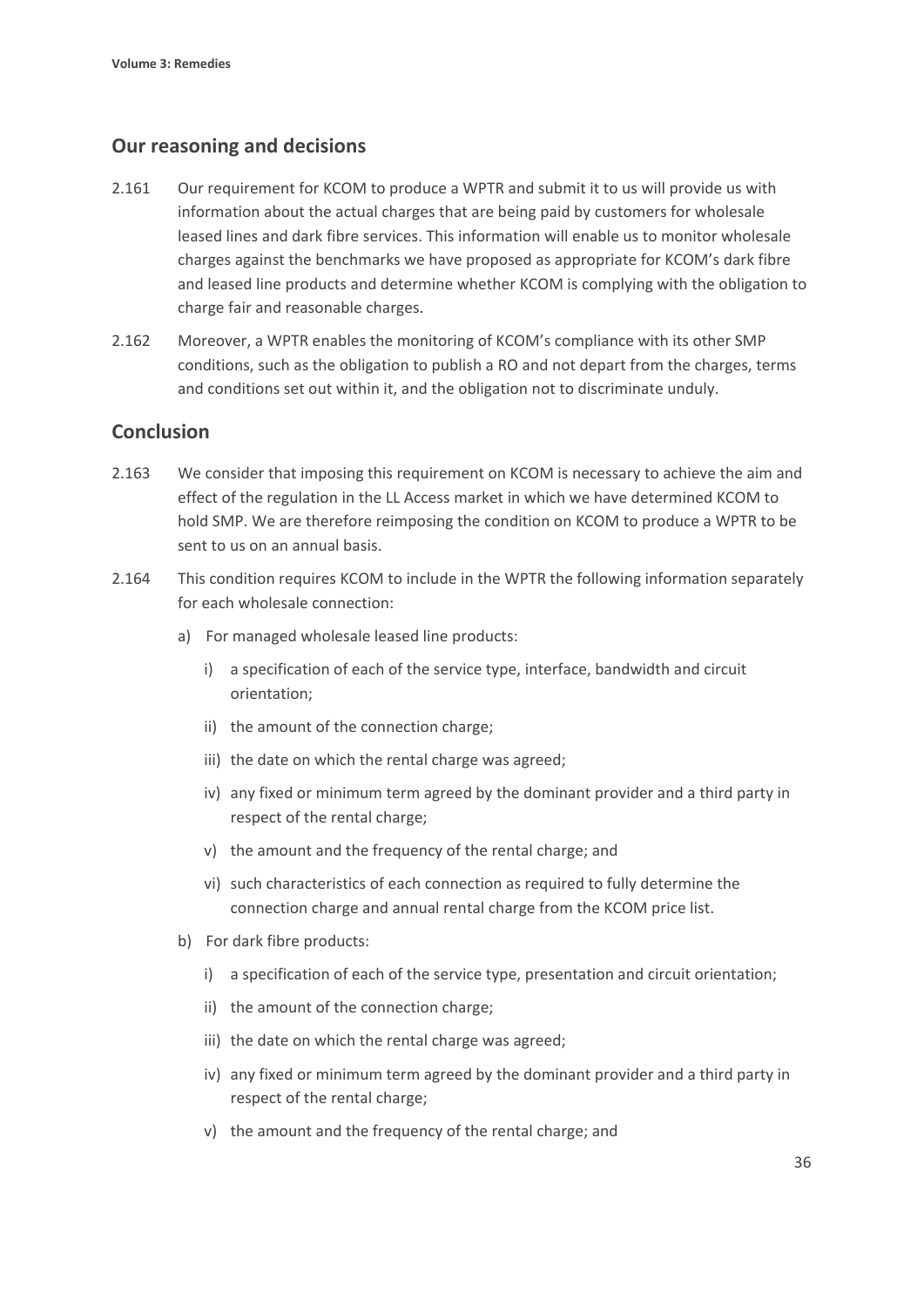## Our reasoning and decisions

2.161 Our requirement for KCOM to produce a WPTR and submit it to us will provide us with information about the actual charges that are being paid by customers for wholesale leased lines and dark fibre services. This information will enable us to monitor wholesale charges against the benchmarks we have proposed as appropriate for KCOM's dark fibre and leased line products and determine whether KCOM is complying with the obligation to charge fair and reasonable charges.

2.162 Moreover, a WPTR enables the monitoring of KCOM's compliance with its other SMP conditions, such as the obligation to publish a RO and not depart from the charges, terms and conditions set out within it, and the obligation not to discriminate unduly.

## Conclusion

2.163 We consider that imposing this requirement on KCOM is necessary to achieve the aim and effect of the regulation in the LL Access market in which we have determined KCOM to hold SMP. We are therefore reimposing the condition on KCOM to produce a WPTR to be sent to us on an annual basis.

2.164 This condition requires KCOM to include in the WPTR the following information separately for each wholesale connection:

a) For managed wholesale leased line products:

   i) a specification of each of the service type, interface, bandwidth and circuit orientation;

   ii) the amount of the connection charge;

   iii) the date on which the rental charge was agreed;

   iv) any fixed or minimum term agreed by the dominant provider and a third party in respect of the rental charge;

   v) the amount and the frequency of the rental charge; and

   vi) such characteristics of each connection as required to fully determine the connection charge and annual rental charge from the KCOM price list.

b) For dark fibre products:

   i) a specification of each of the service type, presentation and circuit orientation;

   ii) the amount of the connection charge;

   iii) the date on which the rental charge was agreed;

   iv) any fixed or minimum term agreed by the dominant provider and a third party in respect of the rental charge;

   v) the amount and the frequency of the rental charge; and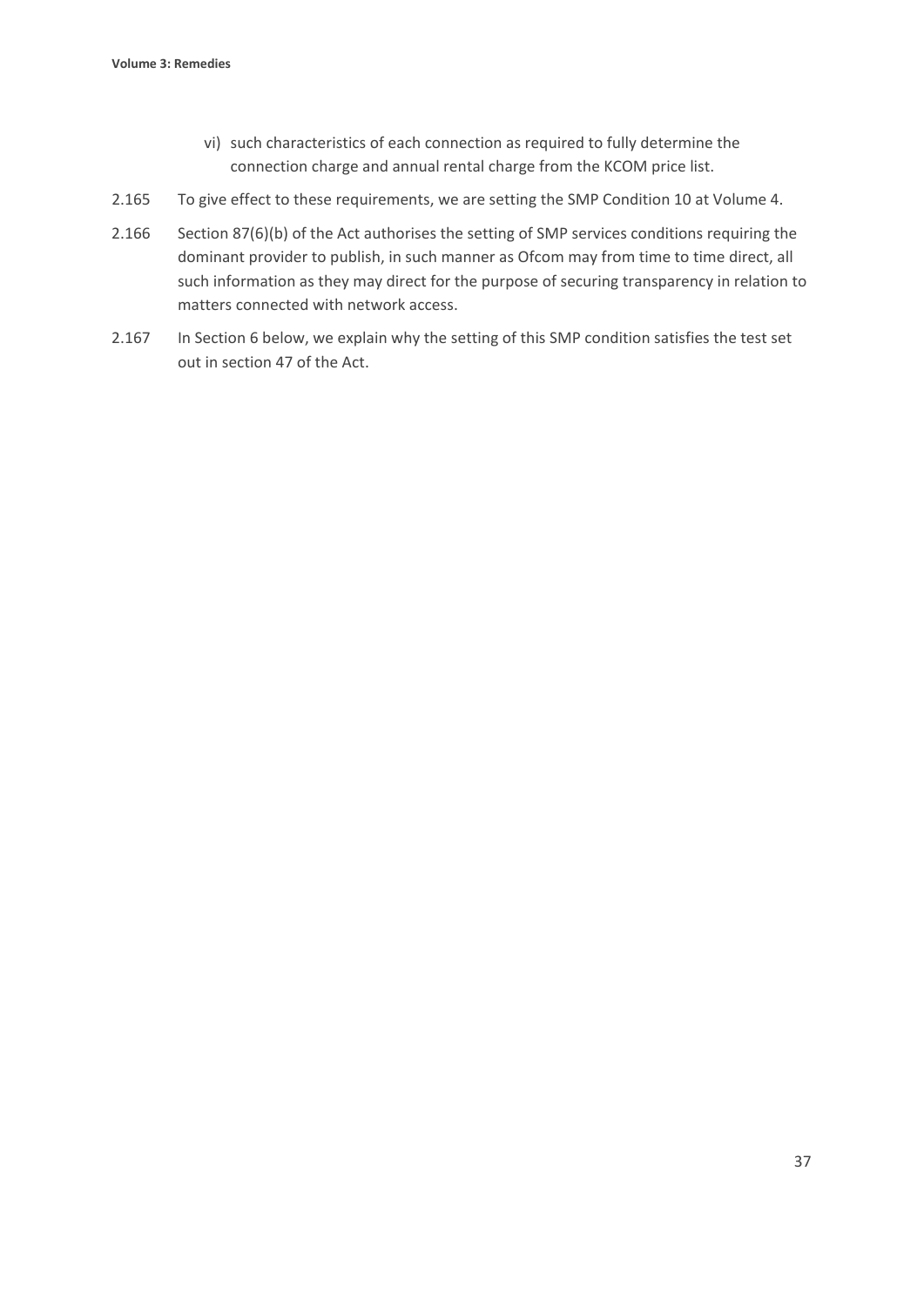vi) such characteristics of each connection as required to fully determine the connection charge and annual rental charge from the KCOM price list.

2.165 To give effect to these requirements, we are setting the SMP Condition 10 at Volume 4.

2.166 Section 87(6)(b) of the Act authorises the setting of SMP services conditions requiring the dominant provider to publish, in such manner as Ofcom may from time to time direct, all such information as they may direct for the purpose of securing transparency in relation to matters connected with network access.

2.167 In Section 6 below, we explain why the setting of this SMP condition satisfies the test set out in section 47 of the Act.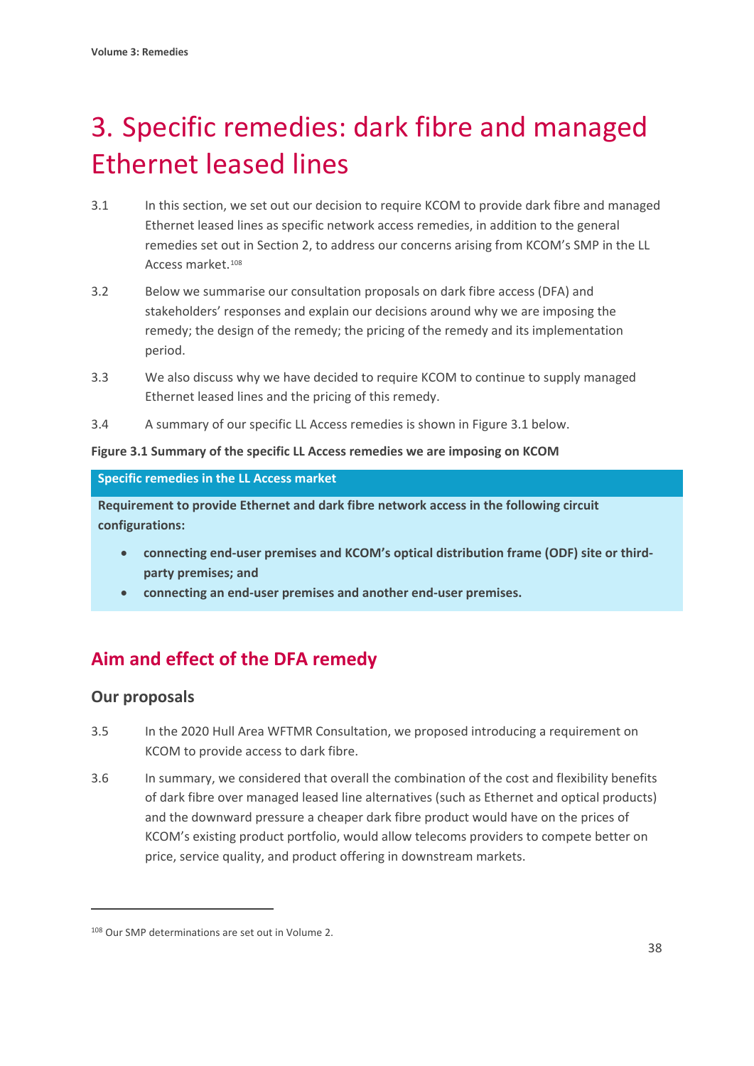# 3. Specific remedies: dark fibre and managed Ethernet leased lines

3.1 In this section, we set out our decision to require KCOM to provide dark fibre and managed Ethernet leased lines as specific network access remedies, in addition to the general remedies set out in Section 2, to address our concerns arising from KCOM's SMP in the LL Access market.[108]

3.2 Below we summarise our consultation proposals on dark fibre access (DFA) and stakeholders' responses and explain our decisions around why we are imposing the remedy; the design of the remedy; the pricing of the remedy and its implementation period.

3.3 We also discuss why we have decided to require KCOM to continue to supply managed Ethernet leased lines and the pricing of this remedy.

3.4 A summary of our specific LL Access remedies is shown in Figure 3.1 below.

**Figure 3.1 Summary of the specific LL Access remedies we are imposing on KCOM**

| Specific remedies in the LL Access market |
|---|
| **Requirement to provide Ethernet and dark fibre network access in the following circuit configurations:**<br>• **connecting end-user premises and KCOM's optical distribution frame (ODF) site or third-party premises; and**<br>• **connecting an end-user premises and another end-user premises.** |

## Aim and effect of the DFA remedy

### Our proposals

3.5 In the 2020 Hull Area WFTMR Consultation, we proposed introducing a requirement on KCOM to provide access to dark fibre.

3.6 In summary, we considered that overall the combination of the cost and flexibility benefits of dark fibre over managed leased line alternatives (such as Ethernet and optical products) and the downward pressure a cheaper dark fibre product would have on the prices of KCOM's existing product portfolio, would allow telecoms providers to compete better on price, service quality, and product offering in downstream markets.

[108] Our SMP determinations are set out in Volume 2.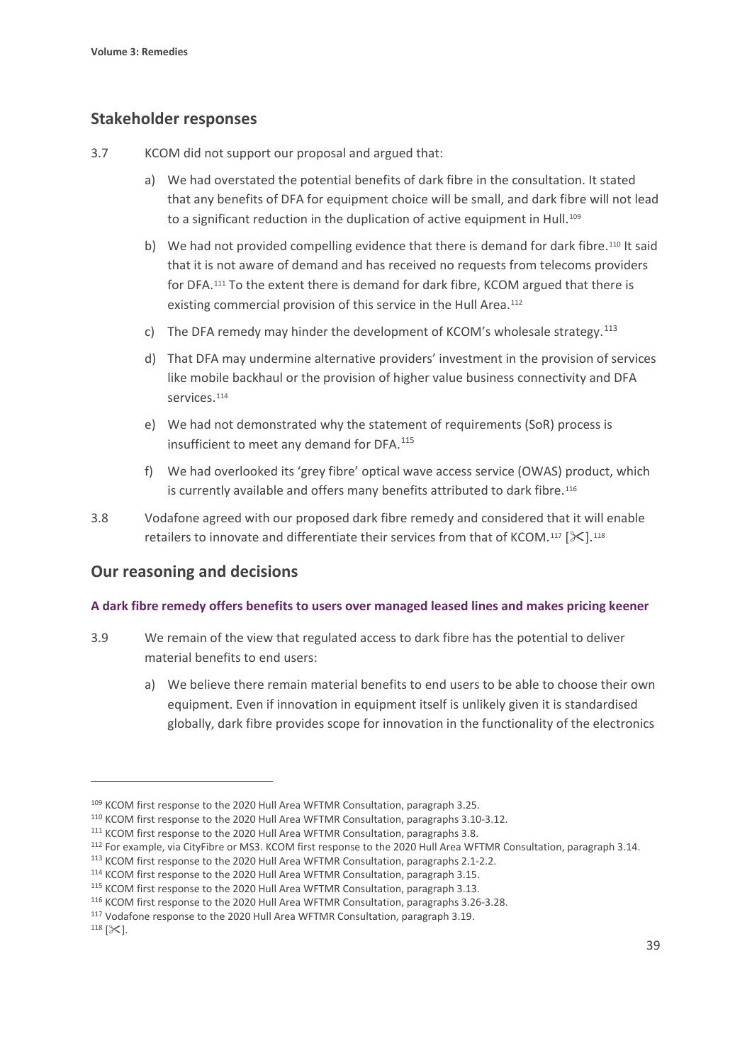## Stakeholder responses

3.7 KCOM did not support our proposal and argued that:

a) We had overstated the potential benefits of dark fibre in the consultation. It stated that any benefits of DFA for equipment choice will be small, and dark fibre will not lead to a significant reduction in the duplication of active equipment in Hull.[109]

b) We had not provided compelling evidence that there is demand for dark fibre.[110] It said that it is not aware of demand and has received no requests from telecoms providers for DFA.[111] To the extent there is demand for dark fibre, KCOM argued that there is existing commercial provision of this service in the Hull Area.[112]

c) The DFA remedy may hinder the development of KCOM's wholesale strategy.[113]

d) That DFA may undermine alternative providers' investment in the provision of services like mobile backhaul or the provision of higher value business connectivity and DFA services.[114]

e) We had not demonstrated why the statement of requirements (SoR) process is insufficient to meet any demand for DFA.[115]

f) We had overlooked its 'grey fibre' optical wave access service (OWAS) product, which is currently available and offers many benefits attributed to dark fibre.[116]

3.8 Vodafone agreed with our proposed dark fibre remedy and considered that it will enable retailers to innovate and differentiate their services from that of KCOM.[117] [✂].[118]

## Our reasoning and decisions

### A dark fibre remedy offers benefits to users over managed leased lines and makes pricing keener

3.9 We remain of the view that regulated access to dark fibre has the potential to deliver material benefits to end users:

a) We believe there remain material benefits to end users to be able to choose their own equipment. Even if innovation in equipment itself is unlikely given it is standardised globally, dark fibre provides scope for innovation in the functionality of the electronics

---

[109] KCOM first response to the 2020 Hull Area WFTMR Consultation, paragraph 3.25.

[110] KCOM first response to the 2020 Hull Area WFTMR Consultation, paragraphs 3.10-3.12.

[111] KCOM first response to the 2020 Hull Area WFTMR Consultation, paragraphs 3.8.

[112] For example, via CityFibre or MS3. KCOM first response to the 2020 Hull Area WFTMR Consultation, paragraph 3.14.

[113] KCOM first response to the 2020 Hull Area WFTMR Consultation, paragraphs 2.1-2.2.

[114] KCOM first response to the 2020 Hull Area WFTMR Consultation, paragraph 3.15.

[115] KCOM first response to the 2020 Hull Area WFTMR Consultation, paragraph 3.13.

[116] KCOM first response to the 2020 Hull Area WFTMR Consultation, paragraphs 3.26-3.28.

[117] Vodafone response to the 2020 Hull Area WFTMR Consultation, paragraph 3.19.

[118] [✂].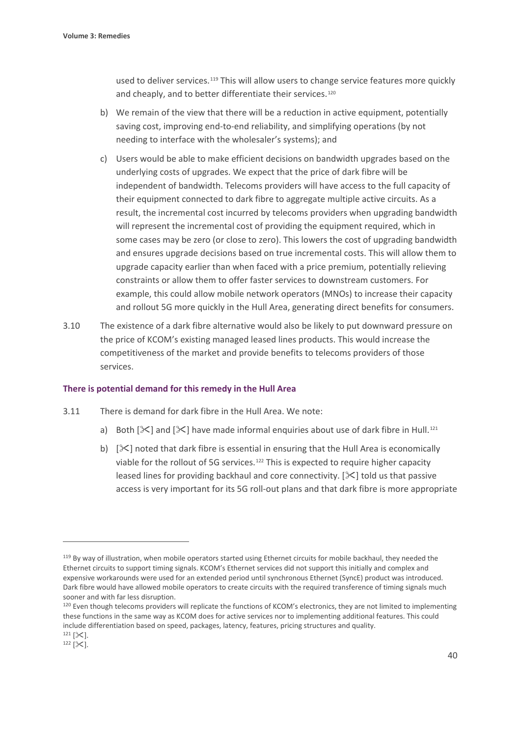used to deliver services.[119] This will allow users to change service features more quickly and cheaply, and to better differentiate their services.[120]

b) We remain of the view that there will be a reduction in active equipment, potentially saving cost, improving end-to-end reliability, and simplifying operations (by not needing to interface with the wholesaler's systems); and

c) Users would be able to make efficient decisions on bandwidth upgrades based on the underlying costs of upgrades. We expect that the price of dark fibre will be independent of bandwidth. Telecoms providers will have access to the full capacity of their equipment connected to dark fibre to aggregate multiple active circuits. As a result, the incremental cost incurred by telecoms providers when upgrading bandwidth will represent the incremental cost of providing the equipment required, which in some cases may be zero (or close to zero). This lowers the cost of upgrading bandwidth and ensures upgrade decisions based on true incremental costs. This will allow them to upgrade capacity earlier than when faced with a price premium, potentially relieving constraints or allow them to offer faster services to downstream customers. For example, this could allow mobile network operators (MNOs) to increase their capacity and rollout 5G more quickly in the Hull Area, generating direct benefits for consumers.

3.10 The existence of a dark fibre alternative would also be likely to put downward pressure on the price of KCOM's existing managed leased lines products. This would increase the competitiveness of the market and provide benefits to telecoms providers of those services.

#### There is potential demand for this remedy in the Hull Area

3.11 There is demand for dark fibre in the Hull Area. We note:

a) Both [✂] and [✂] have made informal enquiries about use of dark fibre in Hull.[121]

b) [✂] noted that dark fibre is essential in ensuring that the Hull Area is economically viable for the rollout of 5G services.[122] This is expected to require higher capacity leased lines for providing backhaul and core connectivity. [✂] told us that passive access is very important for its 5G roll-out plans and that dark fibre is more appropriate

---

[119] By way of illustration, when mobile operators started using Ethernet circuits for mobile backhaul, they needed the Ethernet circuits to support timing signals. KCOM's Ethernet services did not support this initially and complex and expensive workarounds were used for an extended period until synchronous Ethernet (SyncE) product was introduced. Dark fibre would have allowed mobile operators to create circuits with the required transference of timing signals much sooner and with far less disruption.

[120] Even though telecoms providers will replicate the functions of KCOM's electronics, they are not limited to implementing these functions in the same way as KCOM does for active services nor to implementing additional features. This could include differentiation based on speed, packages, latency, features, pricing structures and quality.

[121] [✂].

[122] [✂].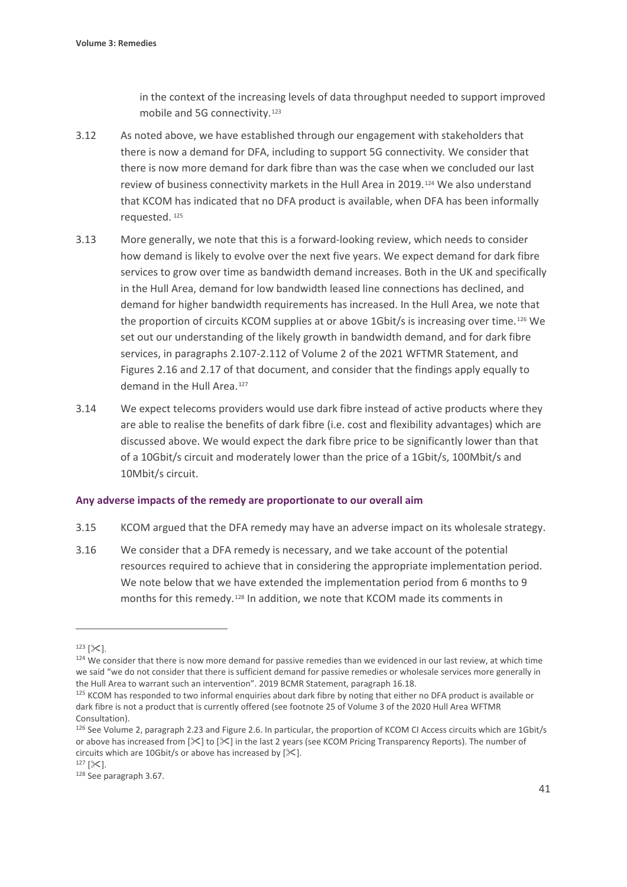in the context of the increasing levels of data throughput needed to support improved mobile and 5G connectivity.[123]

3.12 As noted above, we have established through our engagement with stakeholders that there is now a demand for DFA, including to support 5G connectivity. We consider that there is now more demand for dark fibre than was the case when we concluded our last review of business connectivity markets in the Hull Area in 2019.[124] We also understand that KCOM has indicated that no DFA product is available, when DFA has been informally requested.[125]

3.13 More generally, we note that this is a forward-looking review, which needs to consider how demand is likely to evolve over the next five years. We expect demand for dark fibre services to grow over time as bandwidth demand increases. Both in the UK and specifically in the Hull Area, demand for low bandwidth leased line connections has declined, and demand for higher bandwidth requirements has increased. In the Hull Area, we note that the proportion of circuits KCOM supplies at or above 1Gbit/s is increasing over time.[126] We set out our understanding of the likely growth in bandwidth demand, and for dark fibre services, in paragraphs 2.107-2.112 of Volume 2 of the 2021 WFTMR Statement, and Figures 2.16 and 2.17 of that document, and consider that the findings apply equally to demand in the Hull Area.[127]

3.14 We expect telecoms providers would use dark fibre instead of active products where they are able to realise the benefits of dark fibre (i.e. cost and flexibility advantages) which are discussed above. We would expect the dark fibre price to be significantly lower than that of a 10Gbit/s circuit and moderately lower than the price of a 1Gbit/s, 100Mbit/s and 10Mbit/s circuit.

### Any adverse impacts of the remedy are proportionate to our overall aim

3.15 KCOM argued that the DFA remedy may have an adverse impact on its wholesale strategy.

3.16 We consider that a DFA remedy is necessary, and we take account of the potential resources required to achieve that in considering the appropriate implementation period. We note below that we have extended the implementation period from 6 months to 9 months for this remedy.[128] In addition, we note that KCOM made its comments in

---

[123] [✂].

[124] We consider that there is now more demand for passive remedies than we evidenced in our last review, at which time we said "we do not consider that there is sufficient demand for passive remedies or wholesale services more generally in the Hull Area to warrant such an intervention". 2019 BCMR Statement, paragraph 16.18.

[125] KCOM has responded to two informal enquiries about dark fibre by noting that either no DFA product is available or dark fibre is not a product that is currently offered (see footnote 25 of Volume 3 of the 2020 Hull Area WFTMR Consultation).

[126] See Volume 2, paragraph 2.23 and Figure 2.6. In particular, the proportion of KCOM CI Access circuits which are 1Gbit/s or above has increased from [✂] to [✂] in the last 2 years (see KCOM Pricing Transparency Reports). The number of circuits which are 10Gbit/s or above has increased by [✂].

[127] [✂].

[128] See paragraph 3.67.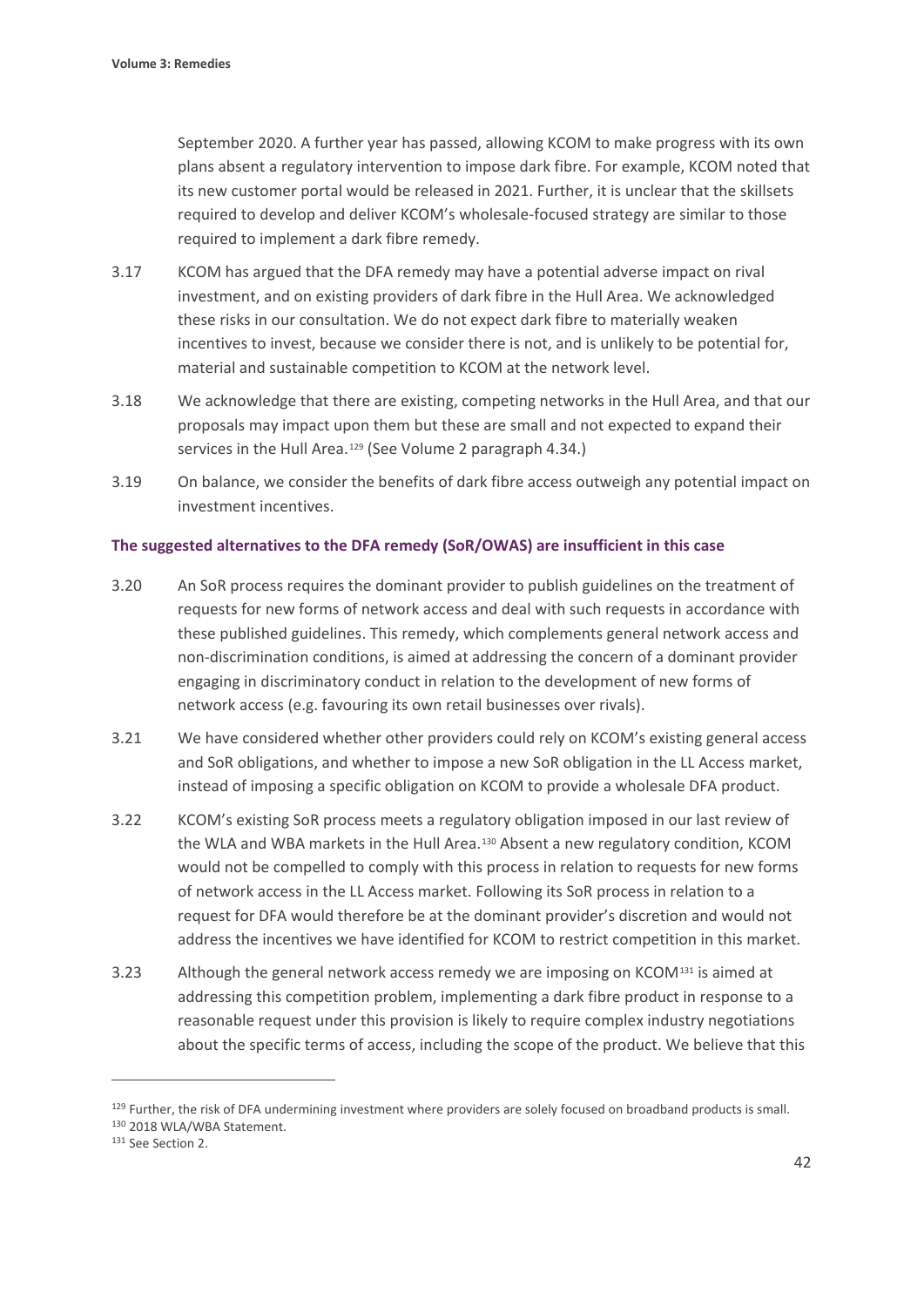September 2020. A further year has passed, allowing KCOM to make progress with its own plans absent a regulatory intervention to impose dark fibre. For example, KCOM noted that its new customer portal would be released in 2021. Further, it is unclear that the skillsets required to develop and deliver KCOM's wholesale-focused strategy are similar to those required to implement a dark fibre remedy.

3.17 KCOM has argued that the DFA remedy may have a potential adverse impact on rival investment, and on existing providers of dark fibre in the Hull Area. We acknowledged these risks in our consultation. We do not expect dark fibre to materially weaken incentives to invest, because we consider there is not, and is unlikely to be potential for, material and sustainable competition to KCOM at the network level.

3.18 We acknowledge that there are existing, competing networks in the Hull Area, and that our proposals may impact upon them but these are small and not expected to expand their services in the Hull Area.[129] (See Volume 2 paragraph 4.34.)

3.19 On balance, we consider the benefits of dark fibre access outweigh any potential impact on investment incentives.

### The suggested alternatives to the DFA remedy (SoR/OWAS) are insufficient in this case

3.20 An SoR process requires the dominant provider to publish guidelines on the treatment of requests for new forms of network access and deal with such requests in accordance with these published guidelines. This remedy, which complements general network access and non-discrimination conditions, is aimed at addressing the concern of a dominant provider engaging in discriminatory conduct in relation to the development of new forms of network access (e.g. favouring its own retail businesses over rivals).

3.21 We have considered whether other providers could rely on KCOM's existing general access and SoR obligations, and whether to impose a new SoR obligation in the LL Access market, instead of imposing a specific obligation on KCOM to provide a wholesale DFA product.

3.22 KCOM's existing SoR process meets a regulatory obligation imposed in our last review of the WLA and WBA markets in the Hull Area.[130] Absent a new regulatory condition, KCOM would not be compelled to comply with this process in relation to requests for new forms of network access in the LL Access market. Following its SoR process in relation to a request for DFA would therefore be at the dominant provider's discretion and would not address the incentives we have identified for KCOM to restrict competition in this market.

3.23 Although the general network access remedy we are imposing on KCOM[131] is aimed at addressing this competition problem, implementing a dark fibre product in response to a reasonable request under this provision is likely to require complex industry negotiations about the specific terms of access, including the scope of the product. We believe that this

[129] Further, the risk of DFA undermining investment where providers are solely focused on broadband products is small.

[130] 2018 WLA/WBA Statement.

[131] See Section 2.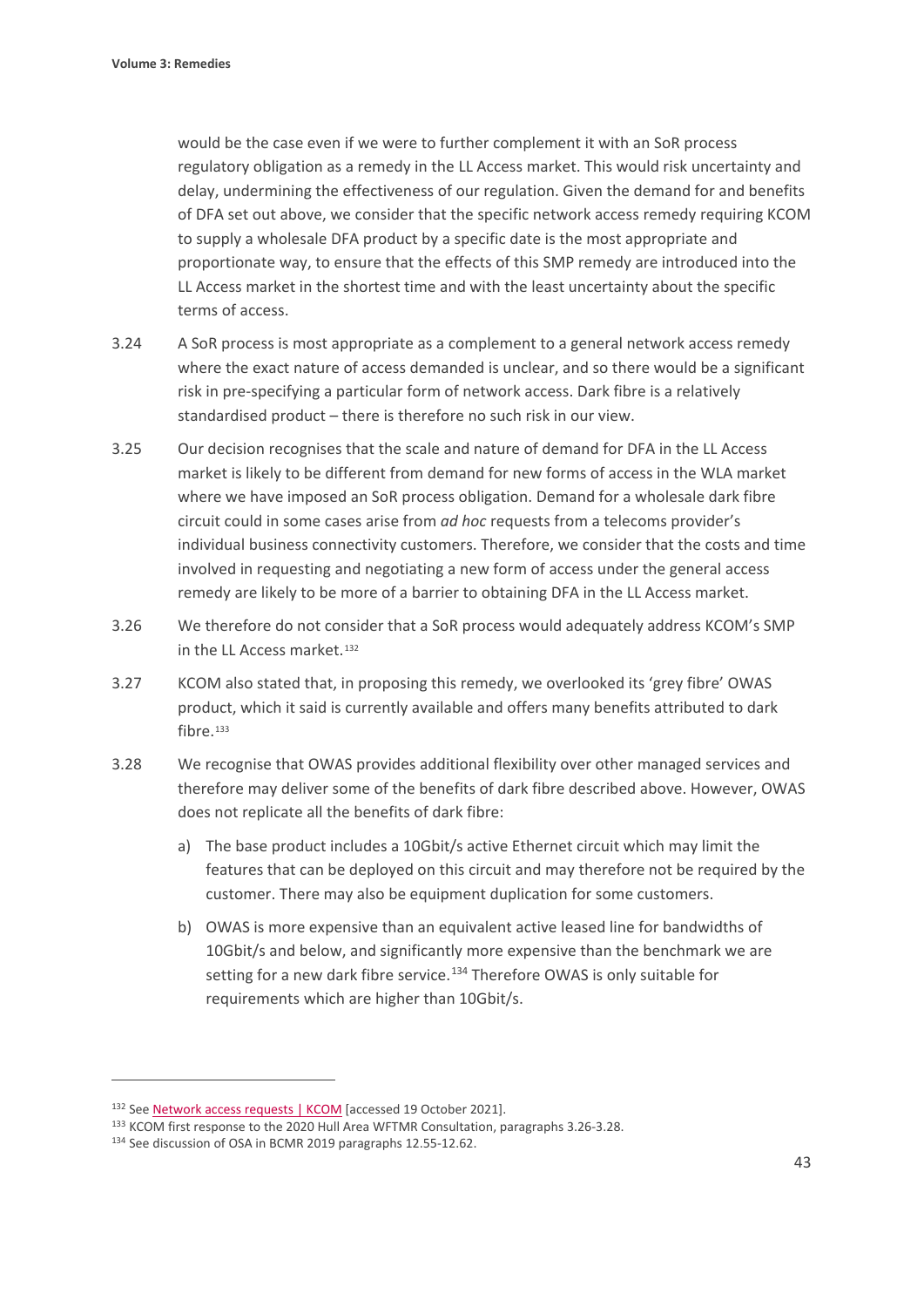would be the case even if we were to further complement it with an SoR process regulatory obligation as a remedy in the LL Access market. This would risk uncertainty and delay, undermining the effectiveness of our regulation. Given the demand for and benefits of DFA set out above, we consider that the specific network access remedy requiring KCOM to supply a wholesale DFA product by a specific date is the most appropriate and proportionate way, to ensure that the effects of this SMP remedy are introduced into the LL Access market in the shortest time and with the least uncertainty about the specific terms of access.

3.24 A SoR process is most appropriate as a complement to a general network access remedy where the exact nature of access demanded is unclear, and so there would be a significant risk in pre-specifying a particular form of network access. Dark fibre is a relatively standardised product – there is therefore no such risk in our view.

3.25 Our decision recognises that the scale and nature of demand for DFA in the LL Access market is likely to be different from demand for new forms of access in the WLA market where we have imposed an SoR process obligation. Demand for a wholesale dark fibre circuit could in some cases arise from *ad hoc* requests from a telecoms provider's individual business connectivity customers. Therefore, we consider that the costs and time involved in requesting and negotiating a new form of access under the general access remedy are likely to be more of a barrier to obtaining DFA in the LL Access market.

3.26 We therefore do not consider that a SoR process would adequately address KCOM's SMP in the LL Access market.[132]

3.27 KCOM also stated that, in proposing this remedy, we overlooked its 'grey fibre' OWAS product, which it said is currently available and offers many benefits attributed to dark fibre.[133]

3.28 We recognise that OWAS provides additional flexibility over other managed services and therefore may deliver some of the benefits of dark fibre described above. However, OWAS does not replicate all the benefits of dark fibre:

a) The base product includes a 10Gbit/s active Ethernet circuit which may limit the features that can be deployed on this circuit and may therefore not be required by the customer. There may also be equipment duplication for some customers.

b) OWAS is more expensive than an equivalent active leased line for bandwidths of 10Gbit/s and below, and significantly more expensive than the benchmark we are setting for a new dark fibre service.[134] Therefore OWAS is only suitable for requirements which are higher than 10Gbit/s.

---

[132] See Network access requests | KCOM [accessed 19 October 2021].

[133] KCOM first response to the 2020 Hull Area WFTMR Consultation, paragraphs 3.26-3.28.

[134] See discussion of OSA in BCMR 2019 paragraphs 12.55-12.62.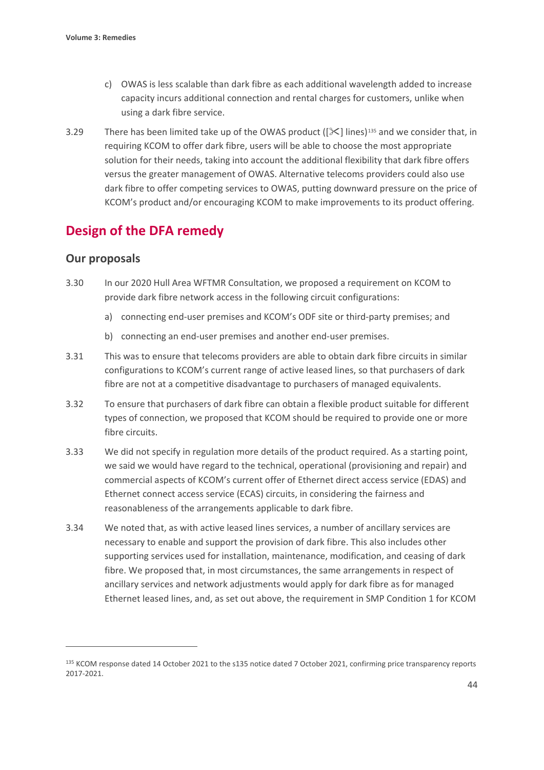c) OWAS is less scalable than dark fibre as each additional wavelength added to increase capacity incurs additional connection and rental charges for customers, unlike when using a dark fibre service.

3.29 There has been limited take up of the OWAS product ([✂] lines)[135] and we consider that, in requiring KCOM to offer dark fibre, users will be able to choose the most appropriate solution for their needs, taking into account the additional flexibility that dark fibre offers versus the greater management of OWAS. Alternative telecoms providers could also use dark fibre to offer competing services to OWAS, putting downward pressure on the price of KCOM's product and/or encouraging KCOM to make improvements to its product offering.

## Design of the DFA remedy

### Our proposals

3.30 In our 2020 Hull Area WFTMR Consultation, we proposed a requirement on KCOM to provide dark fibre network access in the following circuit configurations:

a) connecting end-user premises and KCOM's ODF site or third-party premises; and

b) connecting an end-user premises and another end-user premises.

3.31 This was to ensure that telecoms providers are able to obtain dark fibre circuits in similar configurations to KCOM's current range of active leased lines, so that purchasers of dark fibre are not at a competitive disadvantage to purchasers of managed equivalents.

3.32 To ensure that purchasers of dark fibre can obtain a flexible product suitable for different types of connection, we proposed that KCOM should be required to provide one or more fibre circuits.

3.33 We did not specify in regulation more details of the product required. As a starting point, we said we would have regard to the technical, operational (provisioning and repair) and commercial aspects of KCOM's current offer of Ethernet direct access service (EDAS) and Ethernet connect access service (ECAS) circuits, in considering the fairness and reasonableness of the arrangements applicable to dark fibre.

3.34 We noted that, as with active leased lines services, a number of ancillary services are necessary to enable and support the provision of dark fibre. This also includes other supporting services used for installation, maintenance, modification, and ceasing of dark fibre. We proposed that, in most circumstances, the same arrangements in respect of ancillary services and network adjustments would apply for dark fibre as for managed Ethernet leased lines, and, as set out above, the requirement in SMP Condition 1 for KCOM

[135] KCOM response dated 14 October 2021 to the s135 notice dated 7 October 2021, confirming price transparency reports 2017-2021.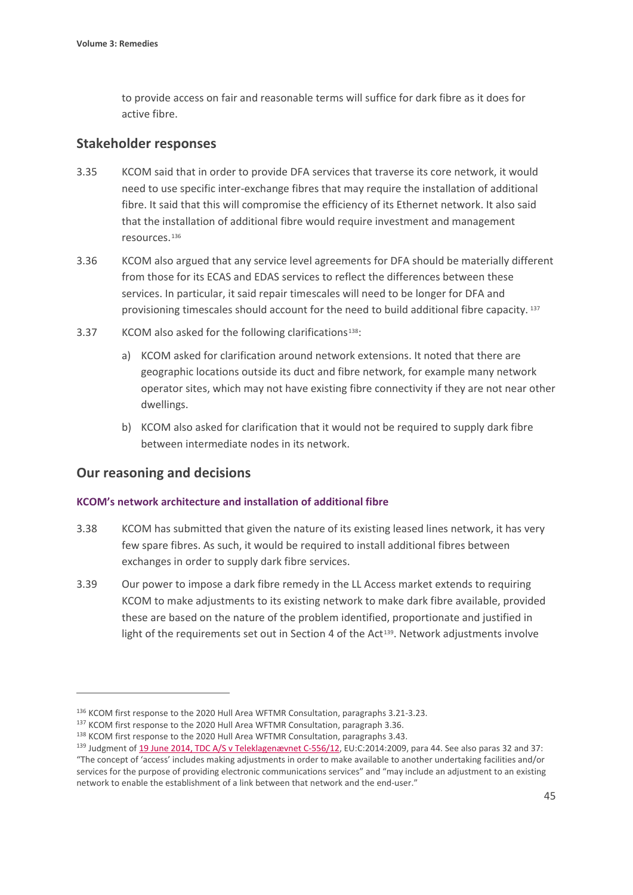to provide access on fair and reasonable terms will suffice for dark fibre as it does for active fibre.

## Stakeholder responses

3.35 KCOM said that in order to provide DFA services that traverse its core network, it would need to use specific inter-exchange fibres that may require the installation of additional fibre. It said that this will compromise the efficiency of its Ethernet network. It also said that the installation of additional fibre would require investment and management resources.[136]

3.36 KCOM also argued that any service level agreements for DFA should be materially different from those for its ECAS and EDAS services to reflect the differences between these services. In particular, it said repair timescales will need to be longer for DFA and provisioning timescales should account for the need to build additional fibre capacity.[137]

3.37 KCOM also asked for the following clarifications[138]:

a) KCOM asked for clarification around network extensions. It noted that there are geographic locations outside its duct and fibre network, for example many network operator sites, which may not have existing fibre connectivity if they are not near other dwellings.

b) KCOM also asked for clarification that it would not be required to supply dark fibre between intermediate nodes in its network.

## Our reasoning and decisions

### KCOM's network architecture and installation of additional fibre

3.38 KCOM has submitted that given the nature of its existing leased lines network, it has very few spare fibres. As such, it would be required to install additional fibres between exchanges in order to supply dark fibre services.

3.39 Our power to impose a dark fibre remedy in the LL Access market extends to requiring KCOM to make adjustments to its existing network to make dark fibre available, provided these are based on the nature of the problem identified, proportionate and justified in light of the requirements set out in Section 4 of the Act[139]. Network adjustments involve

---

[136] KCOM first response to the 2020 Hull Area WFTMR Consultation, paragraphs 3.21-3.23.

[137] KCOM first response to the 2020 Hull Area WFTMR Consultation, paragraph 3.36.

[138] KCOM first response to the 2020 Hull Area WFTMR Consultation, paragraphs 3.43.

[139] Judgment of 19 June 2014, TDC A/S v Teleklagenævnet C-556/12, EU:C:2014:2009, para 44. See also paras 32 and 37: "The concept of 'access' includes making adjustments in order to make available to another undertaking facilities and/or services for the purpose of providing electronic communications services" and "may include an adjustment to an existing network to enable the establishment of a link between that network and the end-user."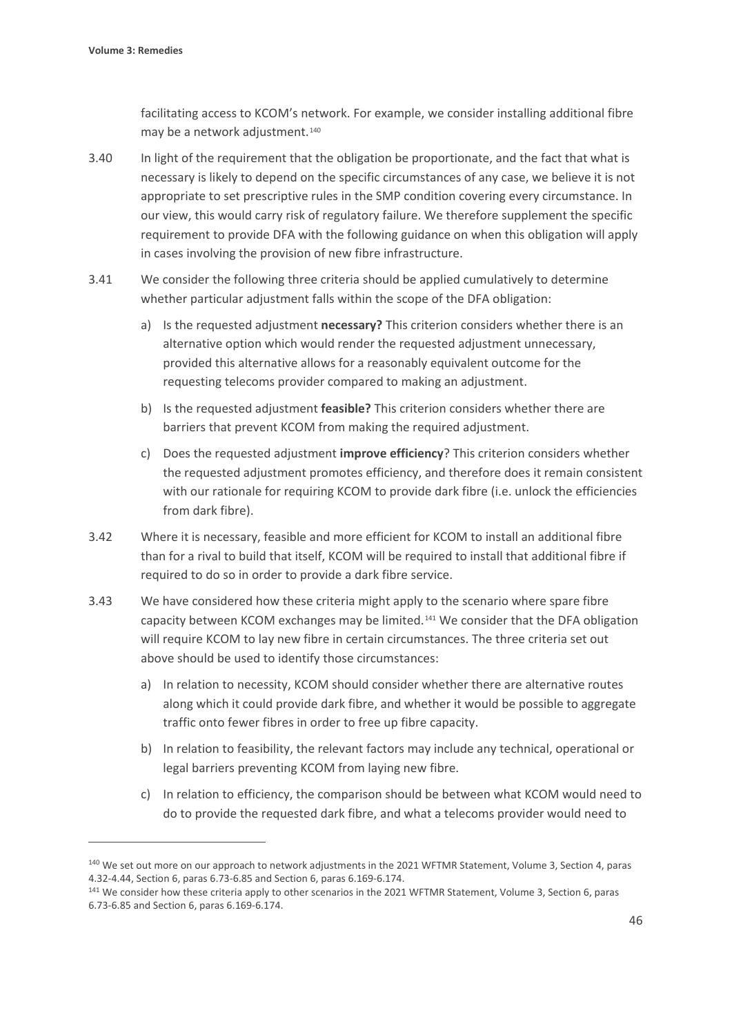facilitating access to KCOM's network. For example, we consider installing additional fibre may be a network adjustment.[140]

3.40 In light of the requirement that the obligation be proportionate, and the fact that what is necessary is likely to depend on the specific circumstances of any case, we believe it is not appropriate to set prescriptive rules in the SMP condition covering every circumstance. In our view, this would carry risk of regulatory failure. We therefore supplement the specific requirement to provide DFA with the following guidance on when this obligation will apply in cases involving the provision of new fibre infrastructure.

3.41 We consider the following three criteria should be applied cumulatively to determine whether particular adjustment falls within the scope of the DFA obligation:

a) Is the requested adjustment **necessary?** This criterion considers whether there is an alternative option which would render the requested adjustment unnecessary, provided this alternative allows for a reasonably equivalent outcome for the requesting telecoms provider compared to making an adjustment.

b) Is the requested adjustment **feasible?** This criterion considers whether there are barriers that prevent KCOM from making the required adjustment.

c) Does the requested adjustment **improve efficiency**? This criterion considers whether the requested adjustment promotes efficiency, and therefore does it remain consistent with our rationale for requiring KCOM to provide dark fibre (i.e. unlock the efficiencies from dark fibre).

3.42 Where it is necessary, feasible and more efficient for KCOM to install an additional fibre than for a rival to build that itself, KCOM will be required to install that additional fibre if required to do so in order to provide a dark fibre service.

3.43 We have considered how these criteria might apply to the scenario where spare fibre capacity between KCOM exchanges may be limited.[141] We consider that the DFA obligation will require KCOM to lay new fibre in certain circumstances. The three criteria set out above should be used to identify those circumstances:

a) In relation to necessity, KCOM should consider whether there are alternative routes along which it could provide dark fibre, and whether it would be possible to aggregate traffic onto fewer fibres in order to free up fibre capacity.

b) In relation to feasibility, the relevant factors may include any technical, operational or legal barriers preventing KCOM from laying new fibre.

c) In relation to efficiency, the comparison should be between what KCOM would need to do to provide the requested dark fibre, and what a telecoms provider would need to

[140] We set out more on our approach to network adjustments in the 2021 WFTMR Statement, Volume 3, Section 4, paras 4.32-4.44, Section 6, paras 6.73-6.85 and Section 6, paras 6.169-6.174.

[141] We consider how these criteria apply to other scenarios in the 2021 WFTMR Statement, Volume 3, Section 6, paras 6.73-6.85 and Section 6, paras 6.169-6.174.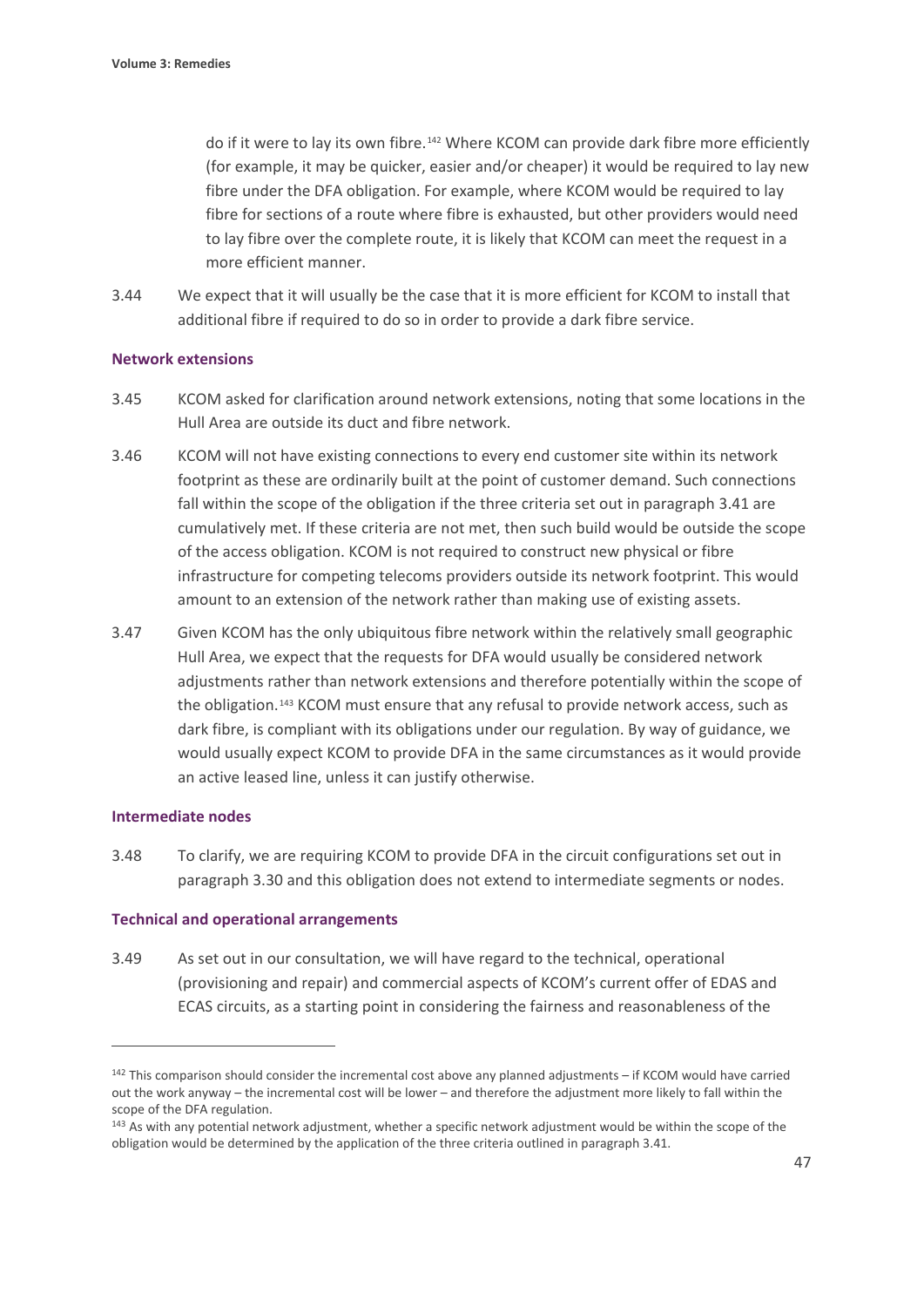do if it were to lay its own fibre.[142] Where KCOM can provide dark fibre more efficiently (for example, it may be quicker, easier and/or cheaper) it would be required to lay new fibre under the DFA obligation. For example, where KCOM would be required to lay fibre for sections of a route where fibre is exhausted, but other providers would need to lay fibre over the complete route, it is likely that KCOM can meet the request in a more efficient manner.

3.44 We expect that it will usually be the case that it is more efficient for KCOM to install that additional fibre if required to do so in order to provide a dark fibre service.

### Network extensions

3.45 KCOM asked for clarification around network extensions, noting that some locations in the Hull Area are outside its duct and fibre network.

3.46 KCOM will not have existing connections to every end customer site within its network footprint as these are ordinarily built at the point of customer demand. Such connections fall within the scope of the obligation if the three criteria set out in paragraph 3.41 are cumulatively met. If these criteria are not met, then such build would be outside the scope of the access obligation. KCOM is not required to construct new physical or fibre infrastructure for competing telecoms providers outside its network footprint. This would amount to an extension of the network rather than making use of existing assets.

3.47 Given KCOM has the only ubiquitous fibre network within the relatively small geographic Hull Area, we expect that the requests for DFA would usually be considered network adjustments rather than network extensions and therefore potentially within the scope of the obligation.[143] KCOM must ensure that any refusal to provide network access, such as dark fibre, is compliant with its obligations under our regulation. By way of guidance, we would usually expect KCOM to provide DFA in the same circumstances as it would provide an active leased line, unless it can justify otherwise.

### Intermediate nodes

3.48 To clarify, we are requiring KCOM to provide DFA in the circuit configurations set out in paragraph 3.30 and this obligation does not extend to intermediate segments or nodes.

### Technical and operational arrangements

3.49 As set out in our consultation, we will have regard to the technical, operational (provisioning and repair) and commercial aspects of KCOM's current offer of EDAS and ECAS circuits, as a starting point in considering the fairness and reasonableness of the

---

[142] This comparison should consider the incremental cost above any planned adjustments – if KCOM would have carried out the work anyway – the incremental cost will be lower – and therefore the adjustment more likely to fall within the scope of the DFA regulation.

[143] As with any potential network adjustment, whether a specific network adjustment would be within the scope of the obligation would be determined by the application of the three criteria outlined in paragraph 3.41.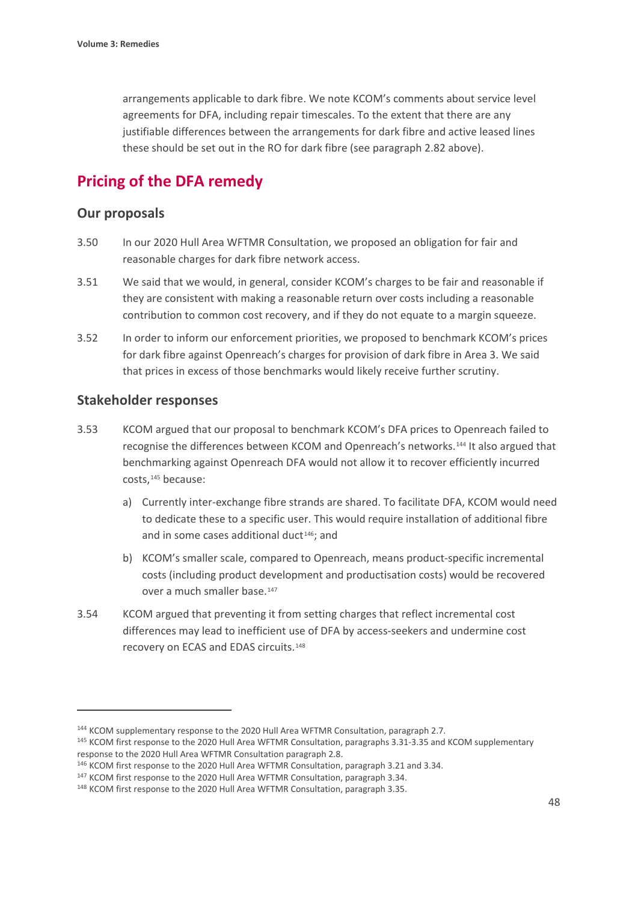arrangements applicable to dark fibre. We note KCOM's comments about service level agreements for DFA, including repair timescales. To the extent that there are any justifiable differences between the arrangements for dark fibre and active leased lines these should be set out in the RO for dark fibre (see paragraph 2.82 above).

## Pricing of the DFA remedy

### Our proposals

3.50 In our 2020 Hull Area WFTMR Consultation, we proposed an obligation for fair and reasonable charges for dark fibre network access.

3.51 We said that we would, in general, consider KCOM's charges to be fair and reasonable if they are consistent with making a reasonable return over costs including a reasonable contribution to common cost recovery, and if they do not equate to a margin squeeze.

3.52 In order to inform our enforcement priorities, we proposed to benchmark KCOM's prices for dark fibre against Openreach's charges for provision of dark fibre in Area 3. We said that prices in excess of those benchmarks would likely receive further scrutiny.

### Stakeholder responses

3.53 KCOM argued that our proposal to benchmark KCOM's DFA prices to Openreach failed to recognise the differences between KCOM and Openreach's networks.[144] It also argued that benchmarking against Openreach DFA would not allow it to recover efficiently incurred costs,[145] because:

a) Currently inter-exchange fibre strands are shared. To facilitate DFA, KCOM would need to dedicate these to a specific user. This would require installation of additional fibre and in some cases additional duct[146]; and

b) KCOM's smaller scale, compared to Openreach, means product-specific incremental costs (including product development and productisation costs) would be recovered over a much smaller base.[147]

3.54 KCOM argued that preventing it from setting charges that reflect incremental cost differences may lead to inefficient use of DFA by access-seekers and undermine cost recovery on ECAS and EDAS circuits.[148]

---

[144] KCOM supplementary response to the 2020 Hull Area WFTMR Consultation, paragraph 2.7.

[145] KCOM first response to the 2020 Hull Area WFTMR Consultation, paragraphs 3.31-3.35 and KCOM supplementary response to the 2020 Hull Area WFTMR Consultation paragraph 2.8.

[146] KCOM first response to the 2020 Hull Area WFTMR Consultation, paragraph 3.21 and 3.34.

[147] KCOM first response to the 2020 Hull Area WFTMR Consultation, paragraph 3.34.

[148] KCOM first response to the 2020 Hull Area WFTMR Consultation, paragraph 3.35.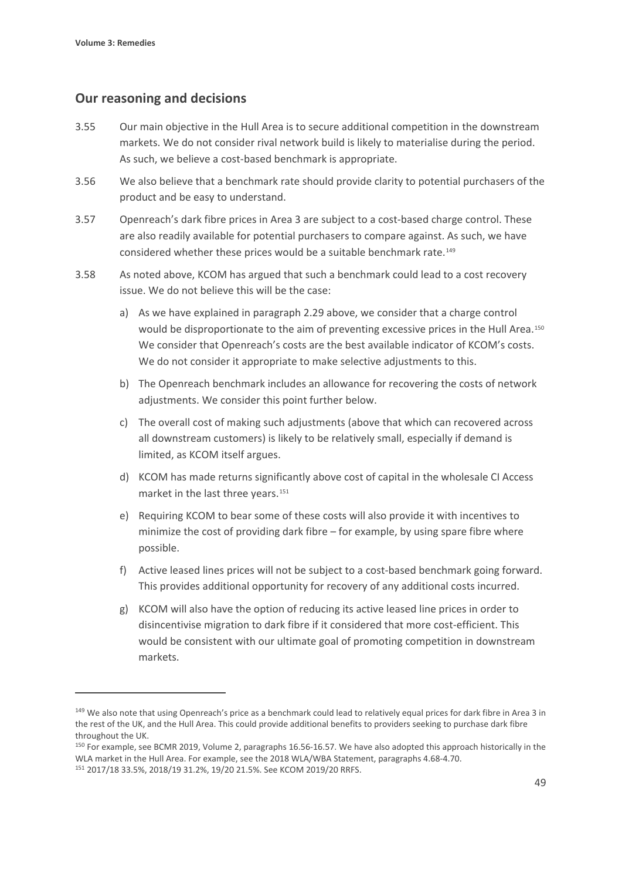## Our reasoning and decisions

3.55 Our main objective in the Hull Area is to secure additional competition in the downstream markets. We do not consider rival network build is likely to materialise during the period. As such, we believe a cost-based benchmark is appropriate.

3.56 We also believe that a benchmark rate should provide clarity to potential purchasers of the product and be easy to understand.

3.57 Openreach's dark fibre prices in Area 3 are subject to a cost-based charge control. These are also readily available for potential purchasers to compare against. As such, we have considered whether these prices would be a suitable benchmark rate.[149]

3.58 As noted above, KCOM has argued that such a benchmark could lead to a cost recovery issue. We do not believe this will be the case:

a) As we have explained in paragraph 2.29 above, we consider that a charge control would be disproportionate to the aim of preventing excessive prices in the Hull Area.[150] We consider that Openreach's costs are the best available indicator of KCOM's costs. We do not consider it appropriate to make selective adjustments to this.

b) The Openreach benchmark includes an allowance for recovering the costs of network adjustments. We consider this point further below.

c) The overall cost of making such adjustments (above that which can recovered across all downstream customers) is likely to be relatively small, especially if demand is limited, as KCOM itself argues.

d) KCOM has made returns significantly above cost of capital in the wholesale CI Access market in the last three years.[151]

e) Requiring KCOM to bear some of these costs will also provide it with incentives to minimize the cost of providing dark fibre – for example, by using spare fibre where possible.

f) Active leased lines prices will not be subject to a cost-based benchmark going forward. This provides additional opportunity for recovery of any additional costs incurred.

g) KCOM will also have the option of reducing its active leased line prices in order to disincentivise migration to dark fibre if it considered that more cost-efficient. This would be consistent with our ultimate goal of promoting competition in downstream markets.

---

[149] We also note that using Openreach's price as a benchmark could lead to relatively equal prices for dark fibre in Area 3 in the rest of the UK, and the Hull Area. This could provide additional benefits to providers seeking to purchase dark fibre throughout the UK.

[150] For example, see BCMR 2019, Volume 2, paragraphs 16.56-16.57. We have also adopted this approach historically in the WLA market in the Hull Area. For example, see the 2018 WLA/WBA Statement, paragraphs 4.68-4.70.

[151] 2017/18 33.5%, 2018/19 31.2%, 19/20 21.5%. See KCOM 2019/20 RRFS.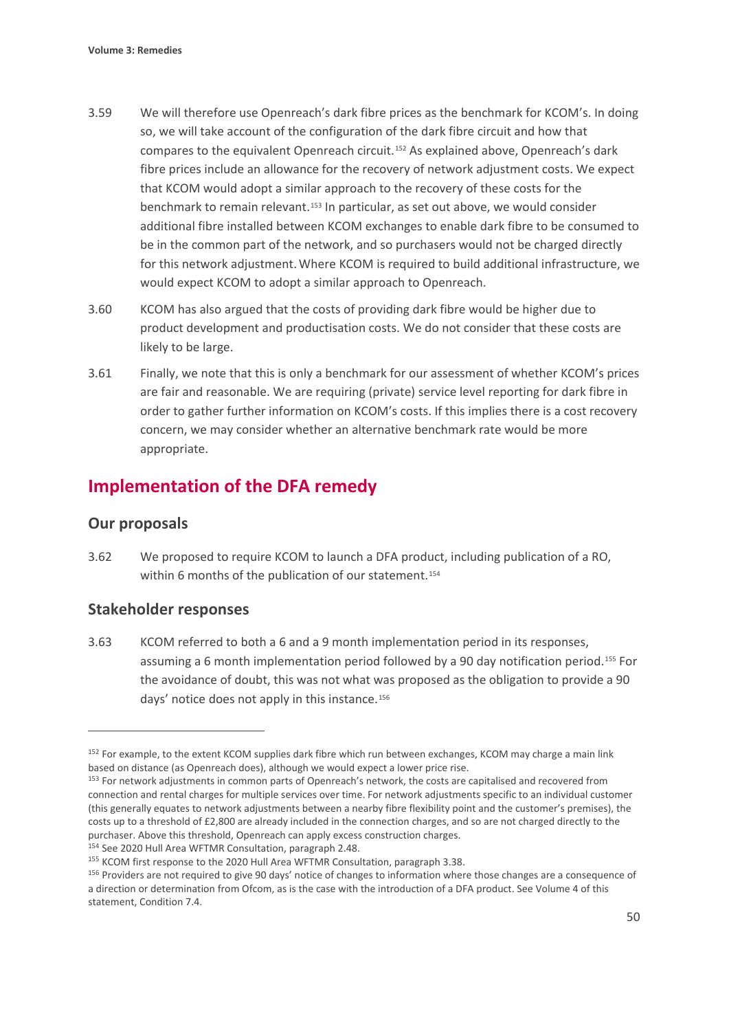3.59 We will therefore use Openreach's dark fibre prices as the benchmark for KCOM's. In doing so, we will take account of the configuration of the dark fibre circuit and how that compares to the equivalent Openreach circuit.[152] As explained above, Openreach's dark fibre prices include an allowance for the recovery of network adjustment costs. We expect that KCOM would adopt a similar approach to the recovery of these costs for the benchmark to remain relevant.[153] In particular, as set out above, we would consider additional fibre installed between KCOM exchanges to enable dark fibre to be consumed to be in the common part of the network, and so purchasers would not be charged directly for this network adjustment. Where KCOM is required to build additional infrastructure, we would expect KCOM to adopt a similar approach to Openreach.

3.60 KCOM has also argued that the costs of providing dark fibre would be higher due to product development and productisation costs. We do not consider that these costs are likely to be large.

3.61 Finally, we note that this is only a benchmark for our assessment of whether KCOM's prices are fair and reasonable. We are requiring (private) service level reporting for dark fibre in order to gather further information on KCOM's costs. If this implies there is a cost recovery concern, we may consider whether an alternative benchmark rate would be more appropriate.

## Implementation of the DFA remedy

### Our proposals

3.62 We proposed to require KCOM to launch a DFA product, including publication of a RO, within 6 months of the publication of our statement.[154]

### Stakeholder responses

3.63 KCOM referred to both a 6 and a 9 month implementation period in its responses, assuming a 6 month implementation period followed by a 90 day notification period.[155] For the avoidance of doubt, this was not what was proposed as the obligation to provide a 90 days' notice does not apply in this instance.[156]

---

[152] For example, to the extent KCOM supplies dark fibre which run between exchanges, KCOM may charge a main link based on distance (as Openreach does), although we would expect a lower price rise.

[153] For network adjustments in common parts of Openreach's network, the costs are capitalised and recovered from connection and rental charges for multiple services over time. For network adjustments specific to an individual customer (this generally equates to network adjustments between a nearby fibre flexibility point and the customer's premises), the costs up to a threshold of £2,800 are already included in the connection charges, and so are not charged directly to the purchaser. Above this threshold, Openreach can apply excess construction charges.

[154] See 2020 Hull Area WFTMR Consultation, paragraph 2.48.

[155] KCOM first response to the 2020 Hull Area WFTMR Consultation, paragraph 3.38.

[156] Providers are not required to give 90 days' notice of changes to information where those changes are a consequence of a direction or determination from Ofcom, as is the case with the introduction of a DFA product. See Volume 4 of this statement, Condition 7.4.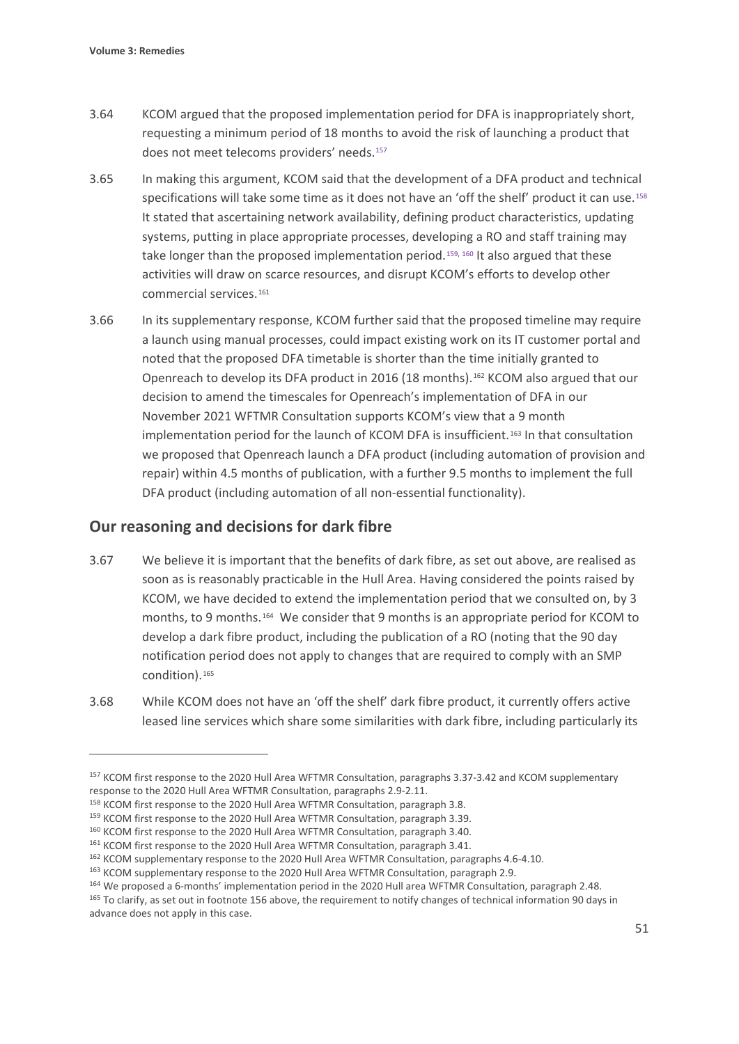3.64 KCOM argued that the proposed implementation period for DFA is inappropriately short, requesting a minimum period of 18 months to avoid the risk of launching a product that does not meet telecoms providers' needs.[157]

3.65 In making this argument, KCOM said that the development of a DFA product and technical specifications will take some time as it does not have an 'off the shelf' product it can use.[158] It stated that ascertaining network availability, defining product characteristics, updating systems, putting in place appropriate processes, developing a RO and staff training may take longer than the proposed implementation period.[159, 160] It also argued that these activities will draw on scarce resources, and disrupt KCOM's efforts to develop other commercial services.[161]

3.66 In its supplementary response, KCOM further said that the proposed timeline may require a launch using manual processes, could impact existing work on its IT customer portal and noted that the proposed DFA timetable is shorter than the time initially granted to Openreach to develop its DFA product in 2016 (18 months).[162] KCOM also argued that our decision to amend the timescales for Openreach's implementation of DFA in our November 2021 WFTMR Consultation supports KCOM's view that a 9 month implementation period for the launch of KCOM DFA is insufficient.[163] In that consultation we proposed that Openreach launch a DFA product (including automation of provision and repair) within 4.5 months of publication, with a further 9.5 months to implement the full DFA product (including automation of all non-essential functionality).

## Our reasoning and decisions for dark fibre

3.67 We believe it is important that the benefits of dark fibre, as set out above, are realised as soon as is reasonably practicable in the Hull Area. Having considered the points raised by KCOM, we have decided to extend the implementation period that we consulted on, by 3 months, to 9 months.[164] We consider that 9 months is an appropriate period for KCOM to develop a dark fibre product, including the publication of a RO (noting that the 90 day notification period does not apply to changes that are required to comply with an SMP condition).[165]

3.68 While KCOM does not have an 'off the shelf' dark fibre product, it currently offers active leased line services which share some similarities with dark fibre, including particularly its

---

[157] KCOM first response to the 2020 Hull Area WFTMR Consultation, paragraphs 3.37-3.42 and KCOM supplementary response to the 2020 Hull Area WFTMR Consultation, paragraphs 2.9-2.11.

[158] KCOM first response to the 2020 Hull Area WFTMR Consultation, paragraph 3.8.

[159] KCOM first response to the 2020 Hull Area WFTMR Consultation, paragraph 3.39.

[160] KCOM first response to the 2020 Hull Area WFTMR Consultation, paragraph 3.40.

[161] KCOM first response to the 2020 Hull Area WFTMR Consultation, paragraph 3.41.

[162] KCOM supplementary response to the 2020 Hull Area WFTMR Consultation, paragraphs 4.6-4.10.

[163] KCOM supplementary response to the 2020 Hull Area WFTMR Consultation, paragraph 2.9.

[164] We proposed a 6-months' implementation period in the 2020 Hull area WFTMR Consultation, paragraph 2.48.

[165] To clarify, as set out in footnote 156 above, the requirement to notify changes of technical information 90 days in advance does not apply in this case.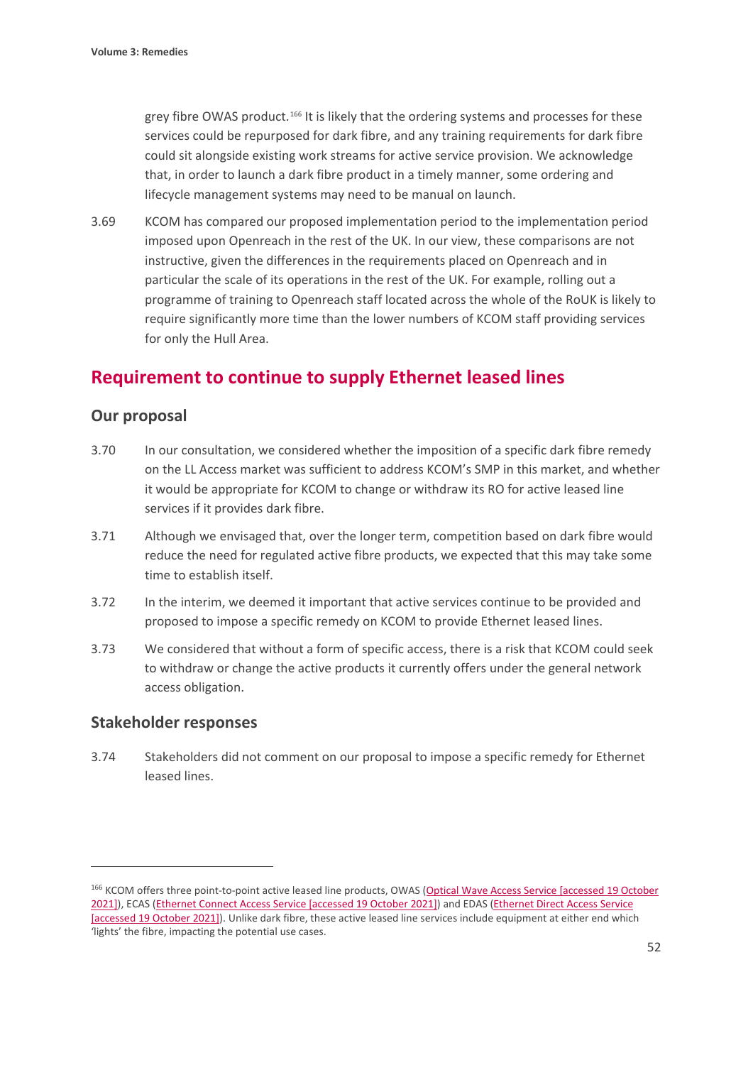grey fibre OWAS product.[166] It is likely that the ordering systems and processes for these services could be repurposed for dark fibre, and any training requirements for dark fibre could sit alongside existing work streams for active service provision. We acknowledge that, in order to launch a dark fibre product in a timely manner, some ordering and lifecycle management systems may need to be manual on launch.

3.69 KCOM has compared our proposed implementation period to the implementation period imposed upon Openreach in the rest of the UK. In our view, these comparisons are not instructive, given the differences in the requirements placed on Openreach and in particular the scale of its operations in the rest of the UK. For example, rolling out a programme of training to Openreach staff located across the whole of the RoUK is likely to require significantly more time than the lower numbers of KCOM staff providing services for only the Hull Area.

## Requirement to continue to supply Ethernet leased lines

### Our proposal

3.70 In our consultation, we considered whether the imposition of a specific dark fibre remedy on the LL Access market was sufficient to address KCOM's SMP in this market, and whether it would be appropriate for KCOM to change or withdraw its RO for active leased line services if it provides dark fibre.

3.71 Although we envisaged that, over the longer term, competition based on dark fibre would reduce the need for regulated active fibre products, we expected that this may take some time to establish itself.

3.72 In the interim, we deemed it important that active services continue to be provided and proposed to impose a specific remedy on KCOM to provide Ethernet leased lines.

3.73 We considered that without a form of specific access, there is a risk that KCOM could seek to withdraw or change the active products it currently offers under the general network access obligation.

### Stakeholder responses

3.74 Stakeholders did not comment on our proposal to impose a specific remedy for Ethernet leased lines.

---

[166] KCOM offers three point-to-point active leased line products, OWAS (Optical Wave Access Service [accessed 19 October 2021]), ECAS (Ethernet Connect Access Service [accessed 19 October 2021]) and EDAS (Ethernet Direct Access Service [accessed 19 October 2021]). Unlike dark fibre, these active leased line services include equipment at either end which 'lights' the fibre, impacting the potential use cases.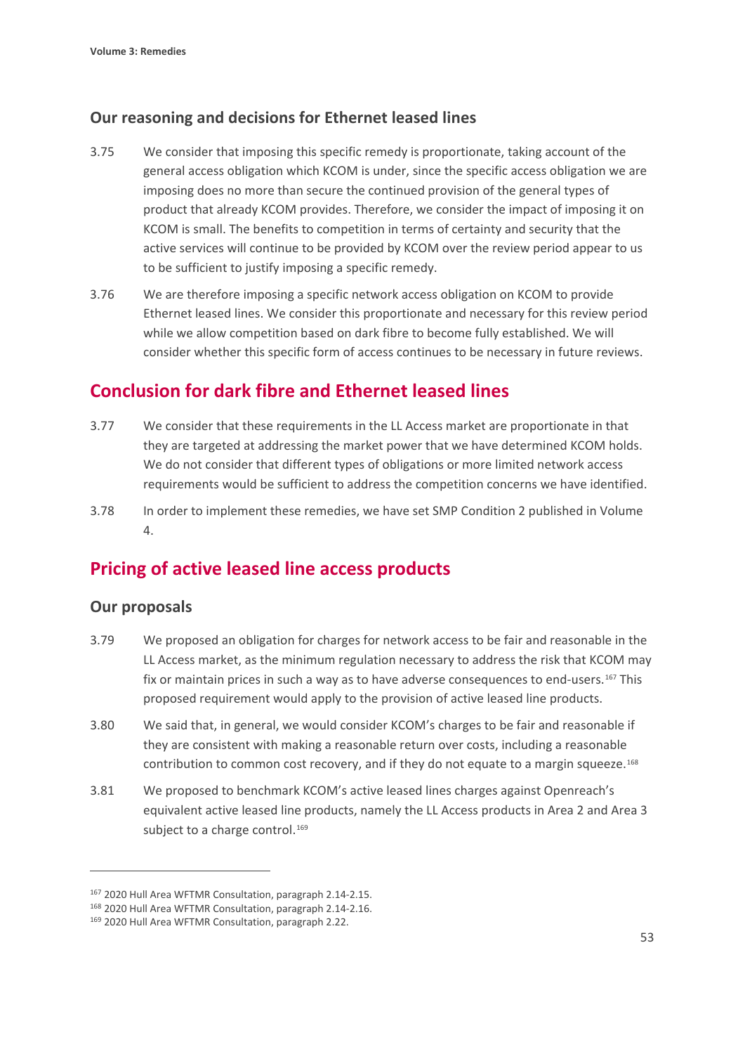### Our reasoning and decisions for Ethernet leased lines

3.75 We consider that imposing this specific remedy is proportionate, taking account of the general access obligation which KCOM is under, since the specific access obligation we are imposing does no more than secure the continued provision of the general types of product that already KCOM provides. Therefore, we consider the impact of imposing it on KCOM is small. The benefits to competition in terms of certainty and security that the active services will continue to be provided by KCOM over the review period appear to us to be sufficient to justify imposing a specific remedy.

3.76 We are therefore imposing a specific network access obligation on KCOM to provide Ethernet leased lines. We consider this proportionate and necessary for this review period while we allow competition based on dark fibre to become fully established. We will consider whether this specific form of access continues to be necessary in future reviews.

## Conclusion for dark fibre and Ethernet leased lines

3.77 We consider that these requirements in the LL Access market are proportionate in that they are targeted at addressing the market power that we have determined KCOM holds. We do not consider that different types of obligations or more limited network access requirements would be sufficient to address the competition concerns we have identified.

3.78 In order to implement these remedies, we have set SMP Condition 2 published in Volume 4.

## Pricing of active leased line access products

### Our proposals

3.79 We proposed an obligation for charges for network access to be fair and reasonable in the LL Access market, as the minimum regulation necessary to address the risk that KCOM may fix or maintain prices in such a way as to have adverse consequences to end-users.[167] This proposed requirement would apply to the provision of active leased line products.

3.80 We said that, in general, we would consider KCOM's charges to be fair and reasonable if they are consistent with making a reasonable return over costs, including a reasonable contribution to common cost recovery, and if they do not equate to a margin squeeze.[168]

3.81 We proposed to benchmark KCOM's active leased lines charges against Openreach's equivalent active leased line products, namely the LL Access products in Area 2 and Area 3 subject to a charge control.[169]

---

[167] 2020 Hull Area WFTMR Consultation, paragraph 2.14-2.15.

[168] 2020 Hull Area WFTMR Consultation, paragraph 2.14-2.16.

[169] 2020 Hull Area WFTMR Consultation, paragraph 2.22.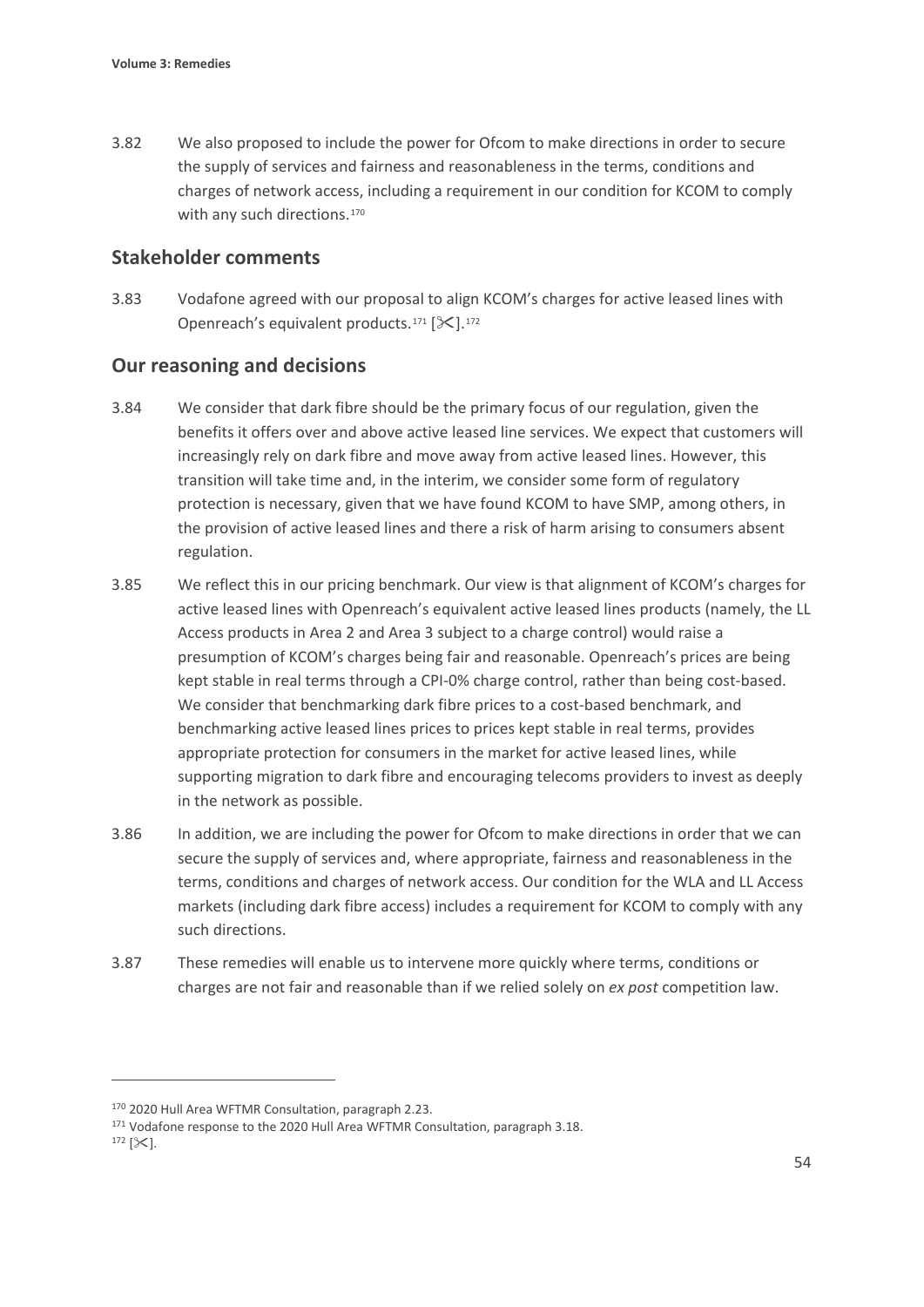3.82 We also proposed to include the power for Ofcom to make directions in order to secure the supply of services and fairness and reasonableness in the terms, conditions and charges of network access, including a requirement in our condition for KCOM to comply with any such directions.[170]

## Stakeholder comments

3.83 Vodafone agreed with our proposal to align KCOM's charges for active leased lines with Openreach's equivalent products.[171] [✂].[172]

## Our reasoning and decisions

3.84 We consider that dark fibre should be the primary focus of our regulation, given the benefits it offers over and above active leased line services. We expect that customers will increasingly rely on dark fibre and move away from active leased lines. However, this transition will take time and, in the interim, we consider some form of regulatory protection is necessary, given that we have found KCOM to have SMP, among others, in the provision of active leased lines and there a risk of harm arising to consumers absent regulation.

3.85 We reflect this in our pricing benchmark. Our view is that alignment of KCOM's charges for active leased lines with Openreach's equivalent active leased lines products (namely, the LL Access products in Area 2 and Area 3 subject to a charge control) would raise a presumption of KCOM's charges being fair and reasonable. Openreach's prices are being kept stable in real terms through a CPI-0% charge control, rather than being cost-based. We consider that benchmarking dark fibre prices to a cost-based benchmark, and benchmarking active leased lines prices to prices kept stable in real terms, provides appropriate protection for consumers in the market for active leased lines, while supporting migration to dark fibre and encouraging telecoms providers to invest as deeply in the network as possible.

3.86 In addition, we are including the power for Ofcom to make directions in order that we can secure the supply of services and, where appropriate, fairness and reasonableness in the terms, conditions and charges of network access. Our condition for the WLA and LL Access markets (including dark fibre access) includes a requirement for KCOM to comply with any such directions.

3.87 These remedies will enable us to intervene more quickly where terms, conditions or charges are not fair and reasonable than if we relied solely on *ex post* competition law.

---

[170] 2020 Hull Area WFTMR Consultation, paragraph 2.23.

[171] Vodafone response to the 2020 Hull Area WFTMR Consultation, paragraph 3.18.

[172] [✂].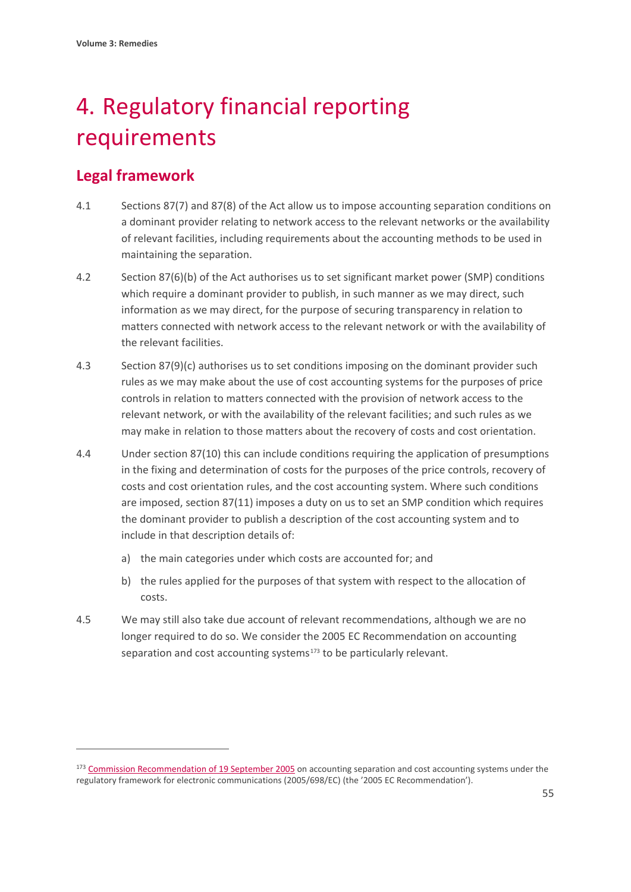# 4. Regulatory financial reporting requirements

## Legal framework

4.1 Sections 87(7) and 87(8) of the Act allow us to impose accounting separation conditions on a dominant provider relating to network access to the relevant networks or the availability of relevant facilities, including requirements about the accounting methods to be used in maintaining the separation.

4.2 Section 87(6)(b) of the Act authorises us to set significant market power (SMP) conditions which require a dominant provider to publish, in such manner as we may direct, such information as we may direct, for the purpose of securing transparency in relation to matters connected with network access to the relevant network or with the availability of the relevant facilities.

4.3 Section 87(9)(c) authorises us to set conditions imposing on the dominant provider such rules as we may make about the use of cost accounting systems for the purposes of price controls in relation to matters connected with the provision of network access to the relevant network, or with the availability of the relevant facilities; and such rules as we may make in relation to those matters about the recovery of costs and cost orientation.

4.4 Under section 87(10) this can include conditions requiring the application of presumptions in the fixing and determination of costs for the purposes of the price controls, recovery of costs and cost orientation rules, and the cost accounting system. Where such conditions are imposed, section 87(11) imposes a duty on us to set an SMP condition which requires the dominant provider to publish a description of the cost accounting system and to include in that description details of:

a) the main categories under which costs are accounted for; and

b) the rules applied for the purposes of that system with respect to the allocation of costs.

4.5 We may still also take due account of relevant recommendations, although we are no longer required to do so. We consider the 2005 EC Recommendation on accounting separation and cost accounting systems[173] to be particularly relevant.

[173] Commission Recommendation of 19 September 2005 on accounting separation and cost accounting systems under the regulatory framework for electronic communications (2005/698/EC) (the '2005 EC Recommendation').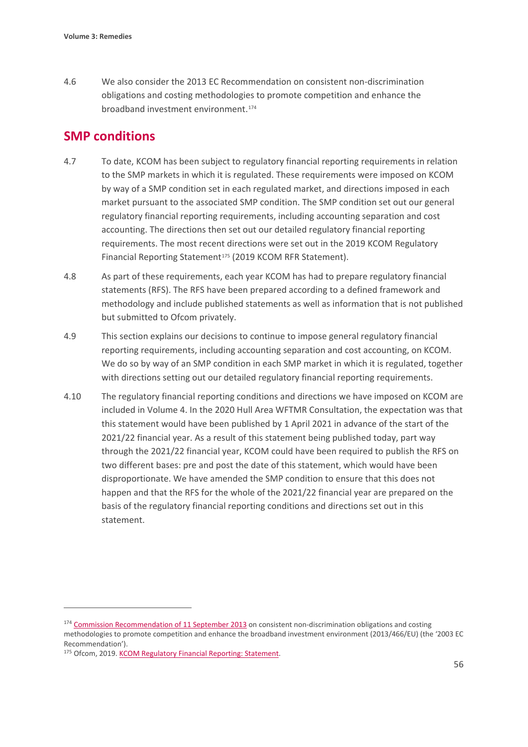4.6 We also consider the 2013 EC Recommendation on consistent non-discrimination obligations and costing methodologies to promote competition and enhance the broadband investment environment.[174]

## SMP conditions

4.7 To date, KCOM has been subject to regulatory financial reporting requirements in relation to the SMP markets in which it is regulated. These requirements were imposed on KCOM by way of a SMP condition set in each regulated market, and directions imposed in each market pursuant to the associated SMP condition. The SMP condition set out our general regulatory financial reporting requirements, including accounting separation and cost accounting. The directions then set out our detailed regulatory financial reporting requirements. The most recent directions were set out in the 2019 KCOM Regulatory Financial Reporting Statement[175] (2019 KCOM RFR Statement).

4.8 As part of these requirements, each year KCOM has had to prepare regulatory financial statements (RFS). The RFS have been prepared according to a defined framework and methodology and include published statements as well as information that is not published but submitted to Ofcom privately.

4.9 This section explains our decisions to continue to impose general regulatory financial reporting requirements, including accounting separation and cost accounting, on KCOM. We do so by way of an SMP condition in each SMP market in which it is regulated, together with directions setting out our detailed regulatory financial reporting requirements.

4.10 The regulatory financial reporting conditions and directions we have imposed on KCOM are included in Volume 4. In the 2020 Hull Area WFTMR Consultation, the expectation was that this statement would have been published by 1 April 2021 in advance of the start of the 2021/22 financial year. As a result of this statement being published today, part way through the 2021/22 financial year, KCOM could have been required to publish the RFS on two different bases: pre and post the date of this statement, which would have been disproportionate. We have amended the SMP condition to ensure that this does not happen and that the RFS for the whole of the 2021/22 financial year are prepared on the basis of the regulatory financial reporting conditions and directions set out in this statement.

---

[174] Commission Recommendation of 11 September 2013 on consistent non-discrimination obligations and costing methodologies to promote competition and enhance the broadband investment environment (2013/466/EU) (the '2003 EC Recommendation').

[175] Ofcom, 2019. KCOM Regulatory Financial Reporting: Statement.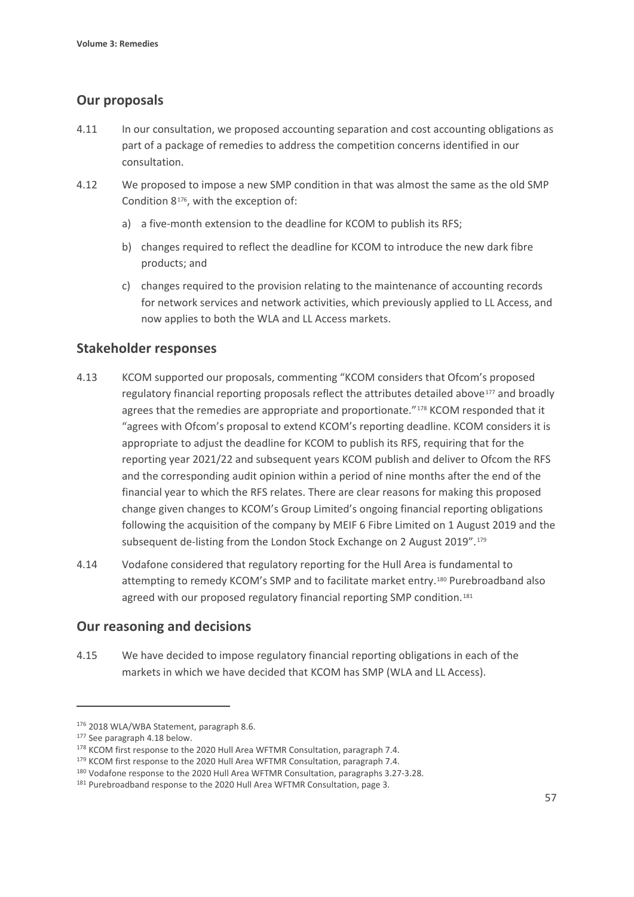## Our proposals

4.11 In our consultation, we proposed accounting separation and cost accounting obligations as part of a package of remedies to address the competition concerns identified in our consultation.

4.12 We proposed to impose a new SMP condition in that was almost the same as the old SMP Condition 8[176], with the exception of:

a) a five-month extension to the deadline for KCOM to publish its RFS;

b) changes required to reflect the deadline for KCOM to introduce the new dark fibre products; and

c) changes required to the provision relating to the maintenance of accounting records for network services and network activities, which previously applied to LL Access, and now applies to both the WLA and LL Access markets.

## Stakeholder responses

4.13 KCOM supported our proposals, commenting "KCOM considers that Ofcom's proposed regulatory financial reporting proposals reflect the attributes detailed above[177] and broadly agrees that the remedies are appropriate and proportionate."[178] KCOM responded that it "agrees with Ofcom's proposal to extend KCOM's reporting deadline. KCOM considers it is appropriate to adjust the deadline for KCOM to publish its RFS, requiring that for the reporting year 2021/22 and subsequent years KCOM publish and deliver to Ofcom the RFS and the corresponding audit opinion within a period of nine months after the end of the financial year to which the RFS relates. There are clear reasons for making this proposed change given changes to KCOM's Group Limited's ongoing financial reporting obligations following the acquisition of the company by MEIF 6 Fibre Limited on 1 August 2019 and the subsequent de-listing from the London Stock Exchange on 2 August 2019".[179]

4.14 Vodafone considered that regulatory reporting for the Hull Area is fundamental to attempting to remedy KCOM's SMP and to facilitate market entry.[180] Purebroadband also agreed with our proposed regulatory financial reporting SMP condition.[181]

## Our reasoning and decisions

4.15 We have decided to impose regulatory financial reporting obligations in each of the markets in which we have decided that KCOM has SMP (WLA and LL Access).

---

[176] 2018 WLA/WBA Statement, paragraph 8.6.

[177] See paragraph 4.18 below.

[178] KCOM first response to the 2020 Hull Area WFTMR Consultation, paragraph 7.4.

[179] KCOM first response to the 2020 Hull Area WFTMR Consultation, paragraph 7.4.

[180] Vodafone response to the 2020 Hull Area WFTMR Consultation, paragraphs 3.27-3.28.

[181] Purebroadband response to the 2020 Hull Area WFTMR Consultation, page 3.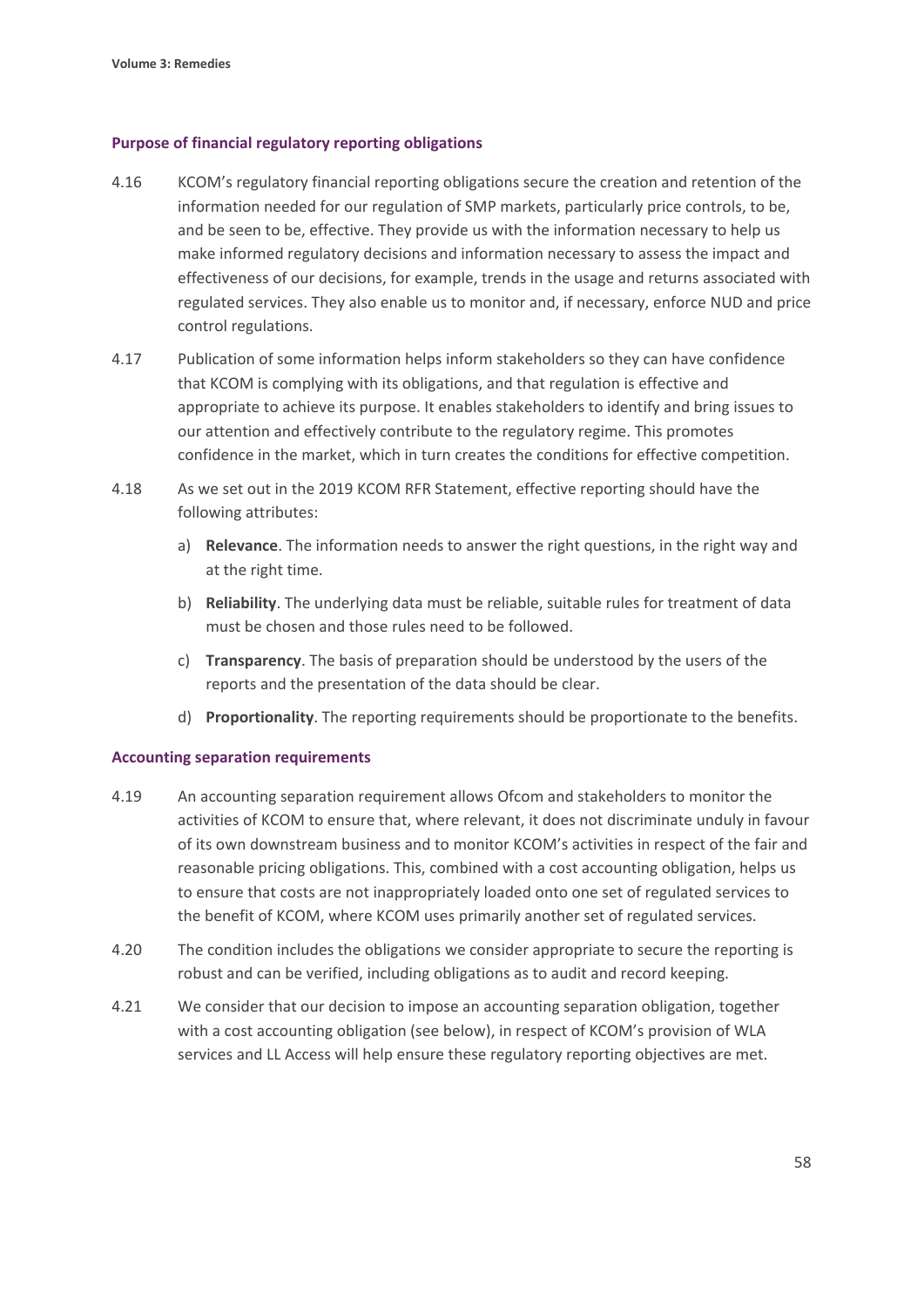### Purpose of financial regulatory reporting obligations

4.16 KCOM's regulatory financial reporting obligations secure the creation and retention of the information needed for our regulation of SMP markets, particularly price controls, to be, and be seen to be, effective. They provide us with the information necessary to help us make informed regulatory decisions and information necessary to assess the impact and effectiveness of our decisions, for example, trends in the usage and returns associated with regulated services. They also enable us to monitor and, if necessary, enforce NUD and price control regulations.

4.17 Publication of some information helps inform stakeholders so they can have confidence that KCOM is complying with its obligations, and that regulation is effective and appropriate to achieve its purpose. It enables stakeholders to identify and bring issues to our attention and effectively contribute to the regulatory regime. This promotes confidence in the market, which in turn creates the conditions for effective competition.

4.18 As we set out in the 2019 KCOM RFR Statement, effective reporting should have the following attributes:

a) **Relevance**. The information needs to answer the right questions, in the right way and at the right time.

b) **Reliability**. The underlying data must be reliable, suitable rules for treatment of data must be chosen and those rules need to be followed.

c) **Transparency**. The basis of preparation should be understood by the users of the reports and the presentation of the data should be clear.

d) **Proportionality**. The reporting requirements should be proportionate to the benefits.

### Accounting separation requirements

4.19 An accounting separation requirement allows Ofcom and stakeholders to monitor the activities of KCOM to ensure that, where relevant, it does not discriminate unduly in favour of its own downstream business and to monitor KCOM's activities in respect of the fair and reasonable pricing obligations. This, combined with a cost accounting obligation, helps us to ensure that costs are not inappropriately loaded onto one set of regulated services to the benefit of KCOM, where KCOM uses primarily another set of regulated services.

4.20 The condition includes the obligations we consider appropriate to secure the reporting is robust and can be verified, including obligations as to audit and record keeping.

4.21 We consider that our decision to impose an accounting separation obligation, together with a cost accounting obligation (see below), in respect of KCOM's provision of WLA services and LL Access will help ensure these regulatory reporting objectives are met.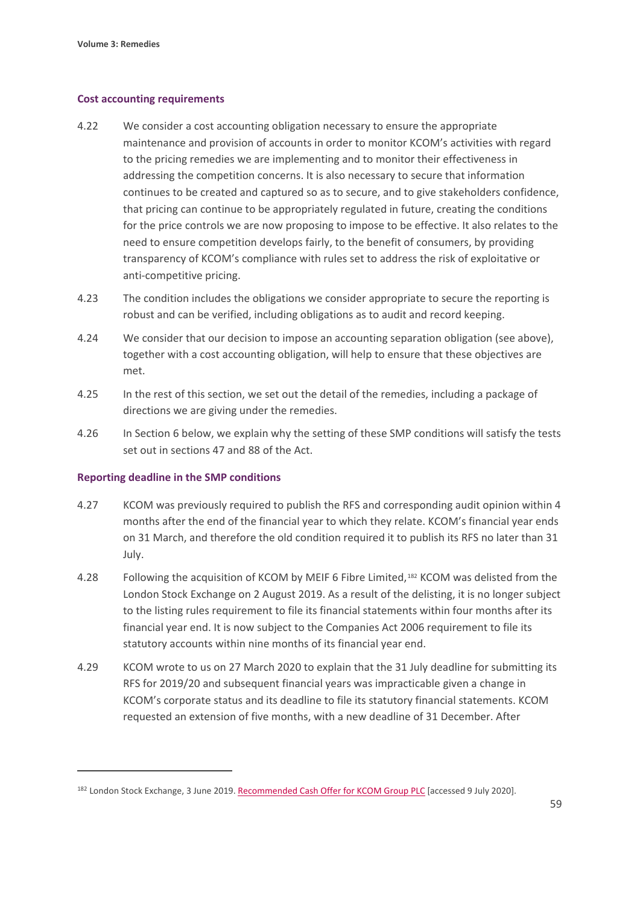### Cost accounting requirements

4.22 We consider a cost accounting obligation necessary to ensure the appropriate maintenance and provision of accounts in order to monitor KCOM's activities with regard to the pricing remedies we are implementing and to monitor their effectiveness in addressing the competition concerns. It is also necessary to secure that information continues to be created and captured so as to secure, and to give stakeholders confidence, that pricing can continue to be appropriately regulated in future, creating the conditions for the price controls we are now proposing to impose to be effective. It also relates to the need to ensure competition develops fairly, to the benefit of consumers, by providing transparency of KCOM's compliance with rules set to address the risk of exploitative or anti-competitive pricing.

4.23 The condition includes the obligations we consider appropriate to secure the reporting is robust and can be verified, including obligations as to audit and record keeping.

4.24 We consider that our decision to impose an accounting separation obligation (see above), together with a cost accounting obligation, will help to ensure that these objectives are met.

4.25 In the rest of this section, we set out the detail of the remedies, including a package of directions we are giving under the remedies.

4.26 In Section 6 below, we explain why the setting of these SMP conditions will satisfy the tests set out in sections 47 and 88 of the Act.

### Reporting deadline in the SMP conditions

4.27 KCOM was previously required to publish the RFS and corresponding audit opinion within 4 months after the end of the financial year to which they relate. KCOM's financial year ends on 31 March, and therefore the old condition required it to publish its RFS no later than 31 July.

4.28 Following the acquisition of KCOM by MEIF 6 Fibre Limited,[182] KCOM was delisted from the London Stock Exchange on 2 August 2019. As a result of the delisting, it is no longer subject to the listing rules requirement to file its financial statements within four months after its financial year end. It is now subject to the Companies Act 2006 requirement to file its statutory accounts within nine months of its financial year end.

4.29 KCOM wrote to us on 27 March 2020 to explain that the 31 July deadline for submitting its RFS for 2019/20 and subsequent financial years was impracticable given a change in KCOM's corporate status and its deadline to file its statutory financial statements. KCOM requested an extension of five months, with a new deadline of 31 December. After

[182] London Stock Exchange, 3 June 2019. Recommended Cash Offer for KCOM Group PLC [accessed 9 July 2020].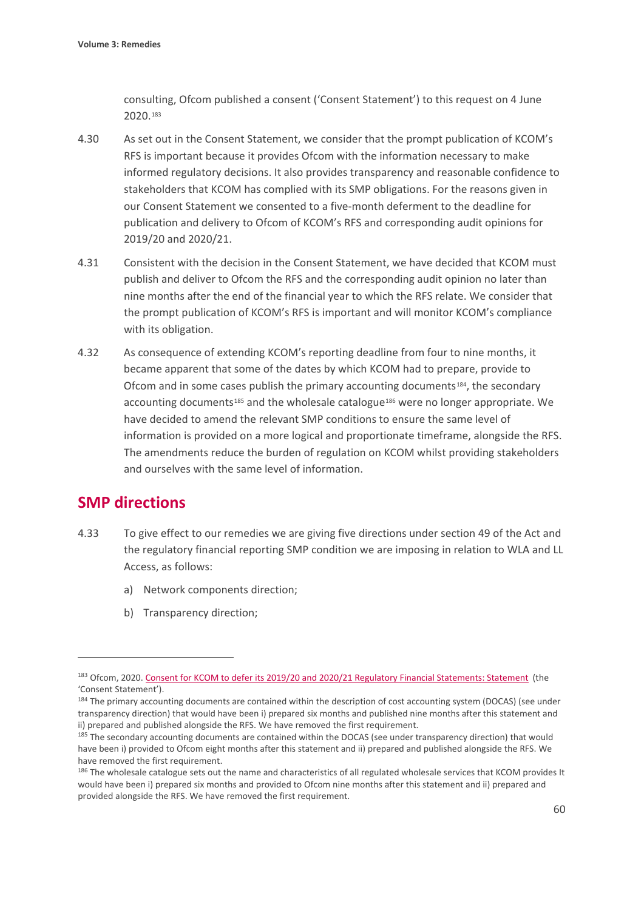consulting, Ofcom published a consent ('Consent Statement') to this request on 4 June 2020.[183]

4.30 As set out in the Consent Statement, we consider that the prompt publication of KCOM's RFS is important because it provides Ofcom with the information necessary to make informed regulatory decisions. It also provides transparency and reasonable confidence to stakeholders that KCOM has complied with its SMP obligations. For the reasons given in our Consent Statement we consented to a five-month deferment to the deadline for publication and delivery to Ofcom of KCOM's RFS and corresponding audit opinions for 2019/20 and 2020/21.

4.31 Consistent with the decision in the Consent Statement, we have decided that KCOM must publish and deliver to Ofcom the RFS and the corresponding audit opinion no later than nine months after the end of the financial year to which the RFS relate. We consider that the prompt publication of KCOM's RFS is important and will monitor KCOM's compliance with its obligation.

4.32 As consequence of extending KCOM's reporting deadline from four to nine months, it became apparent that some of the dates by which KCOM had to prepare, provide to Ofcom and in some cases publish the primary accounting documents[184], the secondary accounting documents[185] and the wholesale catalogue[186] were no longer appropriate. We have decided to amend the relevant SMP conditions to ensure the same level of information is provided on a more logical and proportionate timeframe, alongside the RFS. The amendments reduce the burden of regulation on KCOM whilst providing stakeholders and ourselves with the same level of information.

## SMP directions

4.33 To give effect to our remedies we are giving five directions under section 49 of the Act and the regulatory financial reporting SMP condition we are imposing in relation to WLA and LL Access, as follows:

a) Network components direction;

b) Transparency direction;

---

[183] Ofcom, 2020. Consent for KCOM to defer its 2019/20 and 2020/21 Regulatory Financial Statements: Statement (the 'Consent Statement').

[184] The primary accounting documents are contained within the description of cost accounting system (DOCAS) (see under transparency direction) that would have been i) prepared six months and published nine months after this statement and ii) prepared and published alongside the RFS. We have removed the first requirement.

[185] The secondary accounting documents are contained within the DOCAS (see under transparency direction) that would have been i) provided to Ofcom eight months after this statement and ii) prepared and published alongside the RFS. We have removed the first requirement.

[186] The wholesale catalogue sets out the name and characteristics of all regulated wholesale services that KCOM provides It would have been i) prepared six months and provided to Ofcom nine months after this statement and ii) prepared and provided alongside the RFS. We have removed the first requirement.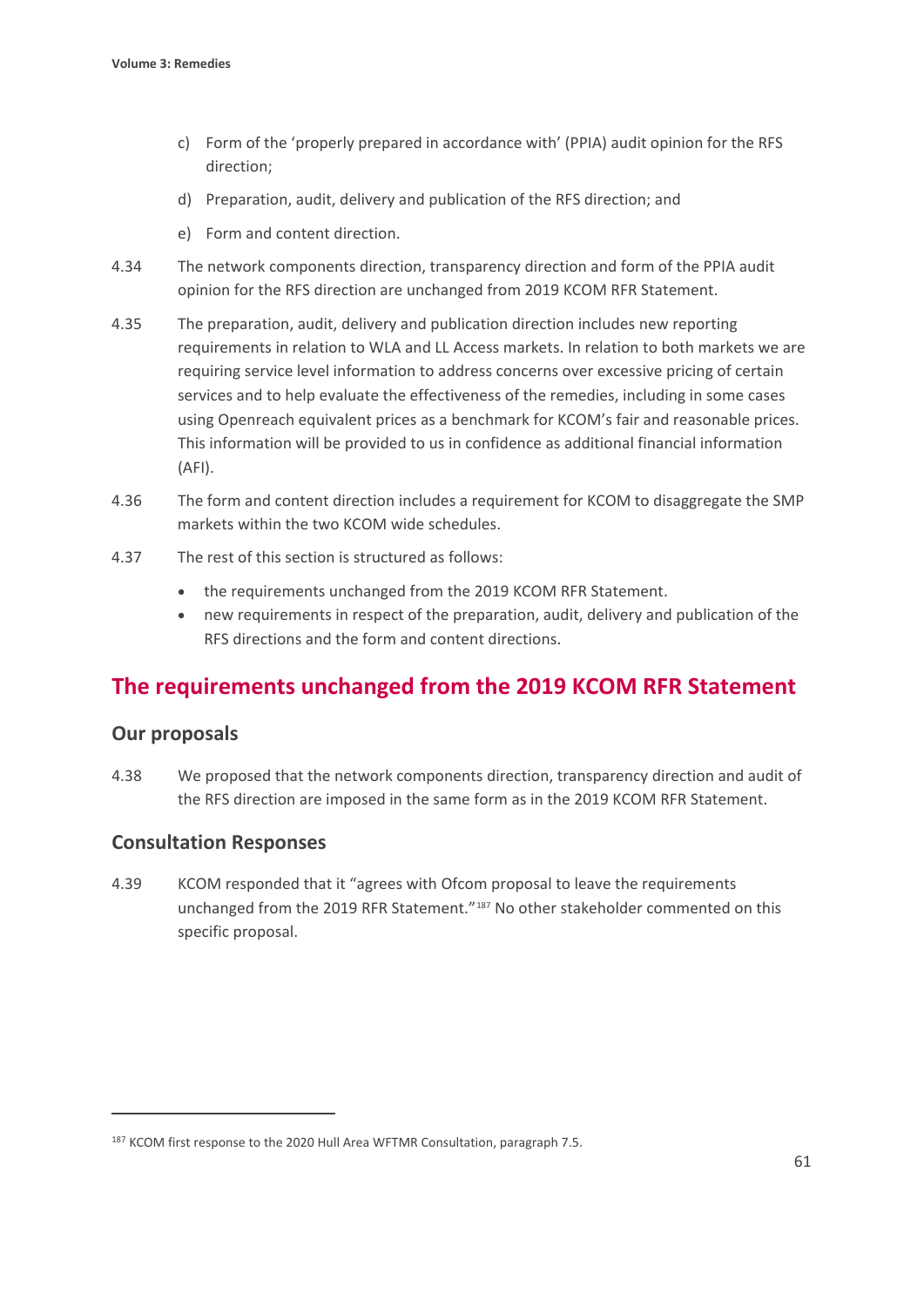c) Form of the 'properly prepared in accordance with' (PPIA) audit opinion for the RFS direction;

d) Preparation, audit, delivery and publication of the RFS direction; and

e) Form and content direction.

4.34 The network components direction, transparency direction and form of the PPIA audit opinion for the RFS direction are unchanged from 2019 KCOM RFR Statement.

4.35 The preparation, audit, delivery and publication direction includes new reporting requirements in relation to WLA and LL Access markets. In relation to both markets we are requiring service level information to address concerns over excessive pricing of certain services and to help evaluate the effectiveness of the remedies, including in some cases using Openreach equivalent prices as a benchmark for KCOM's fair and reasonable prices. This information will be provided to us in confidence as additional financial information (AFI).

4.36 The form and content direction includes a requirement for KCOM to disaggregate the SMP markets within the two KCOM wide schedules.

4.37 The rest of this section is structured as follows:

- the requirements unchanged from the 2019 KCOM RFR Statement.
- new requirements in respect of the preparation, audit, delivery and publication of the RFS directions and the form and content directions.

## The requirements unchanged from the 2019 KCOM RFR Statement

### Our proposals

4.38 We proposed that the network components direction, transparency direction and audit of the RFS direction are imposed in the same form as in the 2019 KCOM RFR Statement.

### Consultation Responses

4.39 KCOM responded that it "agrees with Ofcom proposal to leave the requirements unchanged from the 2019 RFR Statement."[187] No other stakeholder commented on this specific proposal.

[187] KCOM first response to the 2020 Hull Area WFTMR Consultation, paragraph 7.5.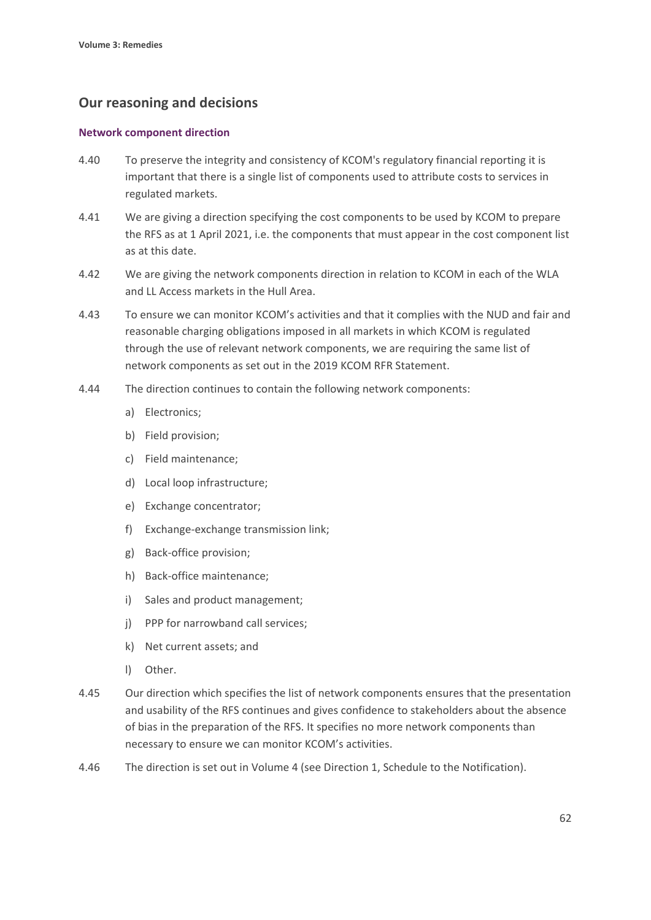## Our reasoning and decisions

### Network component direction

4.40 To preserve the integrity and consistency of KCOM's regulatory financial reporting it is important that there is a single list of components used to attribute costs to services in regulated markets.

4.41 We are giving a direction specifying the cost components to be used by KCOM to prepare the RFS as at 1 April 2021, i.e. the components that must appear in the cost component list as at this date.

4.42 We are giving the network components direction in relation to KCOM in each of the WLA and LL Access markets in the Hull Area.

4.43 To ensure we can monitor KCOM's activities and that it complies with the NUD and fair and reasonable charging obligations imposed in all markets in which KCOM is regulated through the use of relevant network components, we are requiring the same list of network components as set out in the 2019 KCOM RFR Statement.

4.44 The direction continues to contain the following network components:

a) Electronics;

b) Field provision;

c) Field maintenance;

d) Local loop infrastructure;

e) Exchange concentrator;

f) Exchange-exchange transmission link;

g) Back-office provision;

h) Back-office maintenance;

i) Sales and product management;

j) PPP for narrowband call services;

k) Net current assets; and

l) Other.

4.45 Our direction which specifies the list of network components ensures that the presentation and usability of the RFS continues and gives confidence to stakeholders about the absence of bias in the preparation of the RFS. It specifies no more network components than necessary to ensure we can monitor KCOM's activities.

4.46 The direction is set out in Volume 4 (see Direction 1, Schedule to the Notification).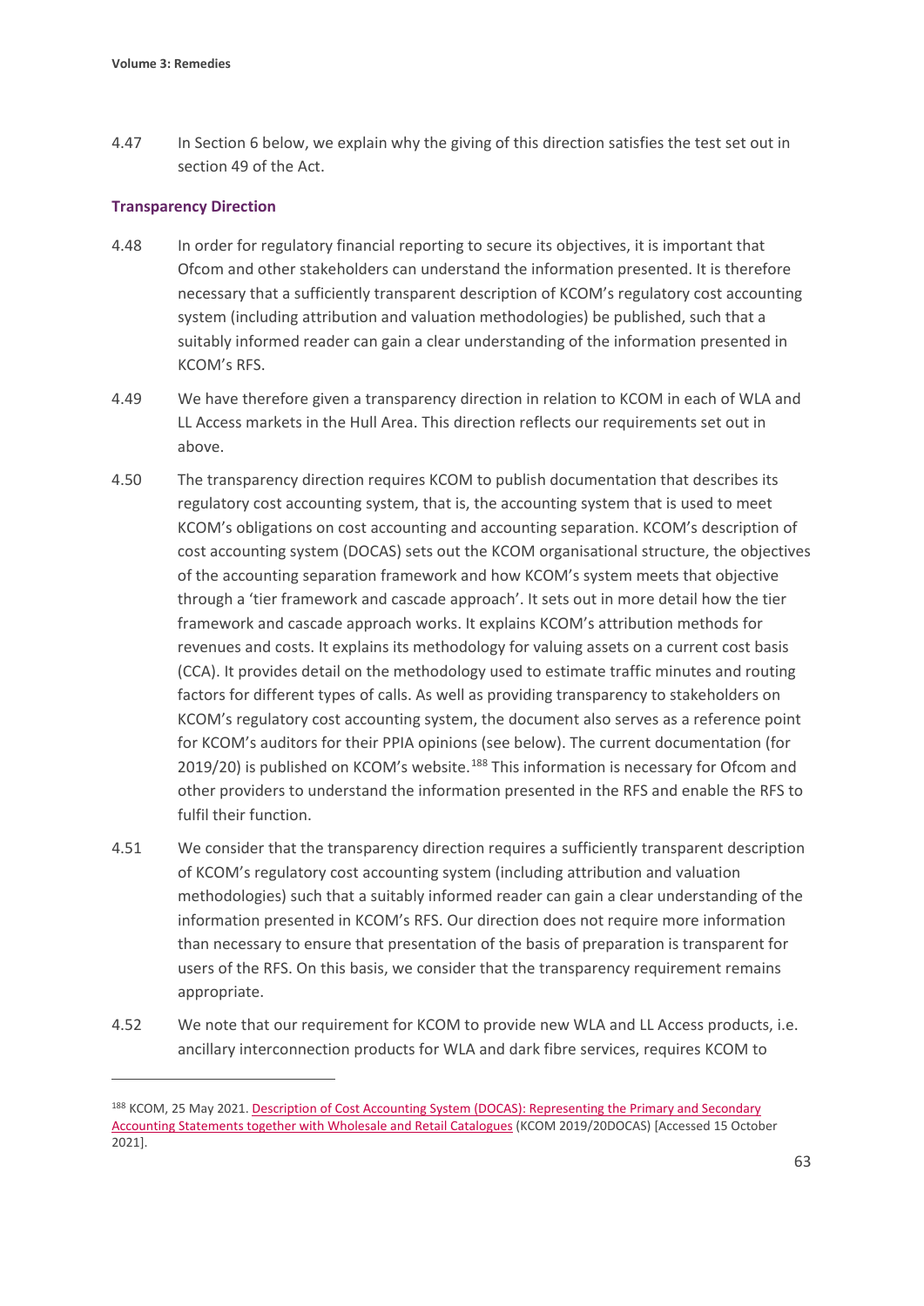4.47 In Section 6 below, we explain why the giving of this direction satisfies the test set out in section 49 of the Act.

### Transparency Direction

4.48 In order for regulatory financial reporting to secure its objectives, it is important that Ofcom and other stakeholders can understand the information presented. It is therefore necessary that a sufficiently transparent description of KCOM's regulatory cost accounting system (including attribution and valuation methodologies) be published, such that a suitably informed reader can gain a clear understanding of the information presented in KCOM's RFS.

4.49 We have therefore given a transparency direction in relation to KCOM in each of WLA and LL Access markets in the Hull Area. This direction reflects our requirements set out in above.

4.50 The transparency direction requires KCOM to publish documentation that describes its regulatory cost accounting system, that is, the accounting system that is used to meet KCOM's obligations on cost accounting and accounting separation. KCOM's description of cost accounting system (DOCAS) sets out the KCOM organisational structure, the objectives of the accounting separation framework and how KCOM's system meets that objective through a 'tier framework and cascade approach'. It sets out in more detail how the tier framework and cascade approach works. It explains KCOM's attribution methods for revenues and costs. It explains its methodology for valuing assets on a current cost basis (CCA). It provides detail on the methodology used to estimate traffic minutes and routing factors for different types of calls. As well as providing transparency to stakeholders on KCOM's regulatory cost accounting system, the document also serves as a reference point for KCOM's auditors for their PPIA opinions (see below). The current documentation (for 2019/20) is published on KCOM's website.[188] This information is necessary for Ofcom and other providers to understand the information presented in the RFS and enable the RFS to fulfil their function.

4.51 We consider that the transparency direction requires a sufficiently transparent description of KCOM's regulatory cost accounting system (including attribution and valuation methodologies) such that a suitably informed reader can gain a clear understanding of the information presented in KCOM's RFS. Our direction does not require more information than necessary to ensure that presentation of the basis of preparation is transparent for users of the RFS. On this basis, we consider that the transparency requirement remains appropriate.

4.52 We note that our requirement for KCOM to provide new WLA and LL Access products, i.e. ancillary interconnection products for WLA and dark fibre services, requires KCOM to

---

[188] KCOM, 25 May 2021. Description of Cost Accounting System (DOCAS): Representing the Primary and Secondary Accounting Statements together with Wholesale and Retail Catalogues (KCOM 2019/20DOCAS) [Accessed 15 October 2021].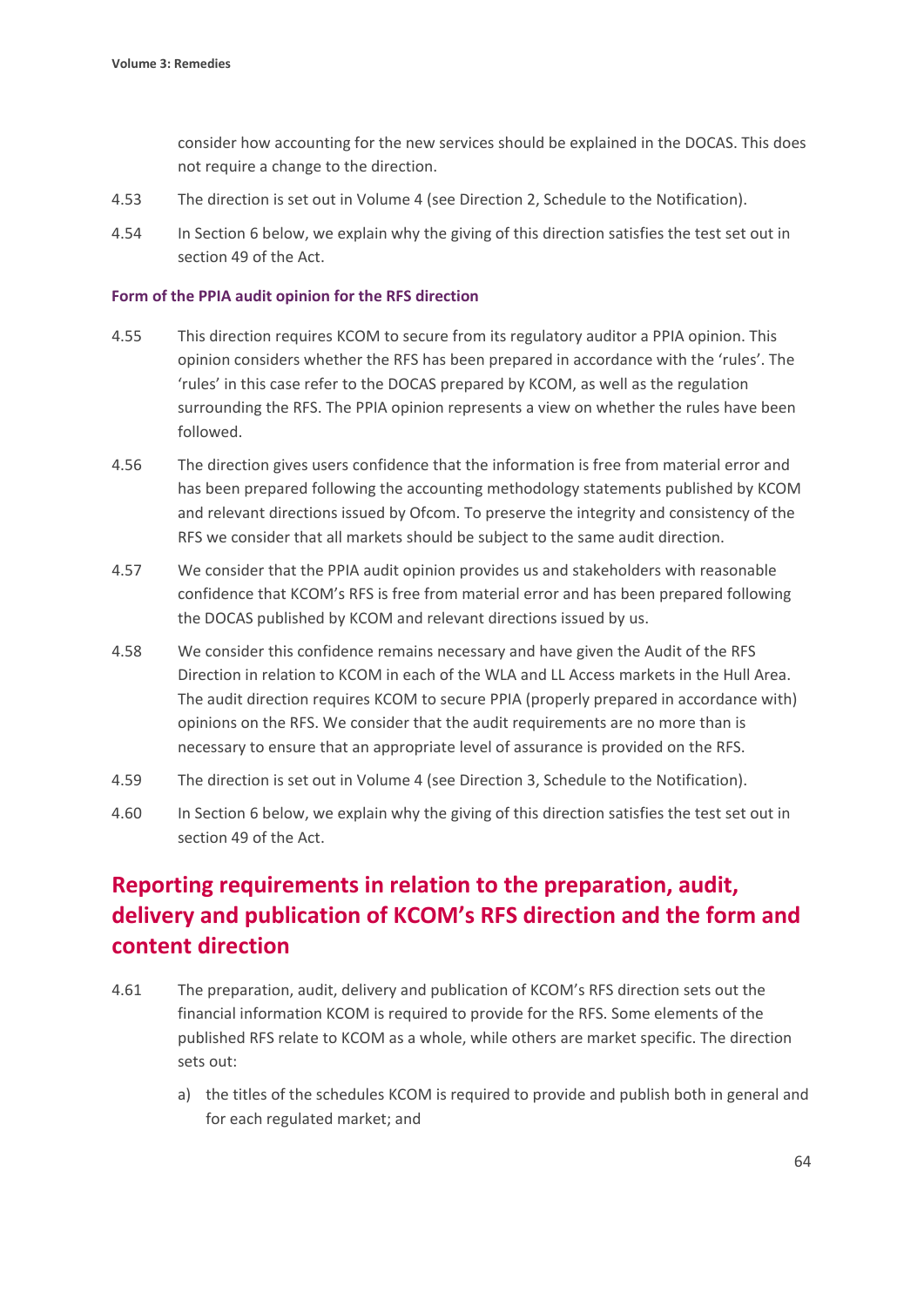consider how accounting for the new services should be explained in the DOCAS. This does not require a change to the direction.

4.53 The direction is set out in Volume 4 (see Direction 2, Schedule to the Notification).

4.54 In Section 6 below, we explain why the giving of this direction satisfies the test set out in section 49 of the Act.

### Form of the PPIA audit opinion for the RFS direction

4.55 This direction requires KCOM to secure from its regulatory auditor a PPIA opinion. This opinion considers whether the RFS has been prepared in accordance with the 'rules'. The 'rules' in this case refer to the DOCAS prepared by KCOM, as well as the regulation surrounding the RFS. The PPIA opinion represents a view on whether the rules have been followed.

4.56 The direction gives users confidence that the information is free from material error and has been prepared following the accounting methodology statements published by KCOM and relevant directions issued by Ofcom. To preserve the integrity and consistency of the RFS we consider that all markets should be subject to the same audit direction.

4.57 We consider that the PPIA audit opinion provides us and stakeholders with reasonable confidence that KCOM's RFS is free from material error and has been prepared following the DOCAS published by KCOM and relevant directions issued by us.

4.58 We consider this confidence remains necessary and have given the Audit of the RFS Direction in relation to KCOM in each of the WLA and LL Access markets in the Hull Area. The audit direction requires KCOM to secure PPIA (properly prepared in accordance with) opinions on the RFS. We consider that the audit requirements are no more than is necessary to ensure that an appropriate level of assurance is provided on the RFS.

4.59 The direction is set out in Volume 4 (see Direction 3, Schedule to the Notification).

4.60 In Section 6 below, we explain why the giving of this direction satisfies the test set out in section 49 of the Act.

## Reporting requirements in relation to the preparation, audit, delivery and publication of KCOM's RFS direction and the form and content direction

4.61 The preparation, audit, delivery and publication of KCOM's RFS direction sets out the financial information KCOM is required to provide for the RFS. Some elements of the published RFS relate to KCOM as a whole, while others are market specific. The direction sets out:

a) the titles of the schedules KCOM is required to provide and publish both in general and for each regulated market; and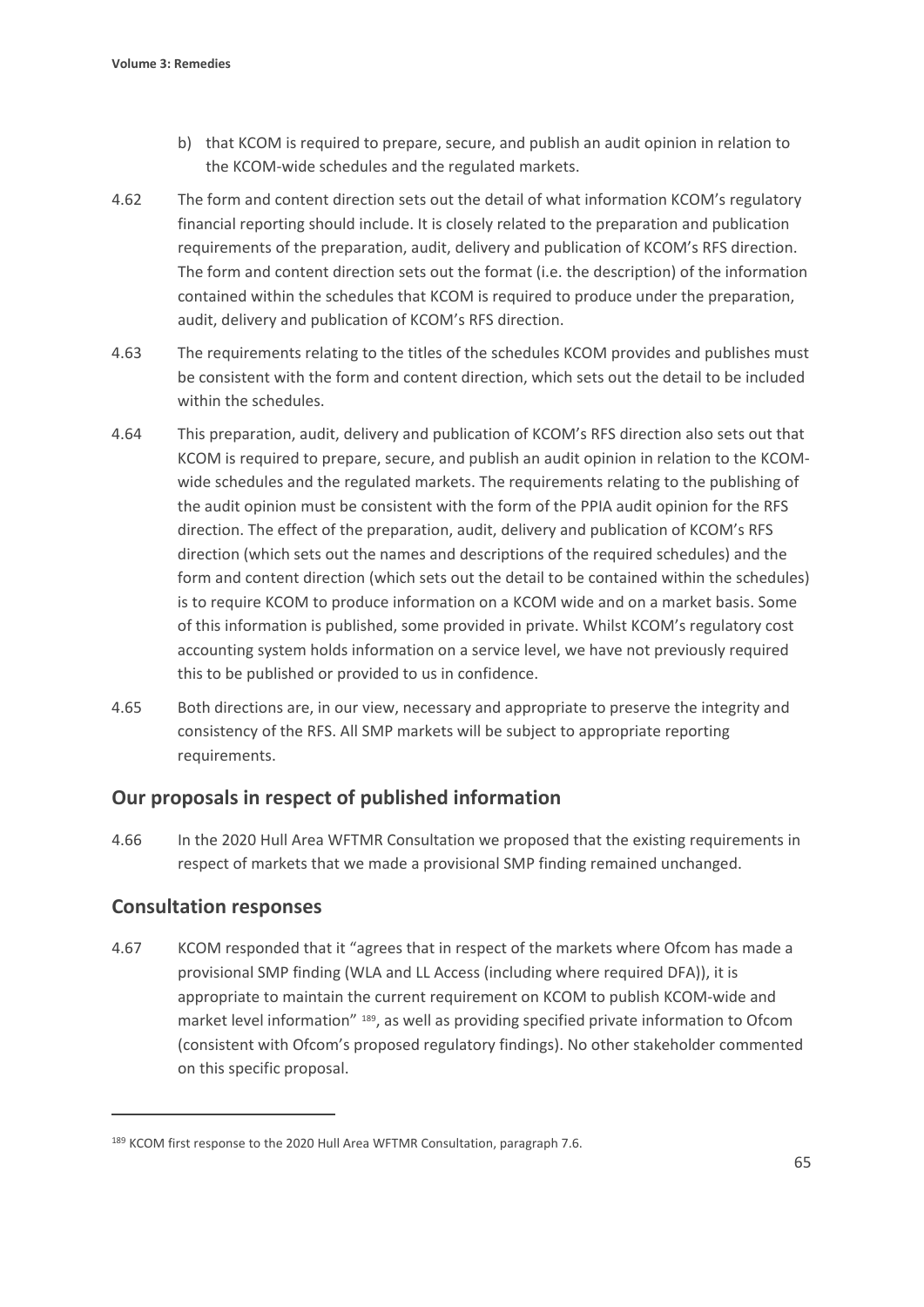b) that KCOM is required to prepare, secure, and publish an audit opinion in relation to the KCOM-wide schedules and the regulated markets.

4.62 The form and content direction sets out the detail of what information KCOM's regulatory financial reporting should include. It is closely related to the preparation and publication requirements of the preparation, audit, delivery and publication of KCOM's RFS direction. The form and content direction sets out the format (i.e. the description) of the information contained within the schedules that KCOM is required to produce under the preparation, audit, delivery and publication of KCOM's RFS direction.

4.63 The requirements relating to the titles of the schedules KCOM provides and publishes must be consistent with the form and content direction, which sets out the detail to be included within the schedules.

4.64 This preparation, audit, delivery and publication of KCOM's RFS direction also sets out that KCOM is required to prepare, secure, and publish an audit opinion in relation to the KCOM-wide schedules and the regulated markets. The requirements relating to the publishing of the audit opinion must be consistent with the form of the PPIA audit opinion for the RFS direction. The effect of the preparation, audit, delivery and publication of KCOM's RFS direction (which sets out the names and descriptions of the required schedules) and the form and content direction (which sets out the detail to be contained within the schedules) is to require KCOM to produce information on a KCOM wide and on a market basis. Some of this information is published, some provided in private. Whilst KCOM's regulatory cost accounting system holds information on a service level, we have not previously required this to be published or provided to us in confidence.

4.65 Both directions are, in our view, necessary and appropriate to preserve the integrity and consistency of the RFS. All SMP markets will be subject to appropriate reporting requirements.

## Our proposals in respect of published information

4.66 In the 2020 Hull Area WFTMR Consultation we proposed that the existing requirements in respect of markets that we made a provisional SMP finding remained unchanged.

## Consultation responses

4.67 KCOM responded that it "agrees that in respect of the markets where Ofcom has made a provisional SMP finding (WLA and LL Access (including where required DFA)), it is appropriate to maintain the current requirement on KCOM to publish KCOM-wide and market level information" [189], as well as providing specified private information to Ofcom (consistent with Ofcom's proposed regulatory findings). No other stakeholder commented on this specific proposal.

[189] KCOM first response to the 2020 Hull Area WFTMR Consultation, paragraph 7.6.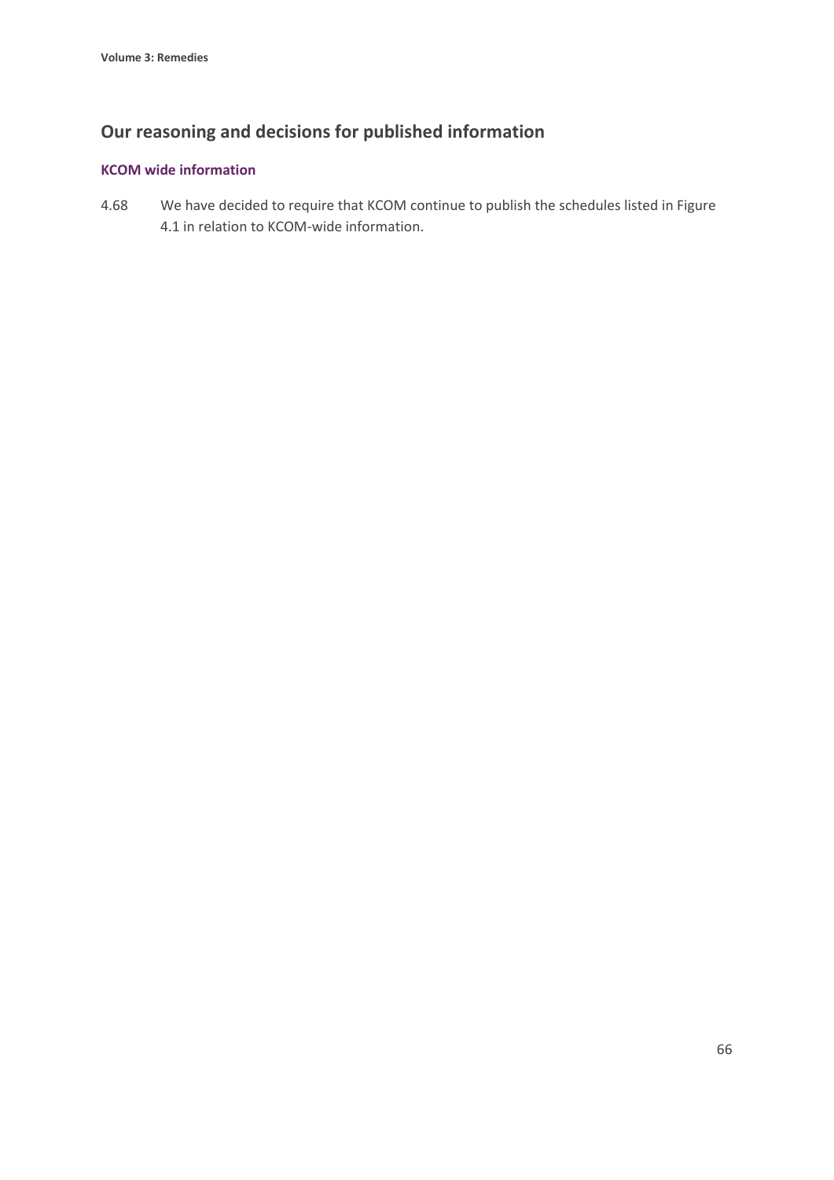## Our reasoning and decisions for published information

### KCOM wide information

4.68 We have decided to require that KCOM continue to publish the schedules listed in Figure 4.1 in relation to KCOM-wide information.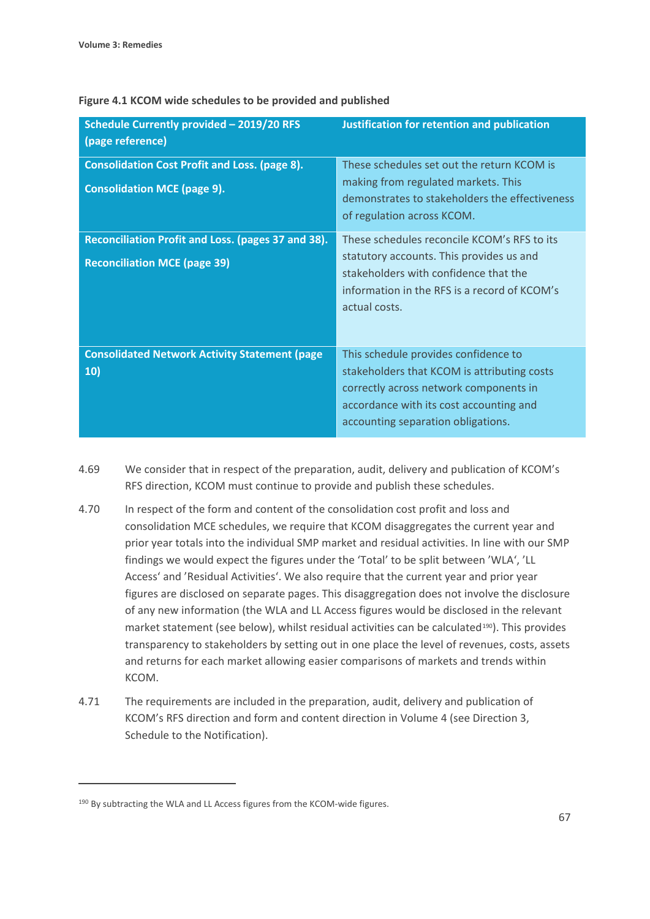**Figure 4.1 KCOM wide schedules to be provided and published**

| Schedule Currently provided – 2019/20 RFS (page reference) | Justification for retention and publication |
|---|---|
| **Consolidation Cost Profit and Loss. (page 8).**<br><br>**Consolidation MCE (page 9).** | These schedules set out the return KCOM is making from regulated markets. This demonstrates to stakeholders the effectiveness of regulation across KCOM. |
| **Reconciliation Profit and Loss. (pages 37 and 38).**<br><br>**Reconciliation MCE (page 39)** | These schedules reconcile KCOM's RFS to its statutory accounts. This provides us and stakeholders with confidence that the information in the RFS is a record of KCOM's actual costs. |
| **Consolidated Network Activity Statement (page 10)** | This schedule provides confidence to stakeholders that KCOM is attributing costs correctly across network components in accordance with its cost accounting and accounting separation obligations. |

4.69 We consider that in respect of the preparation, audit, delivery and publication of KCOM's RFS direction, KCOM must continue to provide and publish these schedules.

4.70 In respect of the form and content of the consolidation cost profit and loss and consolidation MCE schedules, we require that KCOM disaggregates the current year and prior year totals into the individual SMP market and residual activities. In line with our SMP findings we would expect the figures under the 'Total' to be split between 'WLA', 'LL Access' and 'Residual Activities'. We also require that the current year and prior year figures are disclosed on separate pages. This disaggregation does not involve the disclosure of any new information (the WLA and LL Access figures would be disclosed in the relevant market statement (see below), whilst residual activities can be calculated[190]). This provides transparency to stakeholders by setting out in one place the level of revenues, costs, assets and returns for each market allowing easier comparisons of markets and trends within KCOM.

4.71 The requirements are included in the preparation, audit, delivery and publication of KCOM's RFS direction and form and content direction in Volume 4 (see Direction 3, Schedule to the Notification).

[190] By subtracting the WLA and LL Access figures from the KCOM-wide figures.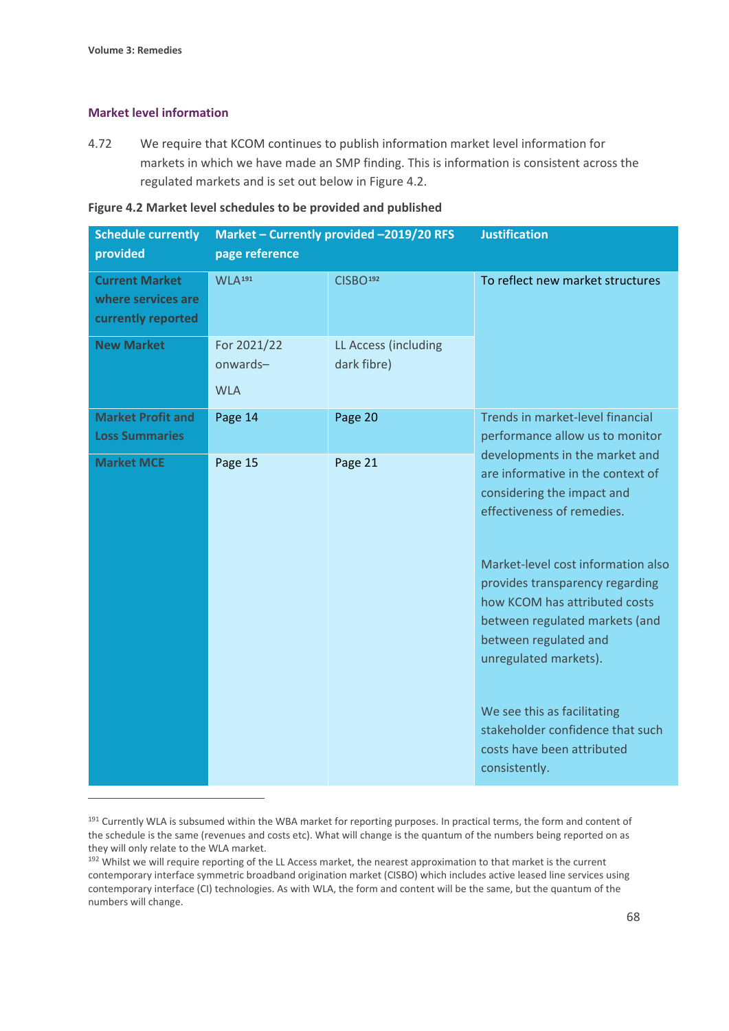## Market level information

4.72 We require that KCOM continues to publish information market level information for markets in which we have made an SMP finding. This is information is consistent across the regulated markets and is set out below in Figure 4.2.

**Figure 4.2 Market level schedules to be provided and published**

| Schedule currently provided | Market – Currently provided –2019/20 RFS page reference | | Justification |
|---|---|---|---|
| **Current Market where services are currently reported** | WLA[191] | CISBO[192] | To reflect new market structures |
| **New Market** | For 2021/22 onwards– WLA | LL Access (including dark fibre) | |
| **Market Profit and Loss Summaries** | Page 14 | Page 20 | Trends in market-level financial performance allow us to monitor developments in the market and are informative in the context of considering the impact and effectiveness of remedies. Market-level cost information also provides transparency regarding how KCOM has attributed costs between regulated markets (and between regulated and unregulated markets). We see this as facilitating stakeholder confidence that such costs have been attributed consistently. |
| **Market MCE** | Page 15 | Page 21 | |

[191] Currently WLA is subsumed within the WBA market for reporting purposes. In practical terms, the form and content of the schedule is the same (revenues and costs etc). What will change is the quantum of the numbers being reported on as they will only relate to the WLA market.

[192] Whilst we will require reporting of the LL Access market, the nearest approximation to that market is the current contemporary interface symmetric broadband origination market (CISBO) which includes active leased line services using contemporary interface (CI) technologies. As with WLA, the form and content will be the same, but the quantum of the numbers will change.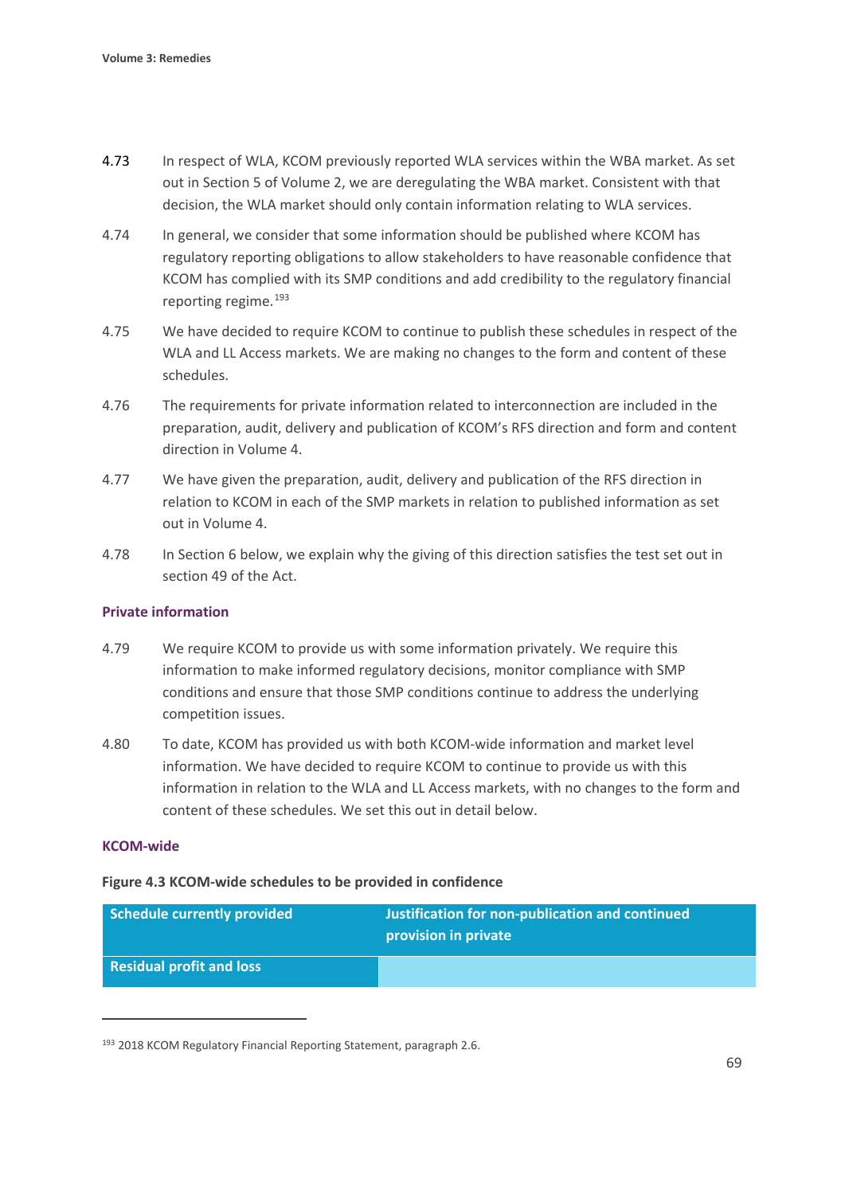4.73 In respect of WLA, KCOM previously reported WLA services within the WBA market. As set out in Section 5 of Volume 2, we are deregulating the WBA market. Consistent with that decision, the WLA market should only contain information relating to WLA services.

4.74 In general, we consider that some information should be published where KCOM has regulatory reporting obligations to allow stakeholders to have reasonable confidence that KCOM has complied with its SMP conditions and add credibility to the regulatory financial reporting regime.[193]

4.75 We have decided to require KCOM to continue to publish these schedules in respect of the WLA and LL Access markets. We are making no changes to the form and content of these schedules.

4.76 The requirements for private information related to interconnection are included in the preparation, audit, delivery and publication of KCOM's RFS direction and form and content direction in Volume 4.

4.77 We have given the preparation, audit, delivery and publication of the RFS direction in relation to KCOM in each of the SMP markets in relation to published information as set out in Volume 4.

4.78 In Section 6 below, we explain why the giving of this direction satisfies the test set out in section 49 of the Act.

### Private information

4.79 We require KCOM to provide us with some information privately. We require this information to make informed regulatory decisions, monitor compliance with SMP conditions and ensure that those SMP conditions continue to address the underlying competition issues.

4.80 To date, KCOM has provided us with both KCOM-wide information and market level information. We have decided to require KCOM to continue to provide us with this information in relation to the WLA and LL Access markets, with no changes to the form and content of these schedules. We set this out in detail below.

### KCOM-wide

**Figure 4.3 KCOM-wide schedules to be provided in confidence**

| Schedule currently provided | Justification for non-publication and continued provision in private |
|---|---|
| Residual profit and loss | |

[193] 2018 KCOM Regulatory Financial Reporting Statement, paragraph 2.6.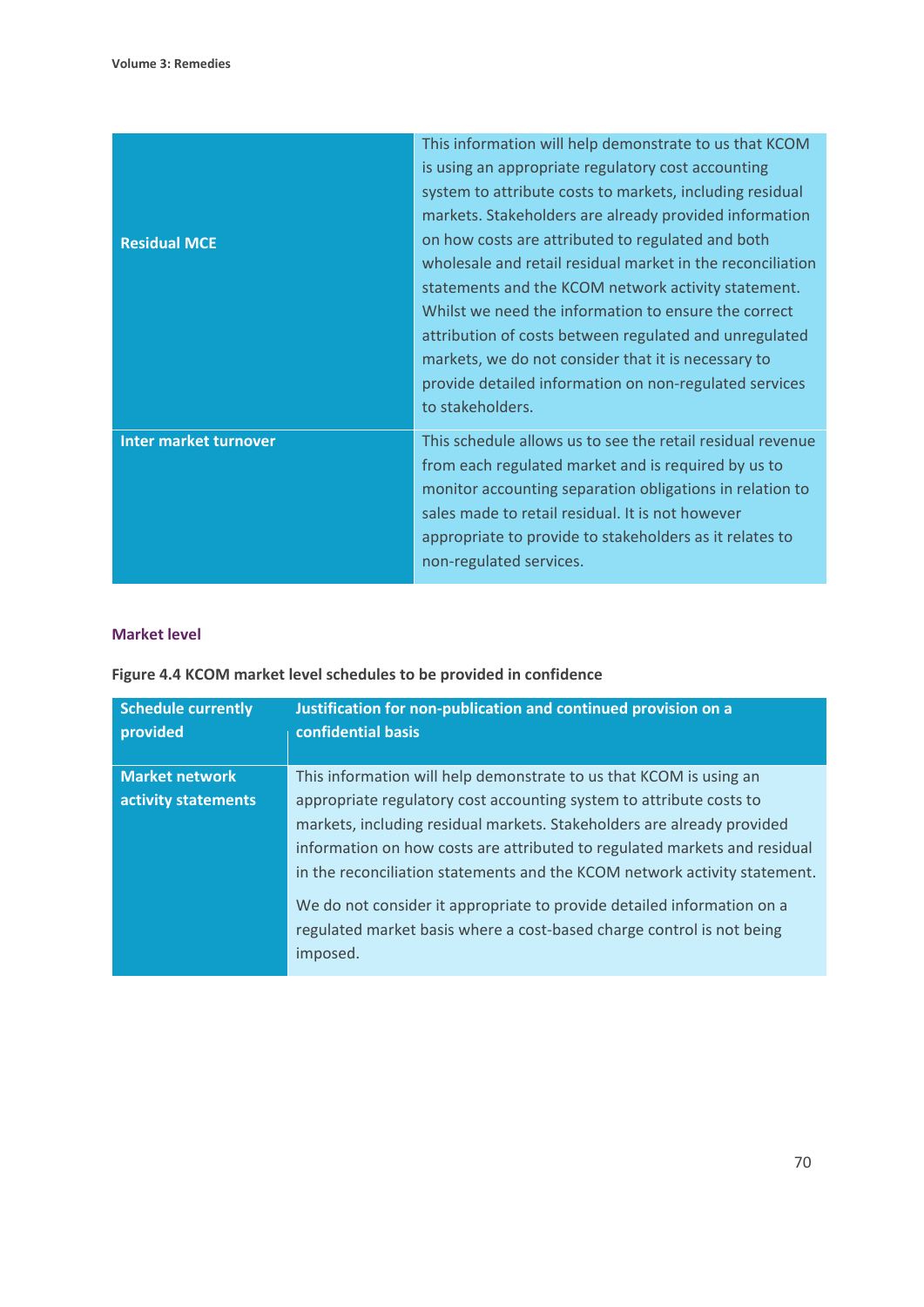| | |
|---|---|
| **Residual MCE** | This information will help demonstrate to us that KCOM is using an appropriate regulatory cost accounting system to attribute costs to markets, including residual markets. Stakeholders are already provided information on how costs are attributed to regulated and both wholesale and retail residual market in the reconciliation statements and the KCOM network activity statement. Whilst we need the information to ensure the correct attribution of costs between regulated and unregulated markets, we do not consider that it is necessary to provide detailed information on non-regulated services to stakeholders. |
| **Inter market turnover** | This schedule allows us to see the retail residual revenue from each regulated market and is required by us to monitor accounting separation obligations in relation to sales made to retail residual. It is not however appropriate to provide to stakeholders as it relates to non-regulated services. |

### Market level

**Figure 4.4 KCOM market level schedules to be provided in confidence**

| Schedule currently provided | Justification for non-publication and continued provision on a confidential basis |
|---|---|
| **Market network activity statements** | This information will help demonstrate to us that KCOM is using an appropriate regulatory cost accounting system to attribute costs to markets, including residual markets. Stakeholders are already provided information on how costs are attributed to regulated markets and residual in the reconciliation statements and the KCOM network activity statement. We do not consider it appropriate to provide detailed information on a regulated market basis where a cost-based charge control is not being imposed. |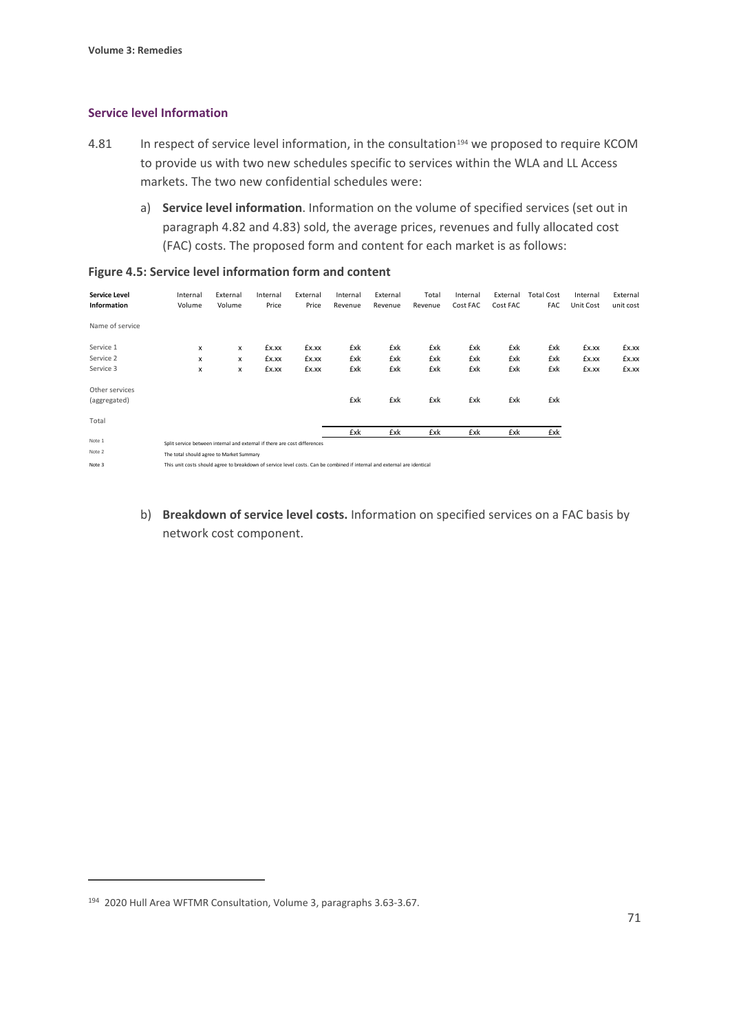### Service level Information

4.81 In respect of service level information, in the consultation[194] we proposed to require KCOM to provide us with two new schedules specific to services within the WLA and LL Access markets. The two new confidential schedules were:

a) **Service level information**. Information on the volume of specified services (set out in paragraph 4.82 and 4.83) sold, the average prices, revenues and fully allocated cost (FAC) costs. The proposed form and content for each market is as follows:

**Figure 4.5: Service level information form and content**

| **Service Level Information** | Internal Volume | External Volume | Internal Price | External Price | Internal Revenue | External Revenue | Total Revenue | Internal Cost FAC | External Cost FAC | Total Cost FAC | Internal Unit Cost | External unit cost |
|---|---|---|---|---|---|---|---|---|---|---|---|---|
| Name of service | | | | | | | | | | | | |
| Service 1 | x | x | £x.xx | £x.xx | £xk | £xk | £xk | £xk | £xk | £xk | £x.xx | £x.xx |
| Service 2 | x | x | £x.xx | £x.xx | £xk | £xk | £xk | £xk | £xk | £xk | £x.xx | £x.xx |
| Service 3 | x | x | £x.xx | £x.xx | £xk | £xk | £xk | £xk | £xk | £xk | £x.xx | £x.xx |
| Other services (aggregated) | | | | | £xk | £xk | £xk | £xk | £xk | £xk | | |
| Total | | | | | £xk | £xk | £xk | £xk | £xk | £xk | | |

Note 1 Split service between internal and external if there are cost differences

Note 2 The total should agree to Market Summary

Note 3 This unit costs should agree to breakdown of service level costs. Can be combined if internal and external are identical

b) **Breakdown of service level costs.** Information on specified services on a FAC basis by network cost component.

[194] 2020 Hull Area WFTMR Consultation, Volume 3, paragraphs 3.63-3.67.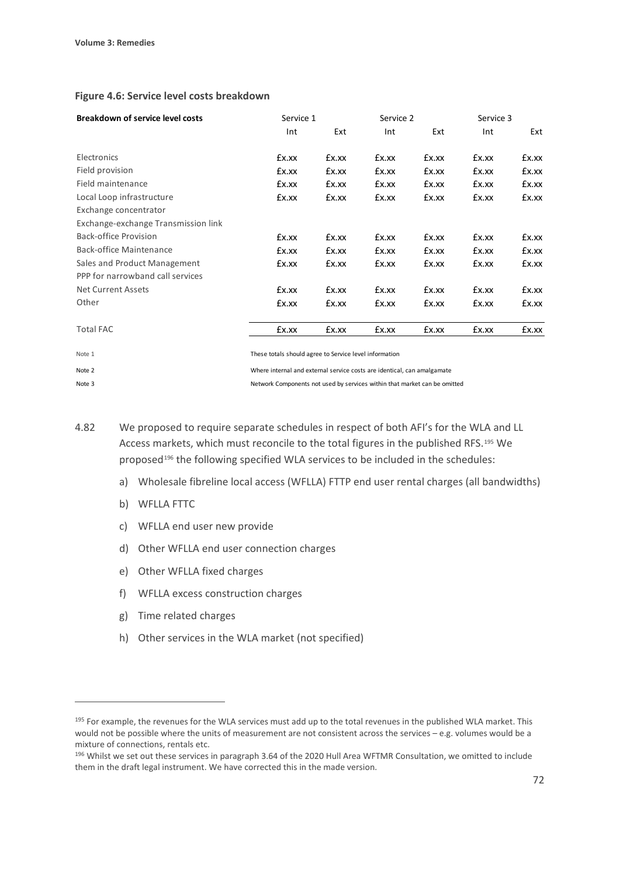**Figure 4.6: Service level costs breakdown**

| Breakdown of service level costs | Service 1 | | Service 2 | | Service 3 | |
|---|---|---|---|---|---|---|
| | Int | Ext | Int | Ext | Int | Ext |
| Electronics | £x.xx | £x.xx | £x.xx | £x.xx | £x.xx | £x.xx |
| Field provision | £x.xx | £x.xx | £x.xx | £x.xx | £x.xx | £x.xx |
| Field maintenance | £x.xx | £x.xx | £x.xx | £x.xx | £x.xx | £x.xx |
| Local Loop infrastructure | £x.xx | £x.xx | £x.xx | £x.xx | £x.xx | £x.xx |
| Exchange concentrator | | | | | | |
| Exchange-exchange Transmission link | | | | | | |
| Back-office Provision | £x.xx | £x.xx | £x.xx | £x.xx | £x.xx | £x.xx |
| Back-office Maintenance | £x.xx | £x.xx | £x.xx | £x.xx | £x.xx | £x.xx |
| Sales and Product Management | £x.xx | £x.xx | £x.xx | £x.xx | £x.xx | £x.xx |
| PPP for narrowband call services | | | | | | |
| Net Current Assets | £x.xx | £x.xx | £x.xx | £x.xx | £x.xx | £x.xx |
| Other | £x.xx | £x.xx | £x.xx | £x.xx | £x.xx | £x.xx |
| Total FAC | £x.xx | £x.xx | £x.xx | £x.xx | £x.xx | £x.xx |

Note 1 These totals should agree to Service level information

Note 2 Where internal and external service costs are identical, can amalgamate

Note 3 Network Components not used by services within that market can be omitted

4.82 We proposed to require separate schedules in respect of both AFI's for the WLA and LL Access markets, which must reconcile to the total figures in the published RFS.[195] We proposed[196] the following specified WLA services to be included in the schedules:

a) Wholesale fibreline local access (WFLLA) FTTP end user rental charges (all bandwidths)

b) WFLLA FTTC

c) WFLLA end user new provide

d) Other WFLLA end user connection charges

e) Other WFLLA fixed charges

f) WFLLA excess construction charges

g) Time related charges

h) Other services in the WLA market (not specified)

---

[195] For example, the revenues for the WLA services must add up to the total revenues in the published WLA market. This would not be possible where the units of measurement are not consistent across the services – e.g. volumes would be a mixture of connections, rentals etc.

[196] Whilst we set out these services in paragraph 3.64 of the 2020 Hull Area WFTMR Consultation, we omitted to include them in the draft legal instrument. We have corrected this in the made version.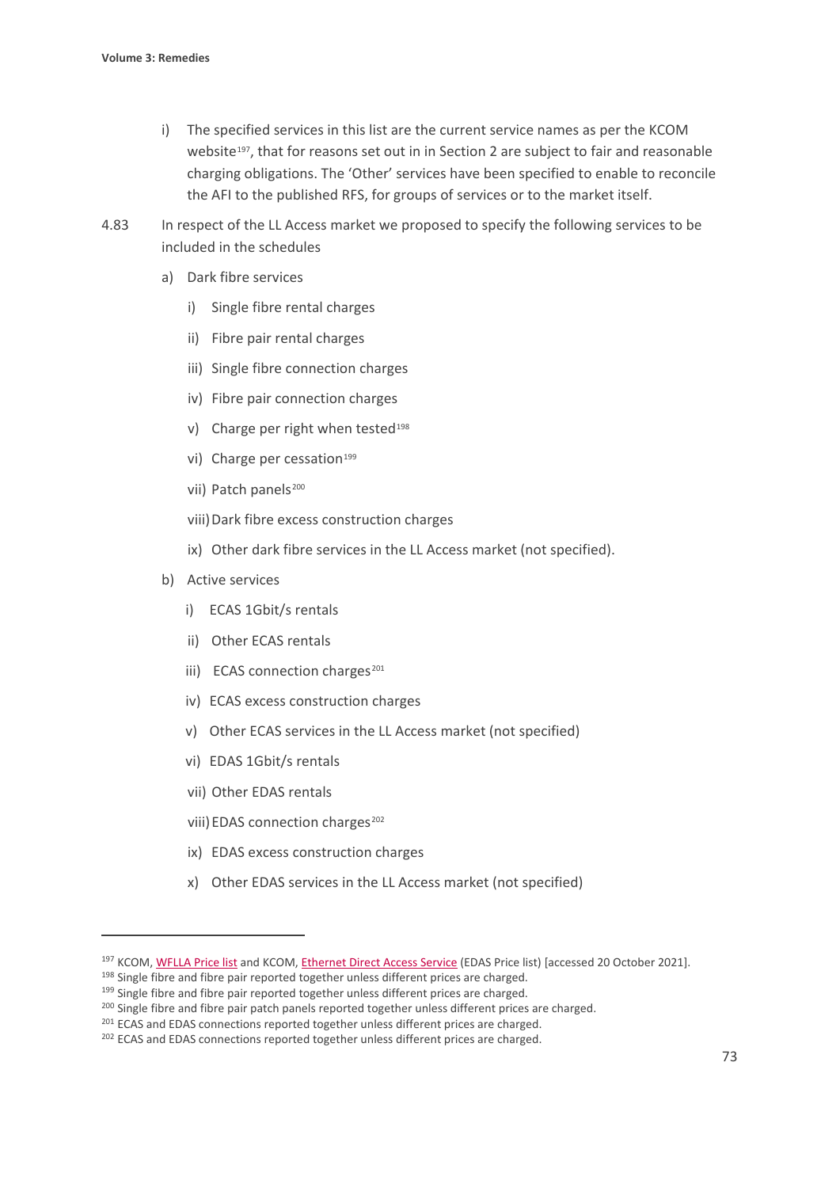i) The specified services in this list are the current service names as per the KCOM website[197], that for reasons set out in in Section 2 are subject to fair and reasonable charging obligations. The 'Other' services have been specified to enable to reconcile the AFI to the published RFS, for groups of services or to the market itself.

4.83 In respect of the LL Access market we proposed to specify the following services to be included in the schedules

a) Dark fibre services

   i) Single fibre rental charges

   ii) Fibre pair rental charges

   iii) Single fibre connection charges

   iv) Fibre pair connection charges

   v) Charge per right when tested[198]

   vi) Charge per cessation[199]

   vii) Patch panels[200]

   viii) Dark fibre excess construction charges

   ix) Other dark fibre services in the LL Access market (not specified).

b) Active services

   i) ECAS 1Gbit/s rentals

   ii) Other ECAS rentals

   iii) ECAS connection charges[201]

   iv) ECAS excess construction charges

   v) Other ECAS services in the LL Access market (not specified)

   vi) EDAS 1Gbit/s rentals

   vii) Other EDAS rentals

   viii) EDAS connection charges[202]

   ix) EDAS excess construction charges

   x) Other EDAS services in the LL Access market (not specified)

---

[197] KCOM, WFLLA Price list and KCOM, Ethernet Direct Access Service (EDAS Price list) [accessed 20 October 2021].

[198] Single fibre and fibre pair reported together unless different prices are charged.

[199] Single fibre and fibre pair reported together unless different prices are charged.

[200] Single fibre and fibre pair patch panels reported together unless different prices are charged.

[201] ECAS and EDAS connections reported together unless different prices are charged.

[202] ECAS and EDAS connections reported together unless different prices are charged.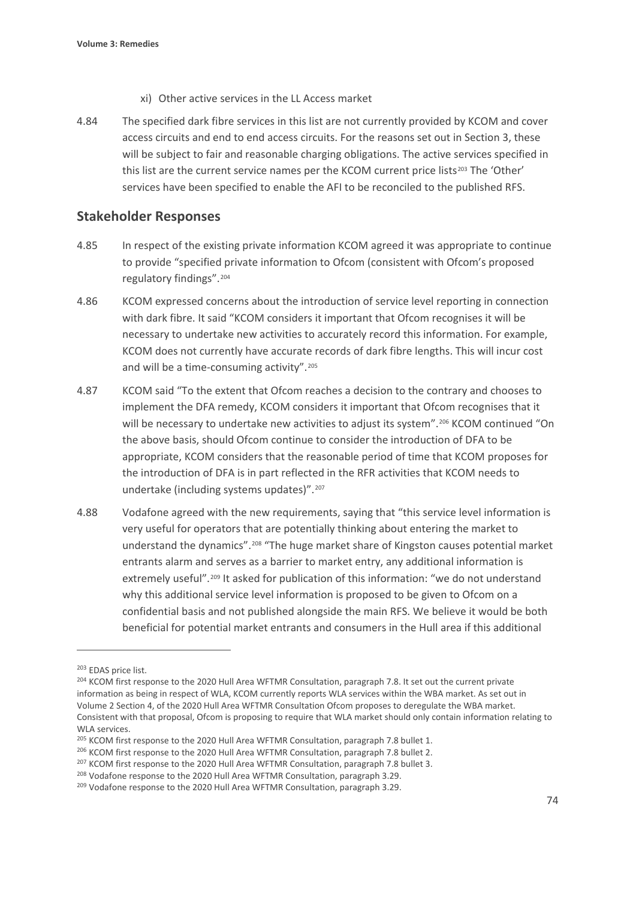xi) Other active services in the LL Access market

4.84 The specified dark fibre services in this list are not currently provided by KCOM and cover access circuits and end to end access circuits. For the reasons set out in Section 3, these will be subject to fair and reasonable charging obligations. The active services specified in this list are the current service names per the KCOM current price lists[203] The 'Other' services have been specified to enable the AFI to be reconciled to the published RFS.

## Stakeholder Responses

4.85 In respect of the existing private information KCOM agreed it was appropriate to continue to provide "specified private information to Ofcom (consistent with Ofcom's proposed regulatory findings".[204]

4.86 KCOM expressed concerns about the introduction of service level reporting in connection with dark fibre. It said "KCOM considers it important that Ofcom recognises it will be necessary to undertake new activities to accurately record this information. For example, KCOM does not currently have accurate records of dark fibre lengths. This will incur cost and will be a time-consuming activity".[205]

4.87 KCOM said "To the extent that Ofcom reaches a decision to the contrary and chooses to implement the DFA remedy, KCOM considers it important that Ofcom recognises that it will be necessary to undertake new activities to adjust its system".[206] KCOM continued "On the above basis, should Ofcom continue to consider the introduction of DFA to be appropriate, KCOM considers that the reasonable period of time that KCOM proposes for the introduction of DFA is in part reflected in the RFR activities that KCOM needs to undertake (including systems updates)".[207]

4.88 Vodafone agreed with the new requirements, saying that "this service level information is very useful for operators that are potentially thinking about entering the market to understand the dynamics".[208] "The huge market share of Kingston causes potential market entrants alarm and serves as a barrier to market entry, any additional information is extremely useful".[209] It asked for publication of this information: "we do not understand why this additional service level information is proposed to be given to Ofcom on a confidential basis and not published alongside the main RFS. We believe it would be both beneficial for potential market entrants and consumers in the Hull area if this additional

---

[203] EDAS price list.

[204] KCOM first response to the 2020 Hull Area WFTMR Consultation, paragraph 7.8. It set out the current private information as being in respect of WLA, KCOM currently reports WLA services within the WBA market. As set out in Volume 2 Section 4, of the 2020 Hull Area WFTMR Consultation Ofcom proposes to deregulate the WBA market. Consistent with that proposal, Ofcom is proposing to require that WLA market should only contain information relating to WLA services.

[205] KCOM first response to the 2020 Hull Area WFTMR Consultation, paragraph 7.8 bullet 1.

[206] KCOM first response to the 2020 Hull Area WFTMR Consultation, paragraph 7.8 bullet 2.

[207] KCOM first response to the 2020 Hull Area WFTMR Consultation, paragraph 7.8 bullet 3.

[208] Vodafone response to the 2020 Hull Area WFTMR Consultation, paragraph 3.29.

[209] Vodafone response to the 2020 Hull Area WFTMR Consultation, paragraph 3.29.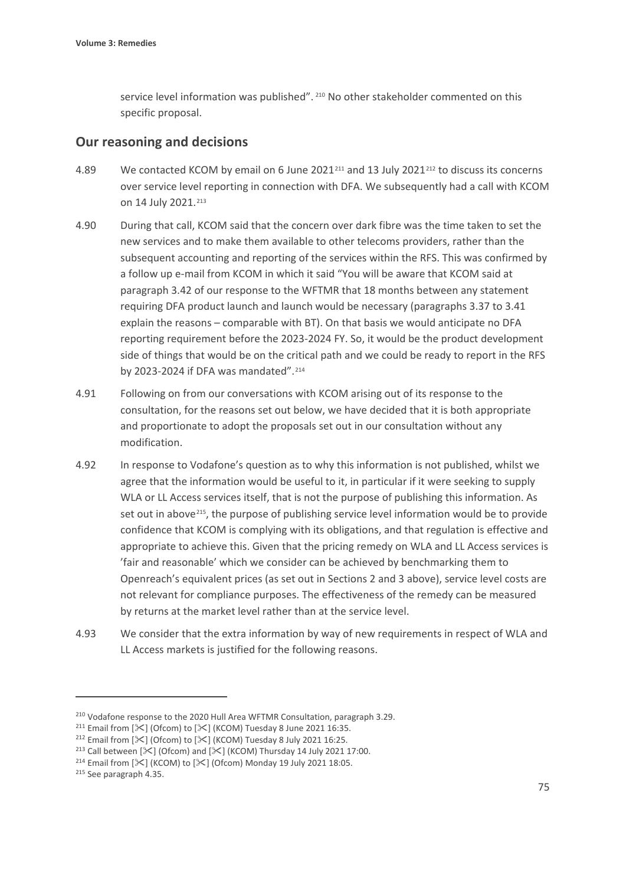service level information was published".[210] No other stakeholder commented on this specific proposal.

## Our reasoning and decisions

4.89 We contacted KCOM by email on 6 June 2021[211] and 13 July 2021[212] to discuss its concerns over service level reporting in connection with DFA. We subsequently had a call with KCOM on 14 July 2021.[213]

4.90 During that call, KCOM said that the concern over dark fibre was the time taken to set the new services and to make them available to other telecoms providers, rather than the subsequent accounting and reporting of the services within the RFS. This was confirmed by a follow up e-mail from KCOM in which it said "You will be aware that KCOM said at paragraph 3.42 of our response to the WFTMR that 18 months between any statement requiring DFA product launch and launch would be necessary (paragraphs 3.37 to 3.41 explain the reasons – comparable with BT). On that basis we would anticipate no DFA reporting requirement before the 2023-2024 FY. So, it would be the product development side of things that would be on the critical path and we could be ready to report in the RFS by 2023-2024 if DFA was mandated".[214]

4.91 Following on from our conversations with KCOM arising out of its response to the consultation, for the reasons set out below, we have decided that it is both appropriate and proportionate to adopt the proposals set out in our consultation without any modification.

4.92 In response to Vodafone's question as to why this information is not published, whilst we agree that the information would be useful to it, in particular if it were seeking to supply WLA or LL Access services itself, that is not the purpose of publishing this information. As set out in above[215], the purpose of publishing service level information would be to provide confidence that KCOM is complying with its obligations, and that regulation is effective and appropriate to achieve this. Given that the pricing remedy on WLA and LL Access services is 'fair and reasonable' which we consider can be achieved by benchmarking them to Openreach's equivalent prices (as set out in Sections 2 and 3 above), service level costs are not relevant for compliance purposes. The effectiveness of the remedy can be measured by returns at the market level rather than at the service level.

4.93 We consider that the extra information by way of new requirements in respect of WLA and LL Access markets is justified for the following reasons.

---

[210] Vodafone response to the 2020 Hull Area WFTMR Consultation, paragraph 3.29.

[211] Email from [✂] (Ofcom) to [✂] (KCOM) Tuesday 8 June 2021 16:35.

[212] Email from [✂] (Ofcom) to [✂] (KCOM) Tuesday 8 July 2021 16:25.

[213] Call between [✂] (Ofcom) and [✂] (KCOM) Thursday 14 July 2021 17:00.

[214] Email from [✂] (KCOM) to [✂] (Ofcom) Monday 19 July 2021 18:05.

[215] See paragraph 4.35.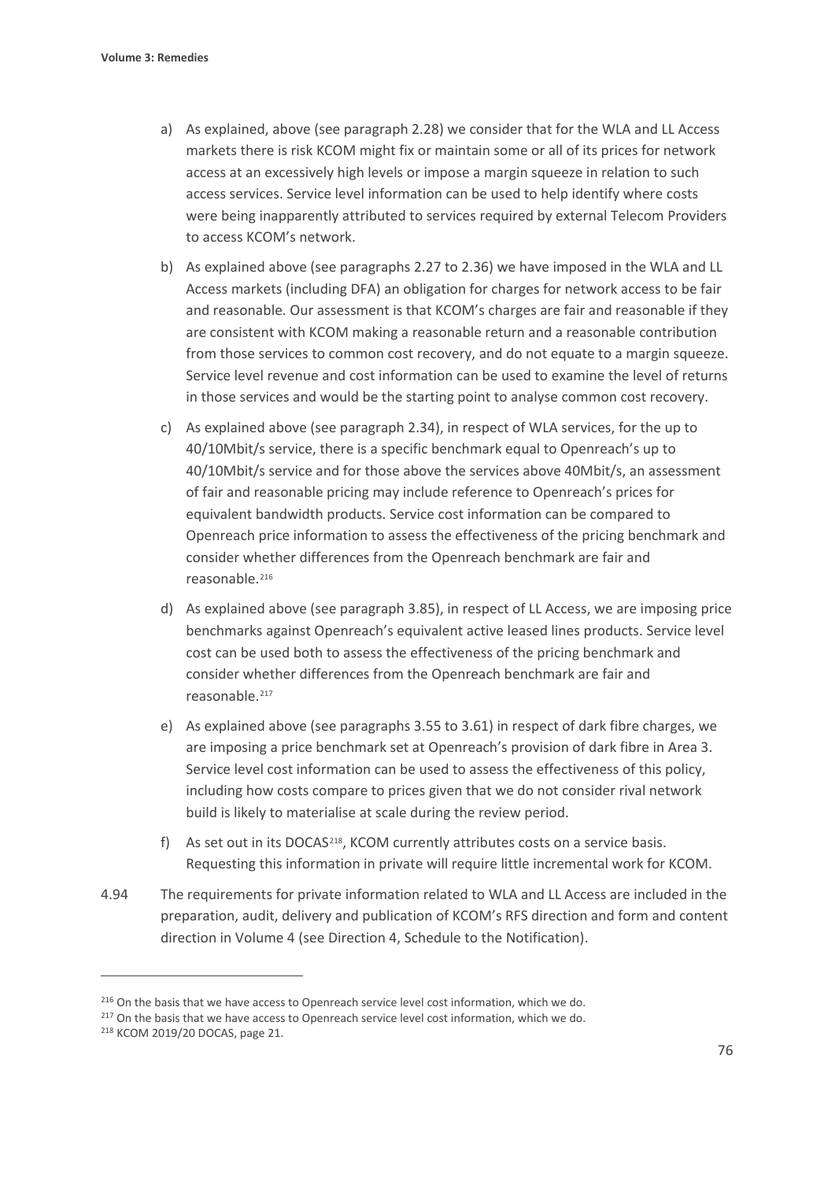a) As explained, above (see paragraph 2.28) we consider that for the WLA and LL Access markets there is risk KCOM might fix or maintain some or all of its prices for network access at an excessively high levels or impose a margin squeeze in relation to such access services. Service level information can be used to help identify where costs were being inapparently attributed to services required by external Telecom Providers to access KCOM's network.

b) As explained above (see paragraphs 2.27 to 2.36) we have imposed in the WLA and LL Access markets (including DFA) an obligation for charges for network access to be fair and reasonable. Our assessment is that KCOM's charges are fair and reasonable if they are consistent with KCOM making a reasonable return and a reasonable contribution from those services to common cost recovery, and do not equate to a margin squeeze. Service level revenue and cost information can be used to examine the level of returns in those services and would be the starting point to analyse common cost recovery.

c) As explained above (see paragraph 2.34), in respect of WLA services, for the up to 40/10Mbit/s service, there is a specific benchmark equal to Openreach's up to 40/10Mbit/s service and for those above the services above 40Mbit/s, an assessment of fair and reasonable pricing may include reference to Openreach's prices for equivalent bandwidth products. Service cost information can be compared to Openreach price information to assess the effectiveness of the pricing benchmark and consider whether differences from the Openreach benchmark are fair and reasonable.[216]

d) As explained above (see paragraph 3.85), in respect of LL Access, we are imposing price benchmarks against Openreach's equivalent active leased lines products. Service level cost can be used both to assess the effectiveness of the pricing benchmark and consider whether differences from the Openreach benchmark are fair and reasonable.[217]

e) As explained above (see paragraphs 3.55 to 3.61) in respect of dark fibre charges, we are imposing a price benchmark set at Openreach's provision of dark fibre in Area 3. Service level cost information can be used to assess the effectiveness of this policy, including how costs compare to prices given that we do not consider rival network build is likely to materialise at scale during the review period.

f) As set out in its DOCAS[218], KCOM currently attributes costs on a service basis. Requesting this information in private will require little incremental work for KCOM.

4.94 The requirements for private information related to WLA and LL Access are included in the preparation, audit, delivery and publication of KCOM's RFS direction and form and content direction in Volume 4 (see Direction 4, Schedule to the Notification).

---

[216] On the basis that we have access to Openreach service level cost information, which we do.

[217] On the basis that we have access to Openreach service level cost information, which we do.

[218] KCOM 2019/20 DOCAS, page 21.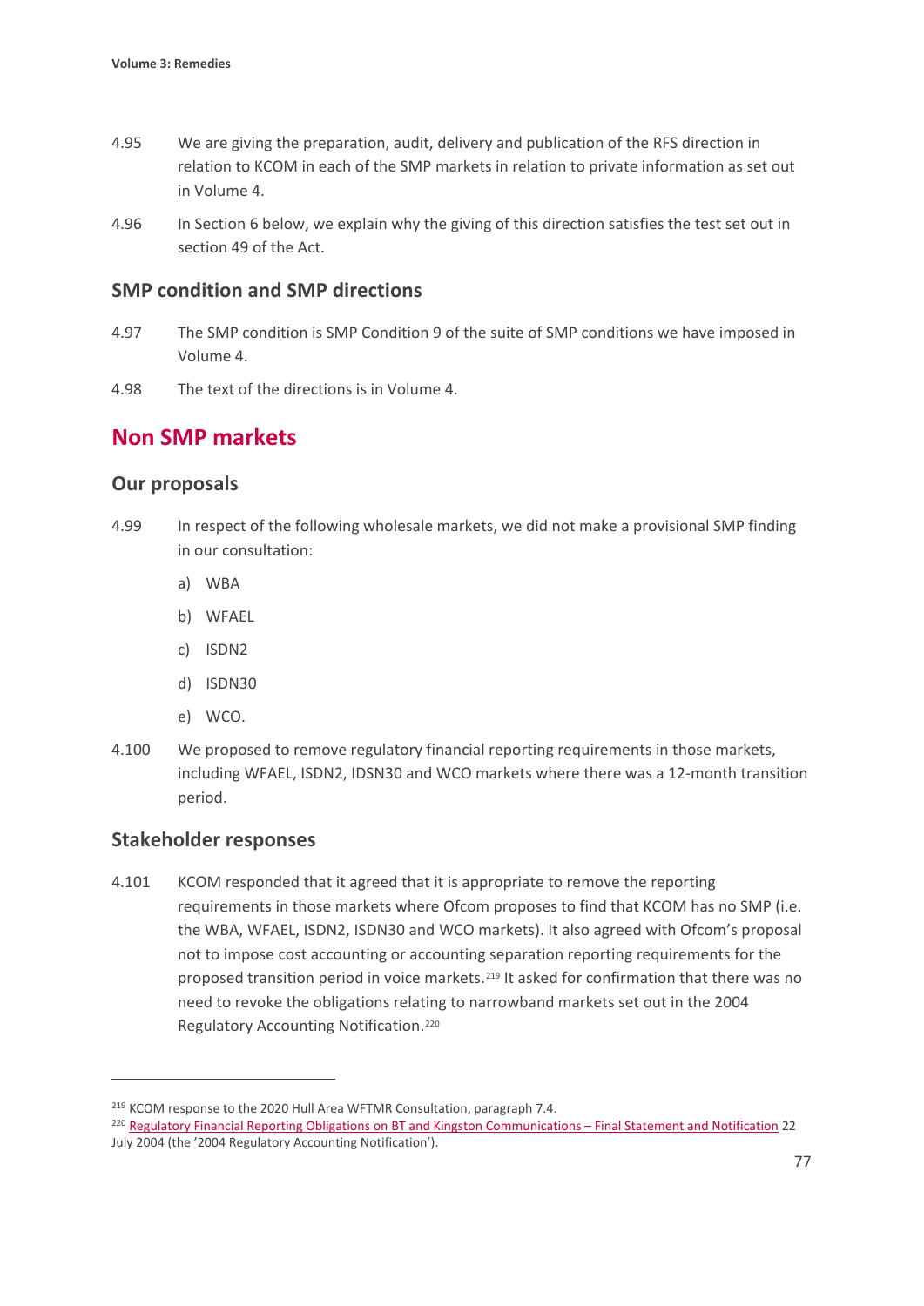4.95 We are giving the preparation, audit, delivery and publication of the RFS direction in relation to KCOM in each of the SMP markets in relation to private information as set out in Volume 4.

4.96 In Section 6 below, we explain why the giving of this direction satisfies the test set out in section 49 of the Act.

### SMP condition and SMP directions

4.97 The SMP condition is SMP Condition 9 of the suite of SMP conditions we have imposed in Volume 4.

4.98 The text of the directions is in Volume 4.

## Non SMP markets

### Our proposals

4.99 In respect of the following wholesale markets, we did not make a provisional SMP finding in our consultation:

a) WBA

b) WFAEL

c) ISDN2

d) ISDN30

e) WCO.

4.100 We proposed to remove regulatory financial reporting requirements in those markets, including WFAEL, ISDN2, IDSN30 and WCO markets where there was a 12-month transition period.

### Stakeholder responses

4.101 KCOM responded that it agreed that it is appropriate to remove the reporting requirements in those markets where Ofcom proposes to find that KCOM has no SMP (i.e. the WBA, WFAEL, ISDN2, ISDN30 and WCO markets). It also agreed with Ofcom's proposal not to impose cost accounting or accounting separation reporting requirements for the proposed transition period in voice markets.[219] It asked for confirmation that there was no need to revoke the obligations relating to narrowband markets set out in the 2004 Regulatory Accounting Notification.[220]

---

[219] KCOM response to the 2020 Hull Area WFTMR Consultation, paragraph 7.4.

[220] Regulatory Financial Reporting Obligations on BT and Kingston Communications – Final Statement and Notification 22 July 2004 (the '2004 Regulatory Accounting Notification').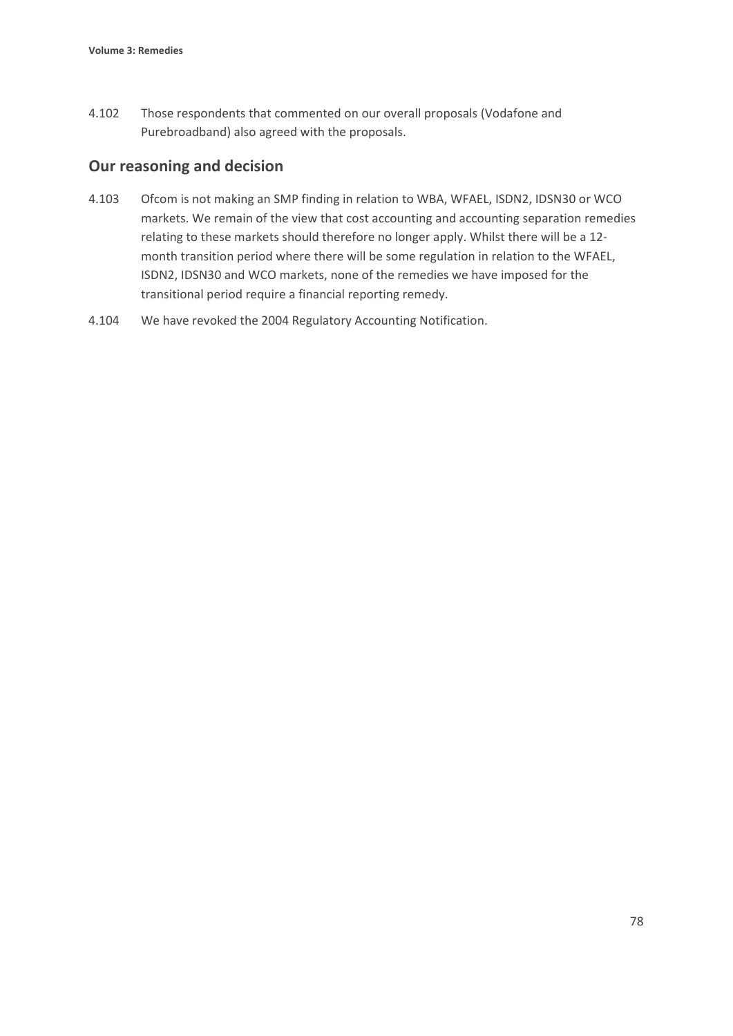4.102 Those respondents that commented on our overall proposals (Vodafone and Purebroadband) also agreed with the proposals.

## Our reasoning and decision

4.103 Ofcom is not making an SMP finding in relation to WBA, WFAEL, ISDN2, IDSN30 or WCO markets. We remain of the view that cost accounting and accounting separation remedies relating to these markets should therefore no longer apply. Whilst there will be a 12-month transition period where there will be some regulation in relation to the WFAEL, ISDN2, IDSN30 and WCO markets, none of the remedies we have imposed for the transitional period require a financial reporting remedy.

4.104 We have revoked the 2004 Regulatory Accounting Notification.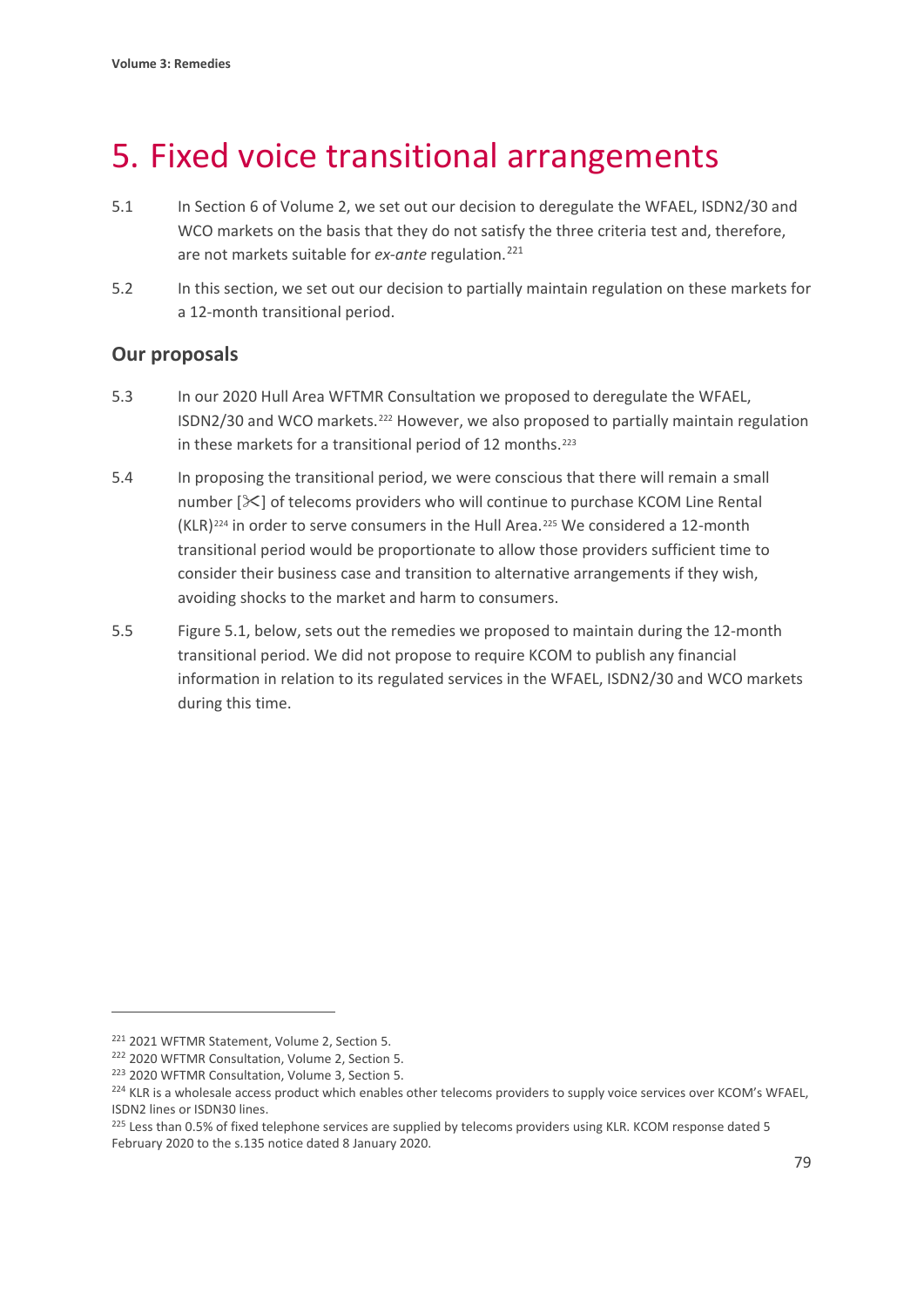# 5. Fixed voice transitional arrangements

5.1 In Section 6 of Volume 2, we set out our decision to deregulate the WFAEL, ISDN2/30 and WCO markets on the basis that they do not satisfy the three criteria test and, therefore, are not markets suitable for *ex-ante* regulation.[221]

5.2 In this section, we set out our decision to partially maintain regulation on these markets for a 12-month transitional period.

## Our proposals

5.3 In our 2020 Hull Area WFTMR Consultation we proposed to deregulate the WFAEL, ISDN2/30 and WCO markets.[222] However, we also proposed to partially maintain regulation in these markets for a transitional period of 12 months.[223]

5.4 In proposing the transitional period, we were conscious that there will remain a small number [✂] of telecoms providers who will continue to purchase KCOM Line Rental (KLR)[224] in order to serve consumers in the Hull Area.[225] We considered a 12-month transitional period would be proportionate to allow those providers sufficient time to consider their business case and transition to alternative arrangements if they wish, avoiding shocks to the market and harm to consumers.

5.5 Figure 5.1, below, sets out the remedies we proposed to maintain during the 12-month transitional period. We did not propose to require KCOM to publish any financial information in relation to its regulated services in the WFAEL, ISDN2/30 and WCO markets during this time.

---

[221] 2021 WFTMR Statement, Volume 2, Section 5.

[222] 2020 WFTMR Consultation, Volume 2, Section 5.

[223] 2020 WFTMR Consultation, Volume 3, Section 5.

[224] KLR is a wholesale access product which enables other telecoms providers to supply voice services over KCOM's WFAEL, ISDN2 lines or ISDN30 lines.

[225] Less than 0.5% of fixed telephone services are supplied by telecoms providers using KLR. KCOM response dated 5 February 2020 to the s.135 notice dated 8 January 2020.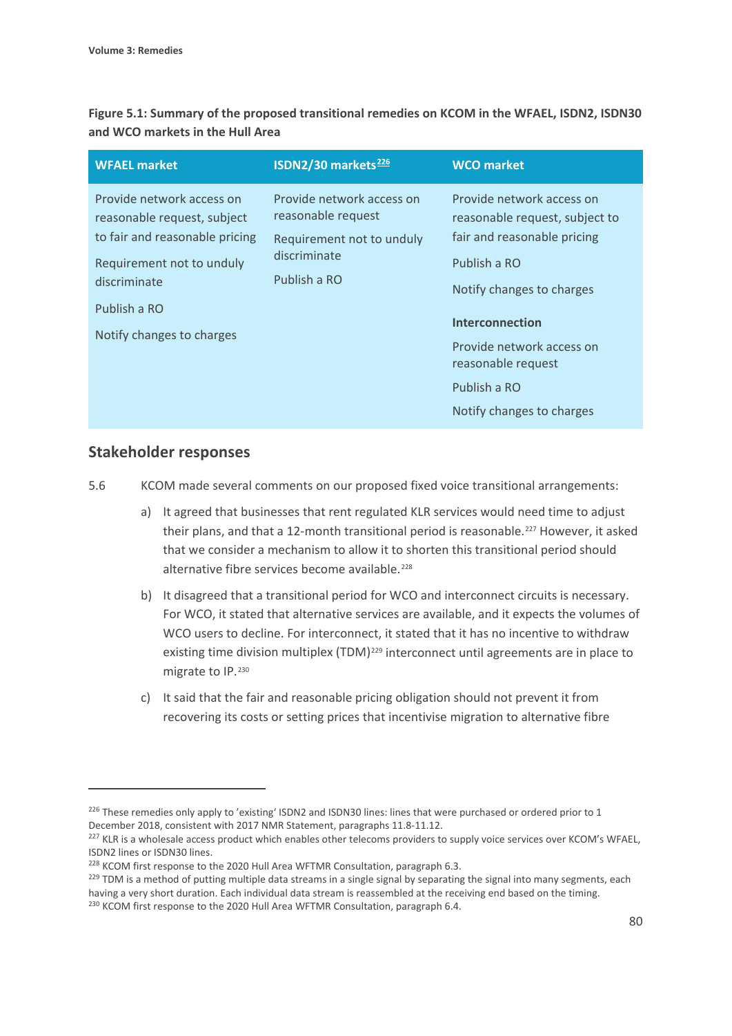**Figure 5.1: Summary of the proposed transitional remedies on KCOM in the WFAEL, ISDN2, ISDN30 and WCO markets in the Hull Area**

| WFAEL market | ISDN2/30 markets[226] | WCO market |
|---|---|---|
| Provide network access on reasonable request, subject to fair and reasonable pricing<br><br>Requirement not to unduly discriminate<br><br>Publish a RO<br><br>Notify changes to charges | Provide network access on reasonable request<br><br>Requirement not to unduly discriminate<br><br>Publish a RO | Provide network access on reasonable request, subject to fair and reasonable pricing<br><br>Publish a RO<br><br>Notify changes to charges<br><br>**Interconnection**<br><br>Provide network access on reasonable request<br><br>Publish a RO<br><br>Notify changes to charges |

## Stakeholder responses

5.6 KCOM made several comments on our proposed fixed voice transitional arrangements:

a) It agreed that businesses that rent regulated KLR services would need time to adjust their plans, and that a 12-month transitional period is reasonable.[227] However, it asked that we consider a mechanism to allow it to shorten this transitional period should alternative fibre services become available.[228]

b) It disagreed that a transitional period for WCO and interconnect circuits is necessary. For WCO, it stated that alternative services are available, and it expects the volumes of WCO users to decline. For interconnect, it stated that it has no incentive to withdraw existing time division multiplex (TDM)[229] interconnect until agreements are in place to migrate to IP.[230]

c) It said that the fair and reasonable pricing obligation should not prevent it from recovering its costs or setting prices that incentivise migration to alternative fibre

---

[226] These remedies only apply to 'existing' ISDN2 and ISDN30 lines: lines that were purchased or ordered prior to 1 December 2018, consistent with 2017 NMR Statement, paragraphs 11.8-11.12.

[227] KLR is a wholesale access product which enables other telecoms providers to supply voice services over KCOM's WFAEL, ISDN2 lines or ISDN30 lines.

[228] KCOM first response to the 2020 Hull Area WFTMR Consultation, paragraph 6.3.

[229] TDM is a method of putting multiple data streams in a single signal by separating the signal into many segments, each having a very short duration. Each individual data stream is reassembled at the receiving end based on the timing.

[230] KCOM first response to the 2020 Hull Area WFTMR Consultation, paragraph 6.4.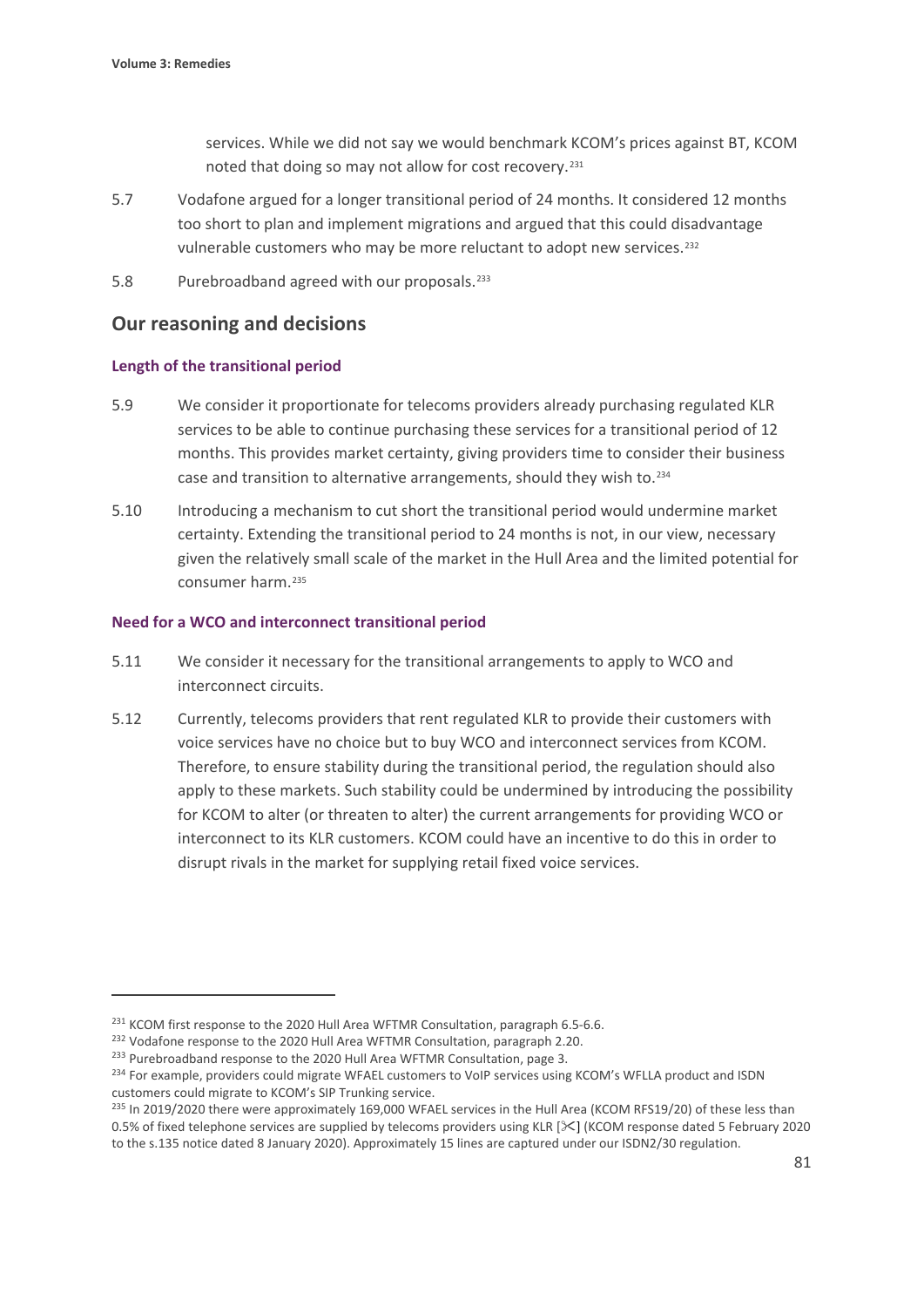services. While we did not say we would benchmark KCOM's prices against BT, KCOM noted that doing so may not allow for cost recovery.[231]

5.7 Vodafone argued for a longer transitional period of 24 months. It considered 12 months too short to plan and implement migrations and argued that this could disadvantage vulnerable customers who may be more reluctant to adopt new services.[232]

5.8 Purebroadband agreed with our proposals.[233]

## Our reasoning and decisions

### Length of the transitional period

5.9 We consider it proportionate for telecoms providers already purchasing regulated KLR services to be able to continue purchasing these services for a transitional period of 12 months. This provides market certainty, giving providers time to consider their business case and transition to alternative arrangements, should they wish to.[234]

5.10 Introducing a mechanism to cut short the transitional period would undermine market certainty. Extending the transitional period to 24 months is not, in our view, necessary given the relatively small scale of the market in the Hull Area and the limited potential for consumer harm.[235]

### Need for a WCO and interconnect transitional period

5.11 We consider it necessary for the transitional arrangements to apply to WCO and interconnect circuits.

5.12 Currently, telecoms providers that rent regulated KLR to provide their customers with voice services have no choice but to buy WCO and interconnect services from KCOM. Therefore, to ensure stability during the transitional period, the regulation should also apply to these markets. Such stability could be undermined by introducing the possibility for KCOM to alter (or threaten to alter) the current arrangements for providing WCO or interconnect to its KLR customers. KCOM could have an incentive to do this in order to disrupt rivals in the market for supplying retail fixed voice services.

---

[231] KCOM first response to the 2020 Hull Area WFTMR Consultation, paragraph 6.5-6.6.

[232] Vodafone response to the 2020 Hull Area WFTMR Consultation, paragraph 2.20.

[233] Purebroadband response to the 2020 Hull Area WFTMR Consultation, page 3.

[234] For example, providers could migrate WFAEL customers to VoIP services using KCOM's WFLLA product and ISDN customers could migrate to KCOM's SIP Trunking service.

[235] In 2019/2020 there were approximately 169,000 WFAEL services in the Hull Area (KCOM RFS19/20) of these less than 0.5% of fixed telephone services are supplied by telecoms providers using KLR [✂] (KCOM response dated 5 February 2020 to the s.135 notice dated 8 January 2020). Approximately 15 lines are captured under our ISDN2/30 regulation.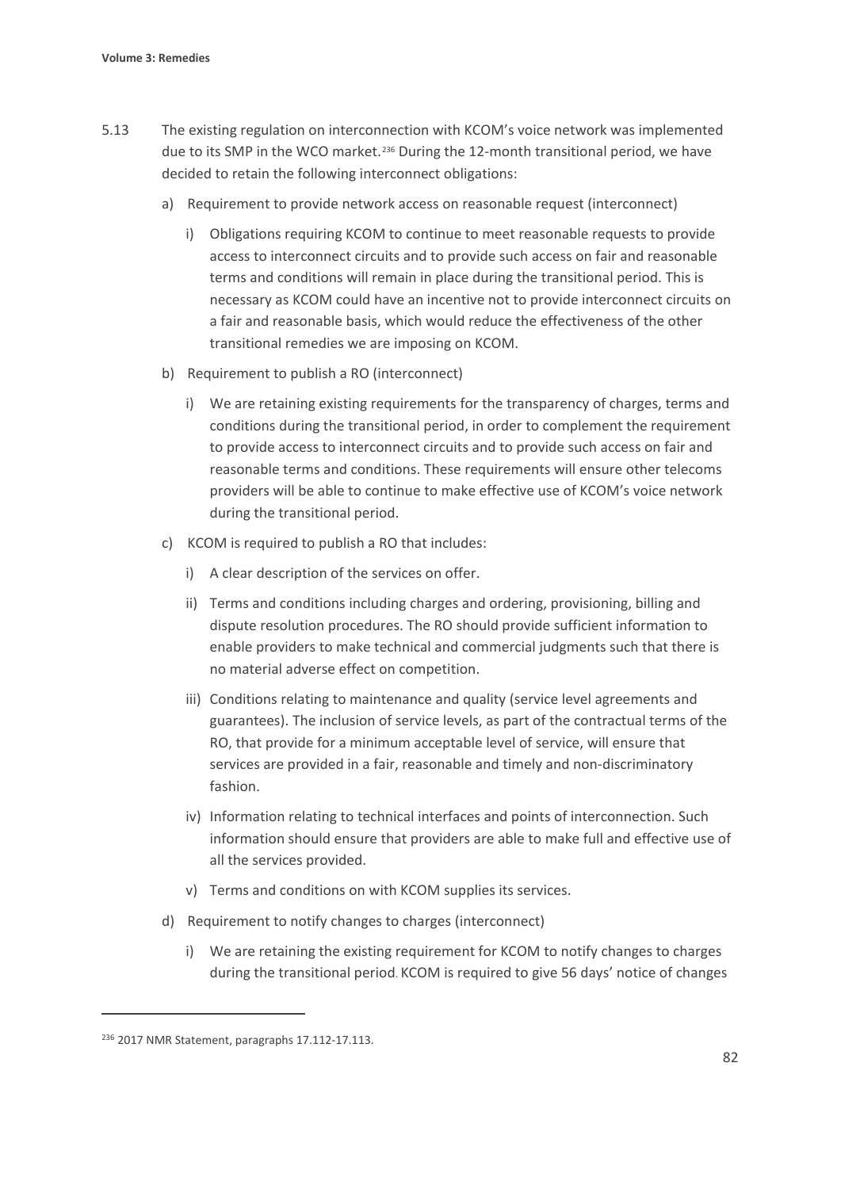5.13 The existing regulation on interconnection with KCOM's voice network was implemented due to its SMP in the WCO market.[236] During the 12-month transitional period, we have decided to retain the following interconnect obligations:

a) Requirement to provide network access on reasonable request (interconnect)

   i) Obligations requiring KCOM to continue to meet reasonable requests to provide access to interconnect circuits and to provide such access on fair and reasonable terms and conditions will remain in place during the transitional period. This is necessary as KCOM could have an incentive not to provide interconnect circuits on a fair and reasonable basis, which would reduce the effectiveness of the other transitional remedies we are imposing on KCOM.

b) Requirement to publish a RO (interconnect)

   i) We are retaining existing requirements for the transparency of charges, terms and conditions during the transitional period, in order to complement the requirement to provide access to interconnect circuits and to provide such access on fair and reasonable terms and conditions. These requirements will ensure other telecoms providers will be able to continue to make effective use of KCOM's voice network during the transitional period.

c) KCOM is required to publish a RO that includes:

   i) A clear description of the services on offer.

   ii) Terms and conditions including charges and ordering, provisioning, billing and dispute resolution procedures. The RO should provide sufficient information to enable providers to make technical and commercial judgments such that there is no material adverse effect on competition.

   iii) Conditions relating to maintenance and quality (service level agreements and guarantees). The inclusion of service levels, as part of the contractual terms of the RO, that provide for a minimum acceptable level of service, will ensure that services are provided in a fair, reasonable and timely and non-discriminatory fashion.

   iv) Information relating to technical interfaces and points of interconnection. Such information should ensure that providers are able to make full and effective use of all the services provided.

   v) Terms and conditions on with KCOM supplies its services.

d) Requirement to notify changes to charges (interconnect)

   i) We are retaining the existing requirement for KCOM to notify changes to charges during the transitional period. KCOM is required to give 56 days' notice of changes

---

[236] 2017 NMR Statement, paragraphs 17.112-17.113.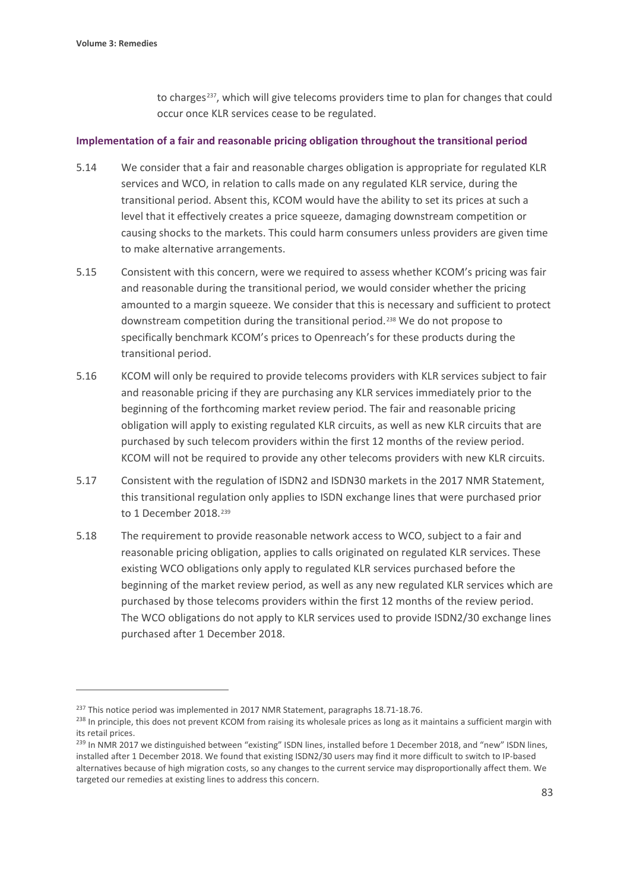to charges[237], which will give telecoms providers time to plan for changes that could occur once KLR services cease to be regulated.

### Implementation of a fair and reasonable pricing obligation throughout the transitional period

5.14 We consider that a fair and reasonable charges obligation is appropriate for regulated KLR services and WCO, in relation to calls made on any regulated KLR service, during the transitional period. Absent this, KCOM would have the ability to set its prices at such a level that it effectively creates a price squeeze, damaging downstream competition or causing shocks to the markets. This could harm consumers unless providers are given time to make alternative arrangements.

5.15 Consistent with this concern, were we required to assess whether KCOM's pricing was fair and reasonable during the transitional period, we would consider whether the pricing amounted to a margin squeeze. We consider that this is necessary and sufficient to protect downstream competition during the transitional period.[238] We do not propose to specifically benchmark KCOM's prices to Openreach's for these products during the transitional period.

5.16 KCOM will only be required to provide telecoms providers with KLR services subject to fair and reasonable pricing if they are purchasing any KLR services immediately prior to the beginning of the forthcoming market review period. The fair and reasonable pricing obligation will apply to existing regulated KLR circuits, as well as new KLR circuits that are purchased by such telecom providers within the first 12 months of the review period. KCOM will not be required to provide any other telecoms providers with new KLR circuits.

5.17 Consistent with the regulation of ISDN2 and ISDN30 markets in the 2017 NMR Statement, this transitional regulation only applies to ISDN exchange lines that were purchased prior to 1 December 2018.[239]

5.18 The requirement to provide reasonable network access to WCO, subject to a fair and reasonable pricing obligation, applies to calls originated on regulated KLR services. These existing WCO obligations only apply to regulated KLR services purchased before the beginning of the market review period, as well as any new regulated KLR services which are purchased by those telecoms providers within the first 12 months of the review period. The WCO obligations do not apply to KLR services used to provide ISDN2/30 exchange lines purchased after 1 December 2018.

---

[237] This notice period was implemented in 2017 NMR Statement, paragraphs 18.71-18.76.

[238] In principle, this does not prevent KCOM from raising its wholesale prices as long as it maintains a sufficient margin with its retail prices.

[239] In NMR 2017 we distinguished between "existing" ISDN lines, installed before 1 December 2018, and "new" ISDN lines, installed after 1 December 2018. We found that existing ISDN2/30 users may find it more difficult to switch to IP-based alternatives because of high migration costs, so any changes to the current service may disproportionally affect them. We targeted our remedies at existing lines to address this concern.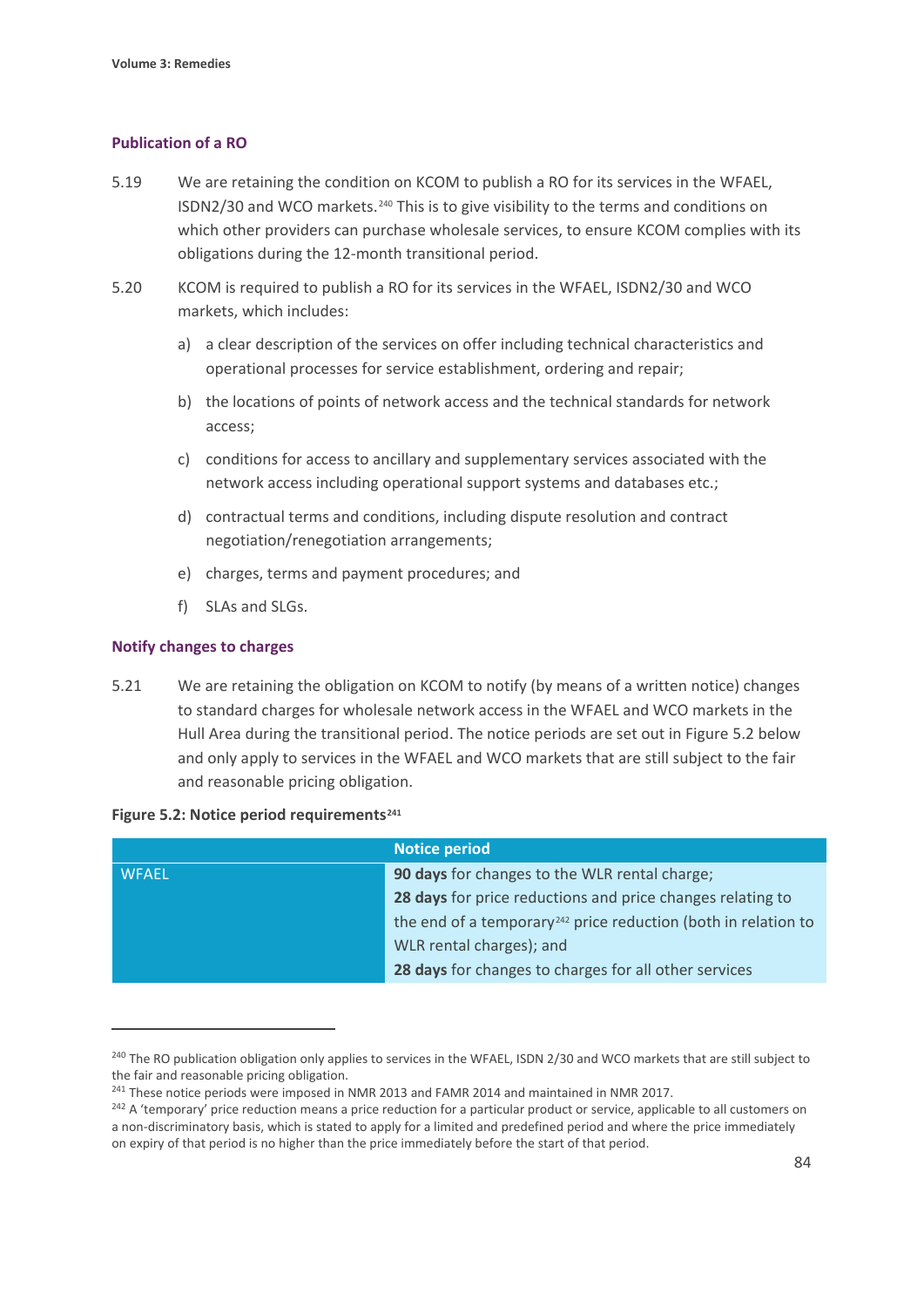### Publication of a RO

5.19 We are retaining the condition on KCOM to publish a RO for its services in the WFAEL, ISDN2/30 and WCO markets.[240] This is to give visibility to the terms and conditions on which other providers can purchase wholesale services, to ensure KCOM complies with its obligations during the 12-month transitional period.

5.20 KCOM is required to publish a RO for its services in the WFAEL, ISDN2/30 and WCO markets, which includes:

a) a clear description of the services on offer including technical characteristics and operational processes for service establishment, ordering and repair;

b) the locations of points of network access and the technical standards for network access;

c) conditions for access to ancillary and supplementary services associated with the network access including operational support systems and databases etc.;

d) contractual terms and conditions, including dispute resolution and contract negotiation/renegotiation arrangements;

e) charges, terms and payment procedures; and

f) SLAs and SLGs.

### Notify changes to charges

5.21 We are retaining the obligation on KCOM to notify (by means of a written notice) changes to standard charges for wholesale network access in the WFAEL and WCO markets in the Hull Area during the transitional period. The notice periods are set out in Figure 5.2 below and only apply to services in the WFAEL and WCO markets that are still subject to the fair and reasonable pricing obligation.

**Figure 5.2: Notice period requirements**[241]

| | Notice period |
|---|---|
| WFAEL | **90 days** for changes to the WLR rental charge;<br>**28 days** for price reductions and price changes relating to the end of a temporary[242] price reduction (both in relation to WLR rental charges); and<br>**28 days** for changes to charges for all other services |

[240] The RO publication obligation only applies to services in the WFAEL, ISDN 2/30 and WCO markets that are still subject to the fair and reasonable pricing obligation.

[241] These notice periods were imposed in NMR 2013 and FAMR 2014 and maintained in NMR 2017.

[242] A 'temporary' price reduction means a price reduction for a particular product or service, applicable to all customers on a non-discriminatory basis, which is stated to apply for a limited and predefined period and where the price immediately on expiry of that period is no higher than the price immediately before the start of that period.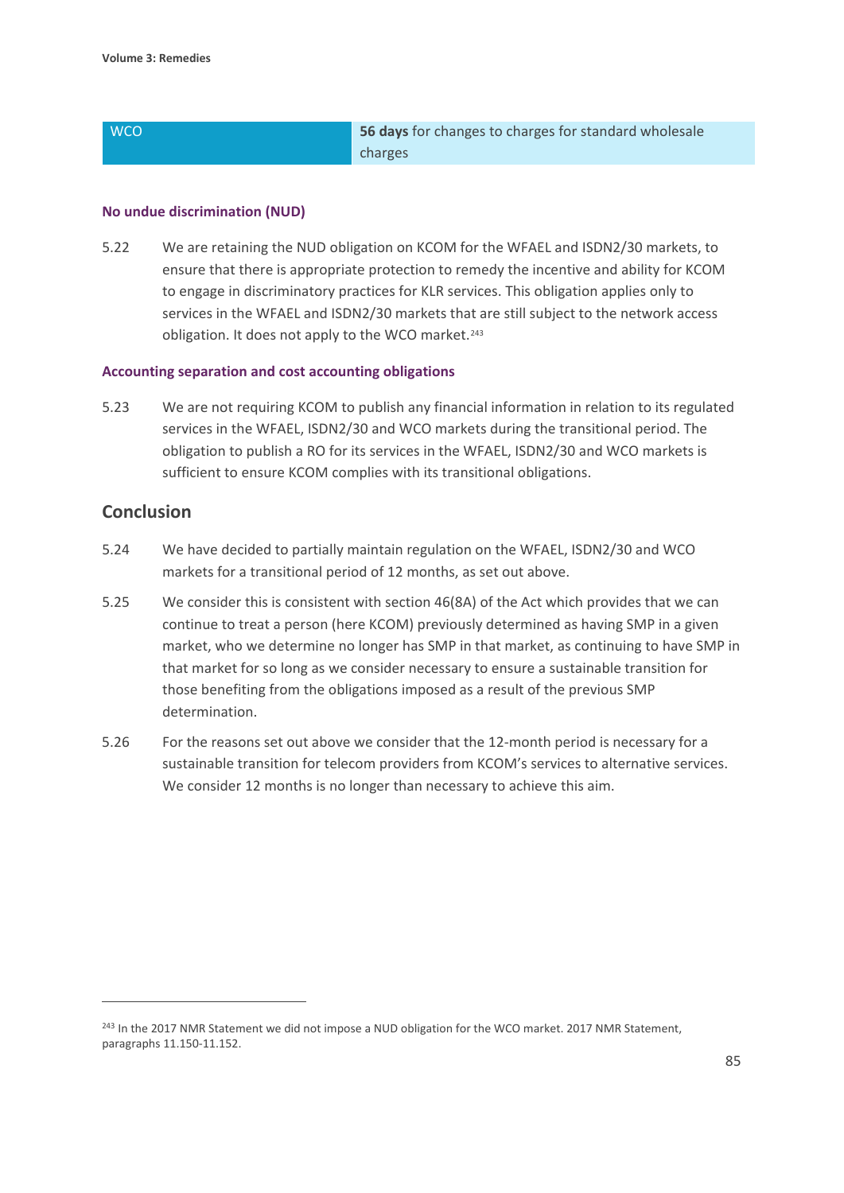| WCO | **56 days** for changes to charges for standard wholesale charges |
|---|---|

### No undue discrimination (NUD)

5.22 We are retaining the NUD obligation on KCOM for the WFAEL and ISDN2/30 markets, to ensure that there is appropriate protection to remedy the incentive and ability for KCOM to engage in discriminatory practices for KLR services. This obligation applies only to services in the WFAEL and ISDN2/30 markets that are still subject to the network access obligation. It does not apply to the WCO market.[243]

### Accounting separation and cost accounting obligations

5.23 We are not requiring KCOM to publish any financial information in relation to its regulated services in the WFAEL, ISDN2/30 and WCO markets during the transitional period. The obligation to publish a RO for its services in the WFAEL, ISDN2/30 and WCO markets is sufficient to ensure KCOM complies with its transitional obligations.

## Conclusion

5.24 We have decided to partially maintain regulation on the WFAEL, ISDN2/30 and WCO markets for a transitional period of 12 months, as set out above.

5.25 We consider this is consistent with section 46(8A) of the Act which provides that we can continue to treat a person (here KCOM) previously determined as having SMP in a given market, who we determine no longer has SMP in that market, as continuing to have SMP in that market for so long as we consider necessary to ensure a sustainable transition for those benefiting from the obligations imposed as a result of the previous SMP determination.

5.26 For the reasons set out above we consider that the 12-month period is necessary for a sustainable transition for telecom providers from KCOM's services to alternative services. We consider 12 months is no longer than necessary to achieve this aim.

[243] In the 2017 NMR Statement we did not impose a NUD obligation for the WCO market. 2017 NMR Statement, paragraphs 11.150-11.152.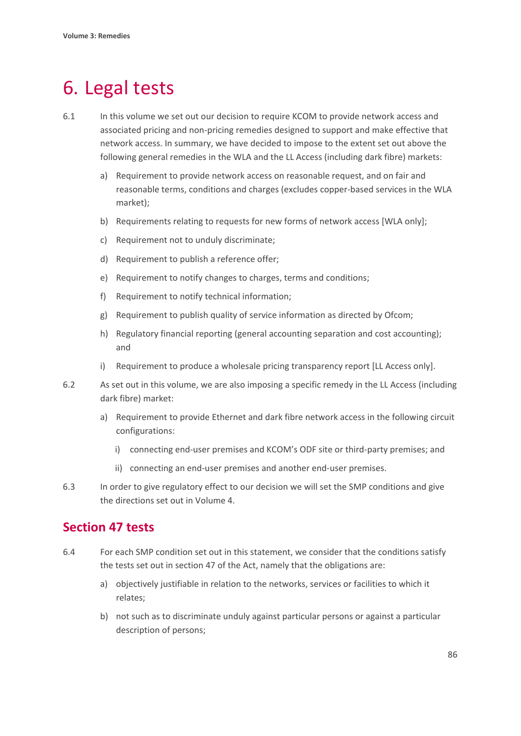# 6. Legal tests

6.1 In this volume we set out our decision to require KCOM to provide network access and associated pricing and non-pricing remedies designed to support and make effective that network access. In summary, we have decided to impose to the extent set out above the following general remedies in the WLA and the LL Access (including dark fibre) markets:

a) Requirement to provide network access on reasonable request, and on fair and reasonable terms, conditions and charges (excludes copper-based services in the WLA market);

b) Requirements relating to requests for new forms of network access [WLA only];

c) Requirement not to unduly discriminate;

d) Requirement to publish a reference offer;

e) Requirement to notify changes to charges, terms and conditions;

f) Requirement to notify technical information;

g) Requirement to publish quality of service information as directed by Ofcom;

h) Regulatory financial reporting (general accounting separation and cost accounting); and

i) Requirement to produce a wholesale pricing transparency report [LL Access only].

6.2 As set out in this volume, we are also imposing a specific remedy in the LL Access (including dark fibre) market:

a) Requirement to provide Ethernet and dark fibre network access in the following circuit configurations:

   i) connecting end-user premises and KCOM's ODF site or third-party premises; and

   ii) connecting an end-user premises and another end-user premises.

6.3 In order to give regulatory effect to our decision we will set the SMP conditions and give the directions set out in Volume 4.

## Section 47 tests

6.4 For each SMP condition set out in this statement, we consider that the conditions satisfy the tests set out in section 47 of the Act, namely that the obligations are:

a) objectively justifiable in relation to the networks, services or facilities to which it relates;

b) not such as to discriminate unduly against particular persons or against a particular description of persons;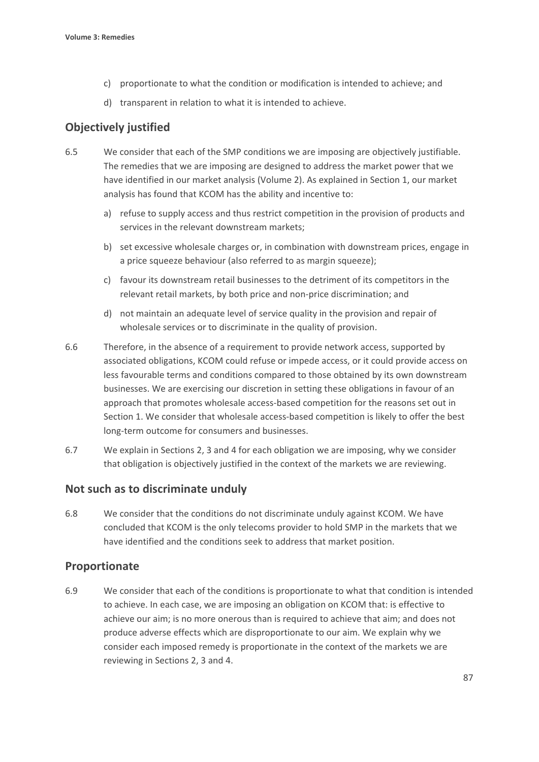c) proportionate to what the condition or modification is intended to achieve; and

d) transparent in relation to what it is intended to achieve.

## Objectively justified

6.5 We consider that each of the SMP conditions we are imposing are objectively justifiable. The remedies that we are imposing are designed to address the market power that we have identified in our market analysis (Volume 2). As explained in Section 1, our market analysis has found that KCOM has the ability and incentive to:

a) refuse to supply access and thus restrict competition in the provision of products and services in the relevant downstream markets;

b) set excessive wholesale charges or, in combination with downstream prices, engage in a price squeeze behaviour (also referred to as margin squeeze);

c) favour its downstream retail businesses to the detriment of its competitors in the relevant retail markets, by both price and non-price discrimination; and

d) not maintain an adequate level of service quality in the provision and repair of wholesale services or to discriminate in the quality of provision.

6.6 Therefore, in the absence of a requirement to provide network access, supported by associated obligations, KCOM could refuse or impede access, or it could provide access on less favourable terms and conditions compared to those obtained by its own downstream businesses. We are exercising our discretion in setting these obligations in favour of an approach that promotes wholesale access-based competition for the reasons set out in Section 1. We consider that wholesale access-based competition is likely to offer the best long-term outcome for consumers and businesses.

6.7 We explain in Sections 2, 3 and 4 for each obligation we are imposing, why we consider that obligation is objectively justified in the context of the markets we are reviewing.

## Not such as to discriminate unduly

6.8 We consider that the conditions do not discriminate unduly against KCOM. We have concluded that KCOM is the only telecoms provider to hold SMP in the markets that we have identified and the conditions seek to address that market position.

## Proportionate

6.9 We consider that each of the conditions is proportionate to what that condition is intended to achieve. In each case, we are imposing an obligation on KCOM that: is effective to achieve our aim; is no more onerous than is required to achieve that aim; and does not produce adverse effects which are disproportionate to our aim. We explain why we consider each imposed remedy is proportionate in the context of the markets we are reviewing in Sections 2, 3 and 4.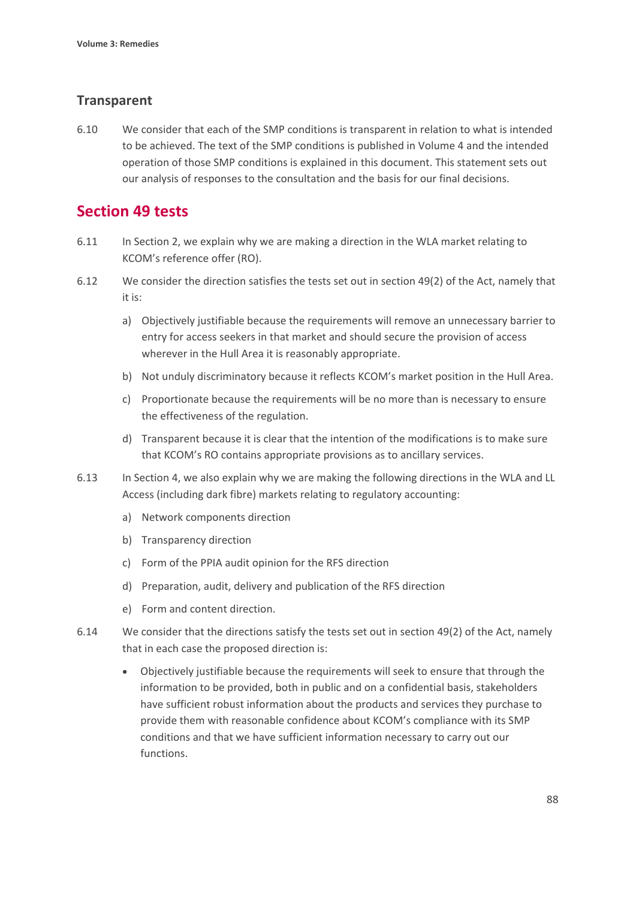### Transparent

6.10 We consider that each of the SMP conditions is transparent in relation to what is intended to be achieved. The text of the SMP conditions is published in Volume 4 and the intended operation of those SMP conditions is explained in this document. This statement sets out our analysis of responses to the consultation and the basis for our final decisions.

## Section 49 tests

6.11 In Section 2, we explain why we are making a direction in the WLA market relating to KCOM's reference offer (RO).

6.12 We consider the direction satisfies the tests set out in section 49(2) of the Act, namely that it is:

a) Objectively justifiable because the requirements will remove an unnecessary barrier to entry for access seekers in that market and should secure the provision of access wherever in the Hull Area it is reasonably appropriate.

b) Not unduly discriminatory because it reflects KCOM's market position in the Hull Area.

c) Proportionate because the requirements will be no more than is necessary to ensure the effectiveness of the regulation.

d) Transparent because it is clear that the intention of the modifications is to make sure that KCOM's RO contains appropriate provisions as to ancillary services.

6.13 In Section 4, we also explain why we are making the following directions in the WLA and LL Access (including dark fibre) markets relating to regulatory accounting:

a) Network components direction

b) Transparency direction

c) Form of the PPIA audit opinion for the RFS direction

d) Preparation, audit, delivery and publication of the RFS direction

e) Form and content direction.

6.14 We consider that the directions satisfy the tests set out in section 49(2) of the Act, namely that in each case the proposed direction is:

- Objectively justifiable because the requirements will seek to ensure that through the information to be provided, both in public and on a confidential basis, stakeholders have sufficient robust information about the products and services they purchase to provide them with reasonable confidence about KCOM's compliance with its SMP conditions and that we have sufficient information necessary to carry out our functions.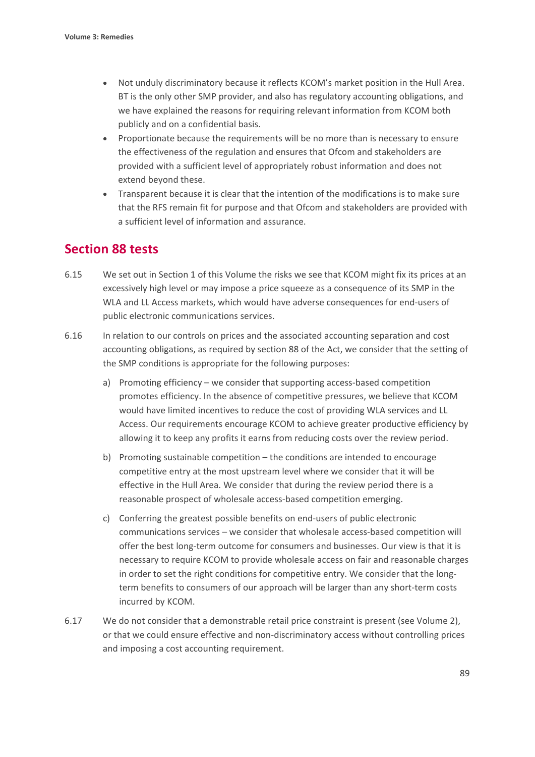- Not unduly discriminatory because it reflects KCOM's market position in the Hull Area. BT is the only other SMP provider, and also has regulatory accounting obligations, and we have explained the reasons for requiring relevant information from KCOM both publicly and on a confidential basis.
- Proportionate because the requirements will be no more than is necessary to ensure the effectiveness of the regulation and ensures that Ofcom and stakeholders are provided with a sufficient level of appropriately robust information and does not extend beyond these.
- Transparent because it is clear that the intention of the modifications is to make sure that the RFS remain fit for purpose and that Ofcom and stakeholders are provided with a sufficient level of information and assurance.

## Section 88 tests

6.15 We set out in Section 1 of this Volume the risks we see that KCOM might fix its prices at an excessively high level or may impose a price squeeze as a consequence of its SMP in the WLA and LL Access markets, which would have adverse consequences for end-users of public electronic communications services.

6.16 In relation to our controls on prices and the associated accounting separation and cost accounting obligations, as required by section 88 of the Act, we consider that the setting of the SMP conditions is appropriate for the following purposes:

a) Promoting efficiency – we consider that supporting access-based competition promotes efficiency. In the absence of competitive pressures, we believe that KCOM would have limited incentives to reduce the cost of providing WLA services and LL Access. Our requirements encourage KCOM to achieve greater productive efficiency by allowing it to keep any profits it earns from reducing costs over the review period.

b) Promoting sustainable competition – the conditions are intended to encourage competitive entry at the most upstream level where we consider that it will be effective in the Hull Area. We consider that during the review period there is a reasonable prospect of wholesale access-based competition emerging.

c) Conferring the greatest possible benefits on end-users of public electronic communications services – we consider that wholesale access-based competition will offer the best long-term outcome for consumers and businesses. Our view is that it is necessary to require KCOM to provide wholesale access on fair and reasonable charges in order to set the right conditions for competitive entry. We consider that the long-term benefits to consumers of our approach will be larger than any short-term costs incurred by KCOM.

6.17 We do not consider that a demonstrable retail price constraint is present (see Volume 2), or that we could ensure effective and non-discriminatory access without controlling prices and imposing a cost accounting requirement.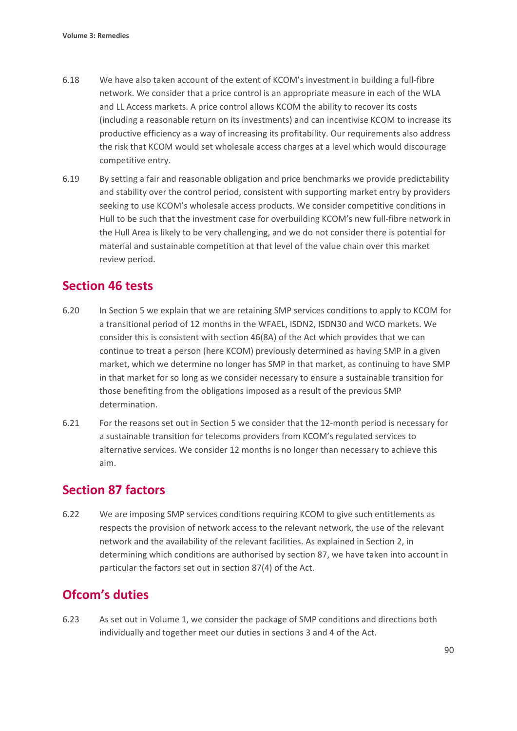6.18 We have also taken account of the extent of KCOM's investment in building a full-fibre network. We consider that a price control is an appropriate measure in each of the WLA and LL Access markets. A price control allows KCOM the ability to recover its costs (including a reasonable return on its investments) and can incentivise KCOM to increase its productive efficiency as a way of increasing its profitability. Our requirements also address the risk that KCOM would set wholesale access charges at a level which would discourage competitive entry.

6.19 By setting a fair and reasonable obligation and price benchmarks we provide predictability and stability over the control period, consistent with supporting market entry by providers seeking to use KCOM's wholesale access products. We consider competitive conditions in Hull to be such that the investment case for overbuilding KCOM's new full-fibre network in the Hull Area is likely to be very challenging, and we do not consider there is potential for material and sustainable competition at that level of the value chain over this market review period.

## Section 46 tests

6.20 In Section 5 we explain that we are retaining SMP services conditions to apply to KCOM for a transitional period of 12 months in the WFAEL, ISDN2, ISDN30 and WCO markets. We consider this is consistent with section 46(8A) of the Act which provides that we can continue to treat a person (here KCOM) previously determined as having SMP in a given market, which we determine no longer has SMP in that market, as continuing to have SMP in that market for so long as we consider necessary to ensure a sustainable transition for those benefiting from the obligations imposed as a result of the previous SMP determination.

6.21 For the reasons set out in Section 5 we consider that the 12-month period is necessary for a sustainable transition for telecoms providers from KCOM's regulated services to alternative services. We consider 12 months is no longer than necessary to achieve this aim.

## Section 87 factors

6.22 We are imposing SMP services conditions requiring KCOM to give such entitlements as respects the provision of network access to the relevant network, the use of the relevant network and the availability of the relevant facilities. As explained in Section 2, in determining which conditions are authorised by section 87, we have taken into account in particular the factors set out in section 87(4) of the Act.

## Ofcom's duties

6.23 As set out in Volume 1, we consider the package of SMP conditions and directions both individually and together meet our duties in sections 3 and 4 of the Act.